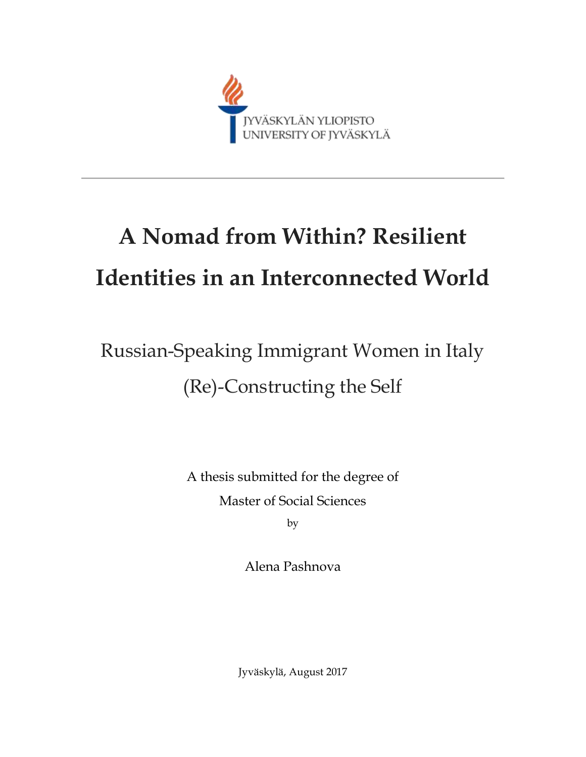JYVÄSKYLÄN YLIOPISTO
UNIVERSITY OF JYVÄSKYLÄ

# A Nomad from Within? Resilient Identities in an Interconnected World

## Russian-Speaking Immigrant Women in Italy (Re)-Constructing the Self

A thesis submitted for the degree of
Master of Social Sciences
by

Alena Pashnova

Jyväskylä, August 2017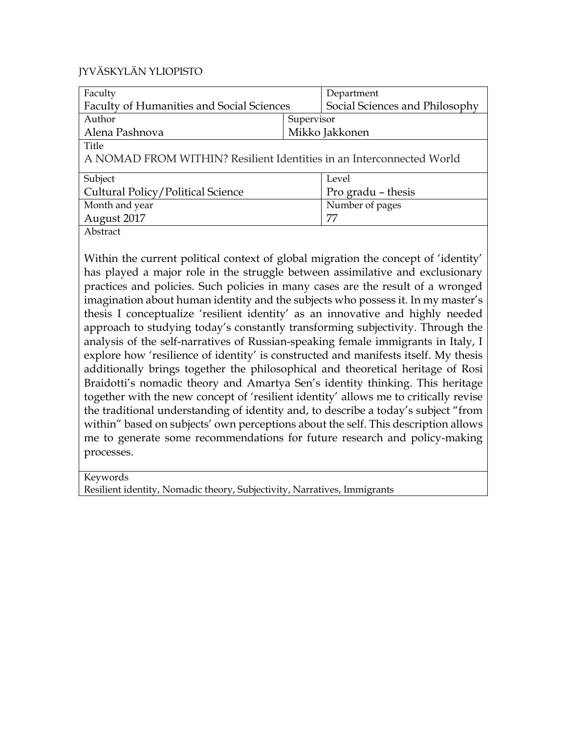JYVÄSKYLÄN YLIOPISTO

| Faculty | | Department |
|---|---|---|
| Faculty of Humanities and Social Sciences | | Social Sciences and Philosophy |
| Author | Supervisor | |
| Alena Pashnova | Mikko Jakkonen | |
| Title | | |
| A NOMAD FROM WITHIN? Resilient Identities in an Interconnected World | | |
| Subject | | Level |
| Cultural Policy/Political Science | | Pro gradu – thesis |
| Month and year | | Number of pages |
| August 2017 | | 77 |

Abstract

Within the current political context of global migration the concept of 'identity' has played a major role in the struggle between assimilative and exclusionary practices and policies. Such policies in many cases are the result of a wronged imagination about human identity and the subjects who possess it. In my master's thesis I conceptualize 'resilient identity' as an innovative and highly needed approach to studying today's constantly transforming subjectivity. Through the analysis of the self-narratives of Russian-speaking female immigrants in Italy, I explore how 'resilience of identity' is constructed and manifests itself. My thesis additionally brings together the philosophical and theoretical heritage of Rosi Braidotti's nomadic theory and Amartya Sen's identity thinking. This heritage together with the new concept of 'resilient identity' allows me to critically revise the traditional understanding of identity and, to describe a today's subject "from within" based on subjects' own perceptions about the self. This description allows me to generate some recommendations for future research and policy-making processes.

Keywords

Resilient identity, Nomadic theory, Subjectivity, Narratives, Immigrants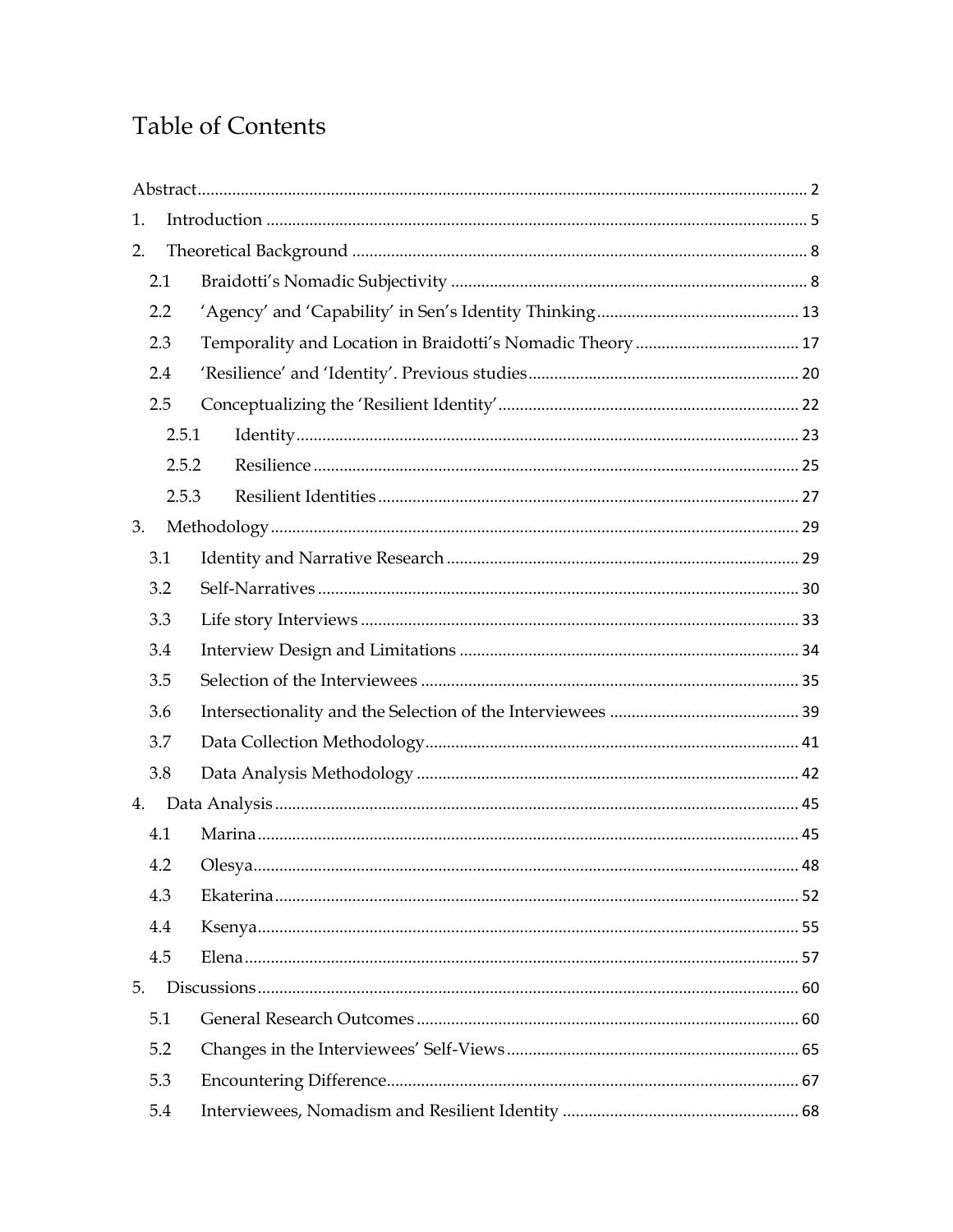# Table of Contents

Abstract ........................................................................................................................ 2

1. Introduction ........................................................................................................... 5
2. Theoretical Background ........................................................................................ 8
   - 2.1 Braidotti's Nomadic Subjectivity ................................................................... 8
   - 2.2 'Agency' and 'Capability' in Sen's Identity Thinking ................................. 13
   - 2.3 Temporality and Location in Braidotti's Nomadic Theory ........................ 17
   - 2.4 'Resilience' and 'Identity'. Previous studies ................................................ 20
   - 2.5 Conceptualizing the 'Resilient Identity' ...................................................... 22
     - 2.5.1 Identity ..................................................................................................... 23
     - 2.5.2 Resilience ................................................................................................. 25
     - 2.5.3 Resilient Identities ................................................................................... 27
3. Methodology ......................................................................................................... 29
   - 3.1 Identity and Narrative Research .................................................................. 29
   - 3.2 Self-Narratives ............................................................................................... 30
   - 3.3 Life story Interviews ...................................................................................... 33
   - 3.4 Interview Design and Limitations ............................................................... 34
   - 3.5 Selection of the Interviewees ........................................................................ 35
   - 3.6 Intersectionality and the Selection of the Interviewees ............................. 39
   - 3.7 Data Collection Methodology ....................................................................... 41
   - 3.8 Data Analysis Methodology ......................................................................... 42
4. Data Analysis ........................................................................................................ 45
   - 4.1 Marina ............................................................................................................. 45
   - 4.2 Olesya .............................................................................................................. 48
   - 4.3 Ekaterina ......................................................................................................... 52
   - 4.4 Ksenya ............................................................................................................. 55
   - 4.5 Elena ................................................................................................................ 57
5. Discussions ............................................................................................................ 60
   - 5.1 General Research Outcomes ......................................................................... 60
   - 5.2 Changes in the Interviewees' Self-Views .................................................... 65
   - 5.3 Encountering Difference ............................................................................... 67
   - 5.4 Interviewees, Nomadism and Resilient Identity ....................................... 68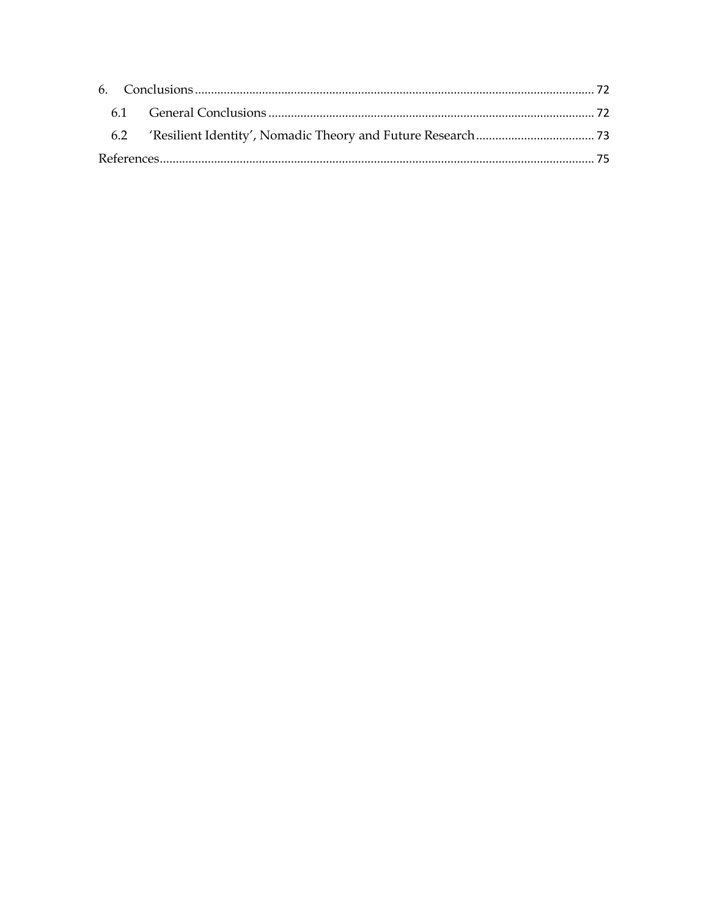6. Conclusions ........................................................................................................................ 72

 6.1 General Conclusions ...................................................................................................... 72

 6.2 'Resilient Identity', Nomadic Theory and Future Research ....................................... 73

References.................................................................................................................................. 75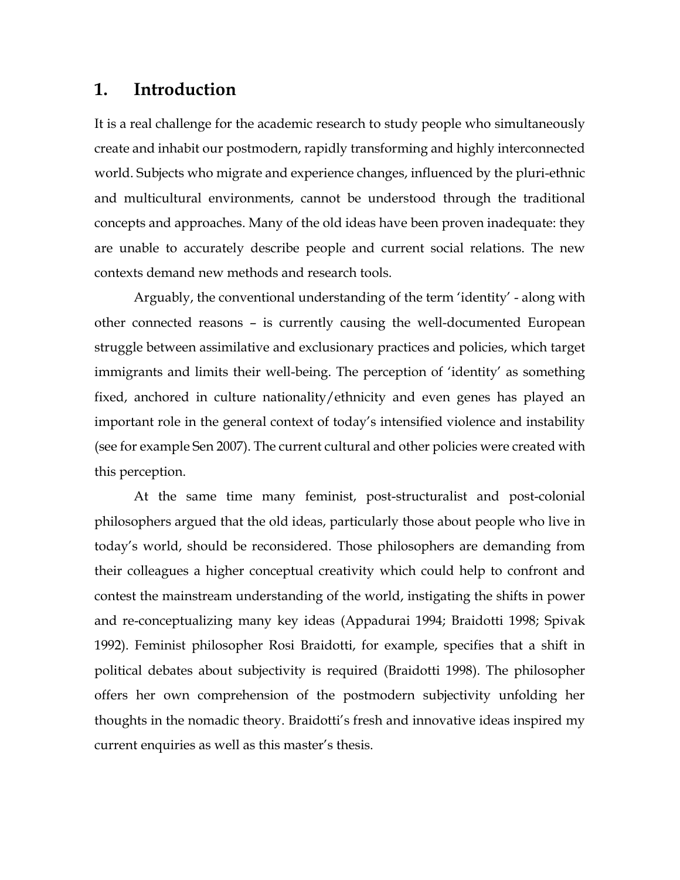# 1. Introduction

It is a real challenge for the academic research to study people who simultaneously create and inhabit our postmodern, rapidly transforming and highly interconnected world. Subjects who migrate and experience changes, influenced by the pluri-ethnic and multicultural environments, cannot be understood through the traditional concepts and approaches. Many of the old ideas have been proven inadequate: they are unable to accurately describe people and current social relations. The new contexts demand new methods and research tools.

Arguably, the conventional understanding of the term 'identity' - along with other connected reasons – is currently causing the well-documented European struggle between assimilative and exclusionary practices and policies, which target immigrants and limits their well-being. The perception of 'identity' as something fixed, anchored in culture nationality/ethnicity and even genes has played an important role in the general context of today's intensified violence and instability (see for example Sen 2007). The current cultural and other policies were created with this perception.

At the same time many feminist, post-structuralist and post-colonial philosophers argued that the old ideas, particularly those about people who live in today's world, should be reconsidered. Those philosophers are demanding from their colleagues a higher conceptual creativity which could help to confront and contest the mainstream understanding of the world, instigating the shifts in power and re-conceptualizing many key ideas (Appadurai 1994; Braidotti 1998; Spivak 1992). Feminist philosopher Rosi Braidotti, for example, specifies that a shift in political debates about subjectivity is required (Braidotti 1998). The philosopher offers her own comprehension of the postmodern subjectivity unfolding her thoughts in the nomadic theory. Braidotti's fresh and innovative ideas inspired my current enquiries as well as this master's thesis.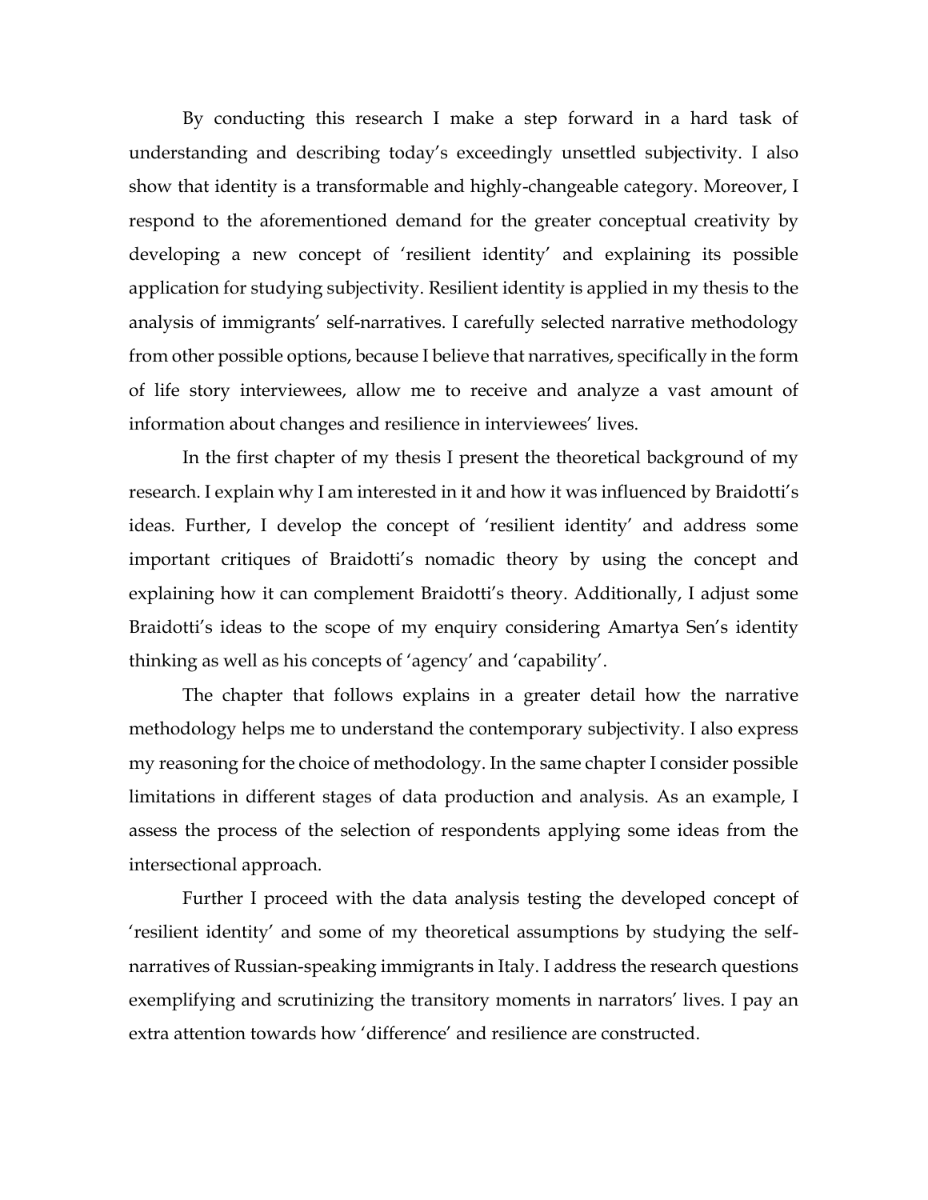By conducting this research I make a step forward in a hard task of understanding and describing today's exceedingly unsettled subjectivity. I also show that identity is a transformable and highly-changeable category. Moreover, I respond to the aforementioned demand for the greater conceptual creativity by developing a new concept of 'resilient identity' and explaining its possible application for studying subjectivity. Resilient identity is applied in my thesis to the analysis of immigrants' self-narratives. I carefully selected narrative methodology from other possible options, because I believe that narratives, specifically in the form of life story interviewees, allow me to receive and analyze a vast amount of information about changes and resilience in interviewees' lives.

In the first chapter of my thesis I present the theoretical background of my research. I explain why I am interested in it and how it was influenced by Braidotti's ideas. Further, I develop the concept of 'resilient identity' and address some important critiques of Braidotti's nomadic theory by using the concept and explaining how it can complement Braidotti's theory. Additionally, I adjust some Braidotti's ideas to the scope of my enquiry considering Amartya Sen's identity thinking as well as his concepts of 'agency' and 'capability'.

The chapter that follows explains in a greater detail how the narrative methodology helps me to understand the contemporary subjectivity. I also express my reasoning for the choice of methodology. In the same chapter I consider possible limitations in different stages of data production and analysis. As an example, I assess the process of the selection of respondents applying some ideas from the intersectional approach.

Further I proceed with the data analysis testing the developed concept of 'resilient identity' and some of my theoretical assumptions by studying the self-narratives of Russian-speaking immigrants in Italy. I address the research questions exemplifying and scrutinizing the transitory moments in narrators' lives. I pay an extra attention towards how 'difference' and resilience are constructed.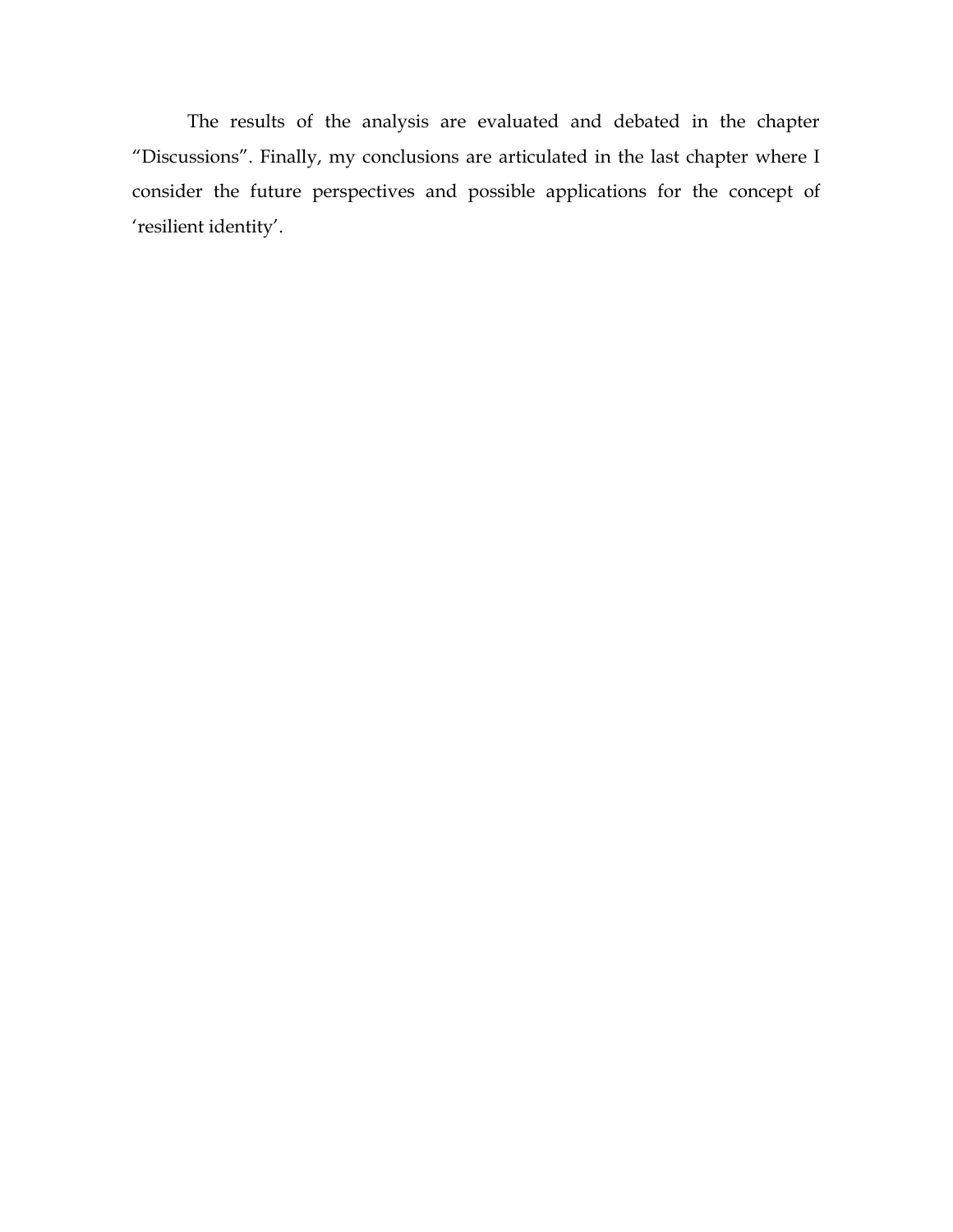The results of the analysis are evaluated and debated in the chapter "Discussions". Finally, my conclusions are articulated in the last chapter where I consider the future perspectives and possible applications for the concept of 'resilient identity'.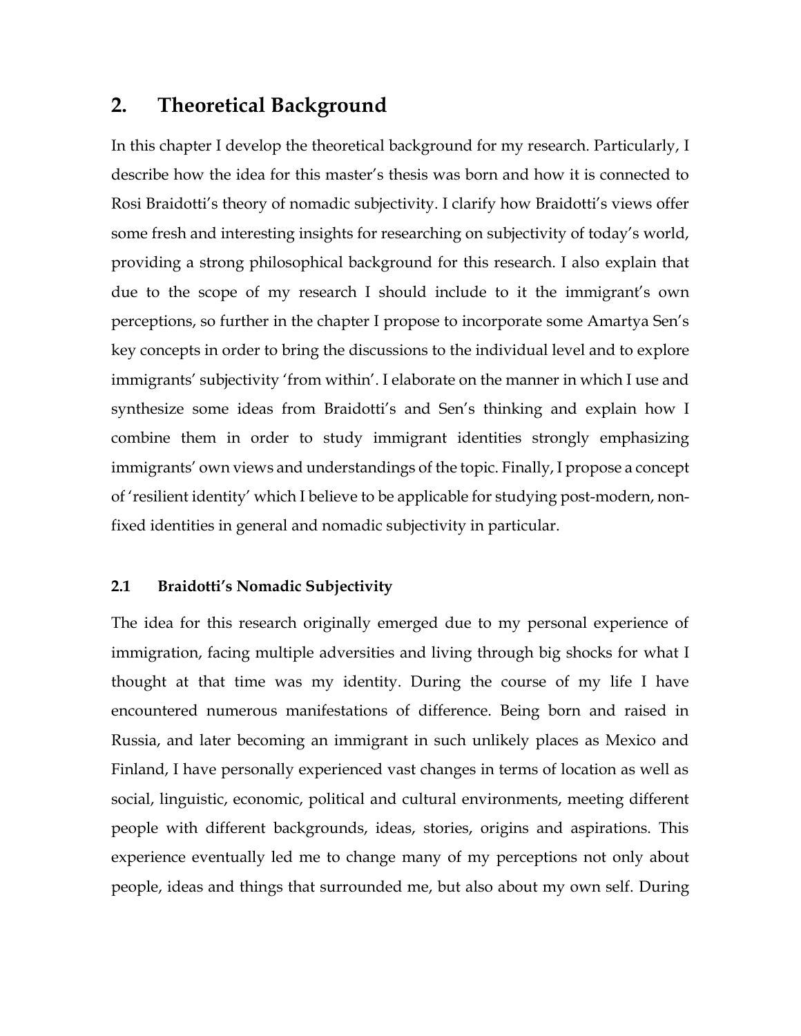## 2. Theoretical Background

In this chapter I develop the theoretical background for my research. Particularly, I describe how the idea for this master's thesis was born and how it is connected to Rosi Braidotti's theory of nomadic subjectivity. I clarify how Braidotti's views offer some fresh and interesting insights for researching on subjectivity of today's world, providing a strong philosophical background for this research. I also explain that due to the scope of my research I should include to it the immigrant's own perceptions, so further in the chapter I propose to incorporate some Amartya Sen's key concepts in order to bring the discussions to the individual level and to explore immigrants' subjectivity 'from within'. I elaborate on the manner in which I use and synthesize some ideas from Braidotti's and Sen's thinking and explain how I combine them in order to study immigrant identities strongly emphasizing immigrants' own views and understandings of the topic. Finally, I propose a concept of 'resilient identity' which I believe to be applicable for studying post-modern, non-fixed identities in general and nomadic subjectivity in particular.

### 2.1 Braidotti's Nomadic Subjectivity

The idea for this research originally emerged due to my personal experience of immigration, facing multiple adversities and living through big shocks for what I thought at that time was my identity. During the course of my life I have encountered numerous manifestations of difference. Being born and raised in Russia, and later becoming an immigrant in such unlikely places as Mexico and Finland, I have personally experienced vast changes in terms of location as well as social, linguistic, economic, political and cultural environments, meeting different people with different backgrounds, ideas, stories, origins and aspirations. This experience eventually led me to change many of my perceptions not only about people, ideas and things that surrounded me, but also about my own self. During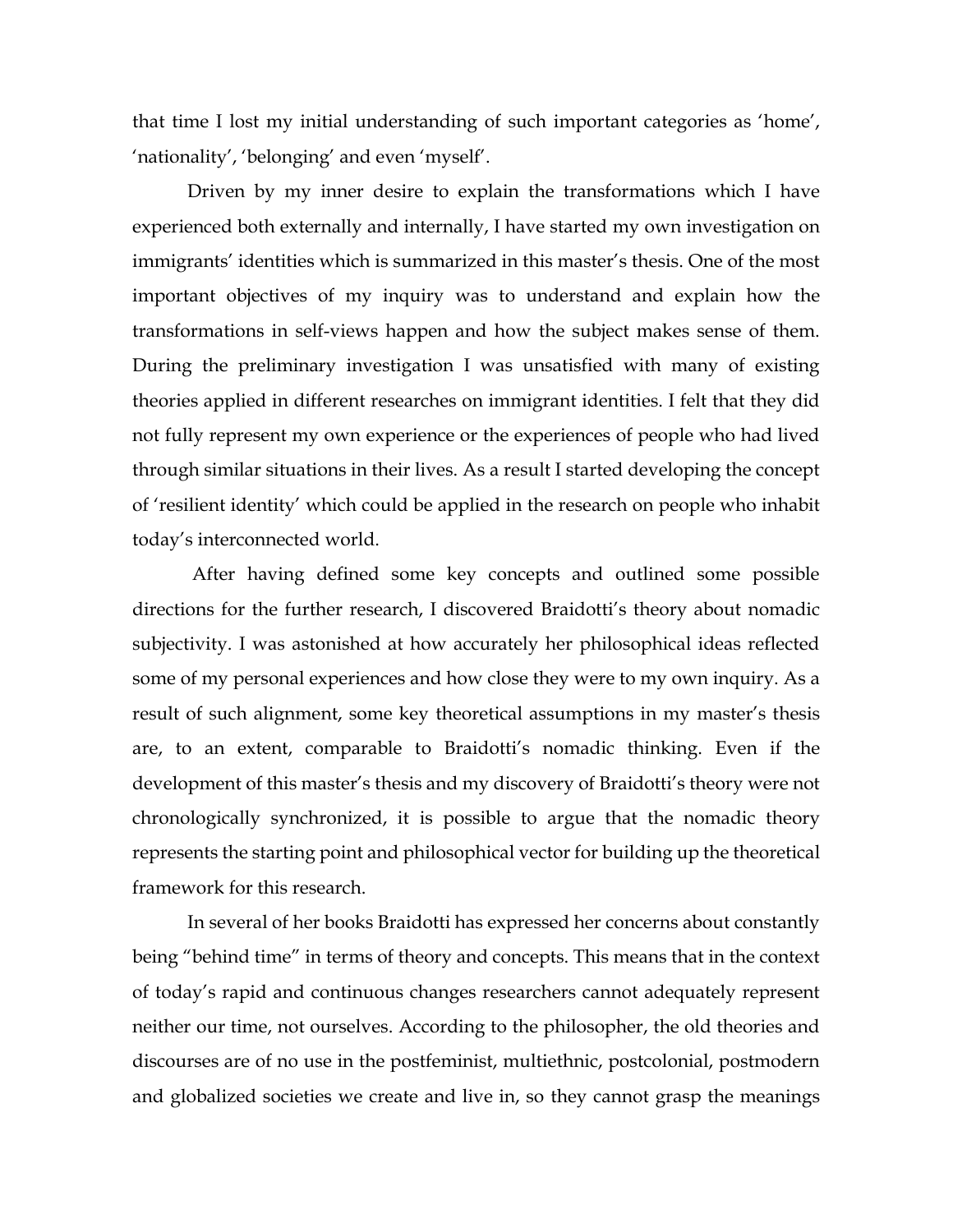that time I lost my initial understanding of such important categories as 'home', 'nationality', 'belonging' and even 'myself'.

Driven by my inner desire to explain the transformations which I have experienced both externally and internally, I have started my own investigation on immigrants' identities which is summarized in this master's thesis. One of the most important objectives of my inquiry was to understand and explain how the transformations in self-views happen and how the subject makes sense of them. During the preliminary investigation I was unsatisfied with many of existing theories applied in different researches on immigrant identities. I felt that they did not fully represent my own experience or the experiences of people who had lived through similar situations in their lives. As a result I started developing the concept of 'resilient identity' which could be applied in the research on people who inhabit today's interconnected world.

After having defined some key concepts and outlined some possible directions for the further research, I discovered Braidotti's theory about nomadic subjectivity. I was astonished at how accurately her philosophical ideas reflected some of my personal experiences and how close they were to my own inquiry. As a result of such alignment, some key theoretical assumptions in my master's thesis are, to an extent, comparable to Braidotti's nomadic thinking. Even if the development of this master's thesis and my discovery of Braidotti's theory were not chronologically synchronized, it is possible to argue that the nomadic theory represents the starting point and philosophical vector for building up the theoretical framework for this research.

In several of her books Braidotti has expressed her concerns about constantly being "behind time" in terms of theory and concepts. This means that in the context of today's rapid and continuous changes researchers cannot adequately represent neither our time, not ourselves. According to the philosopher, the old theories and discourses are of no use in the postfeminist, multiethnic, postcolonial, postmodern and globalized societies we create and live in, so they cannot grasp the meanings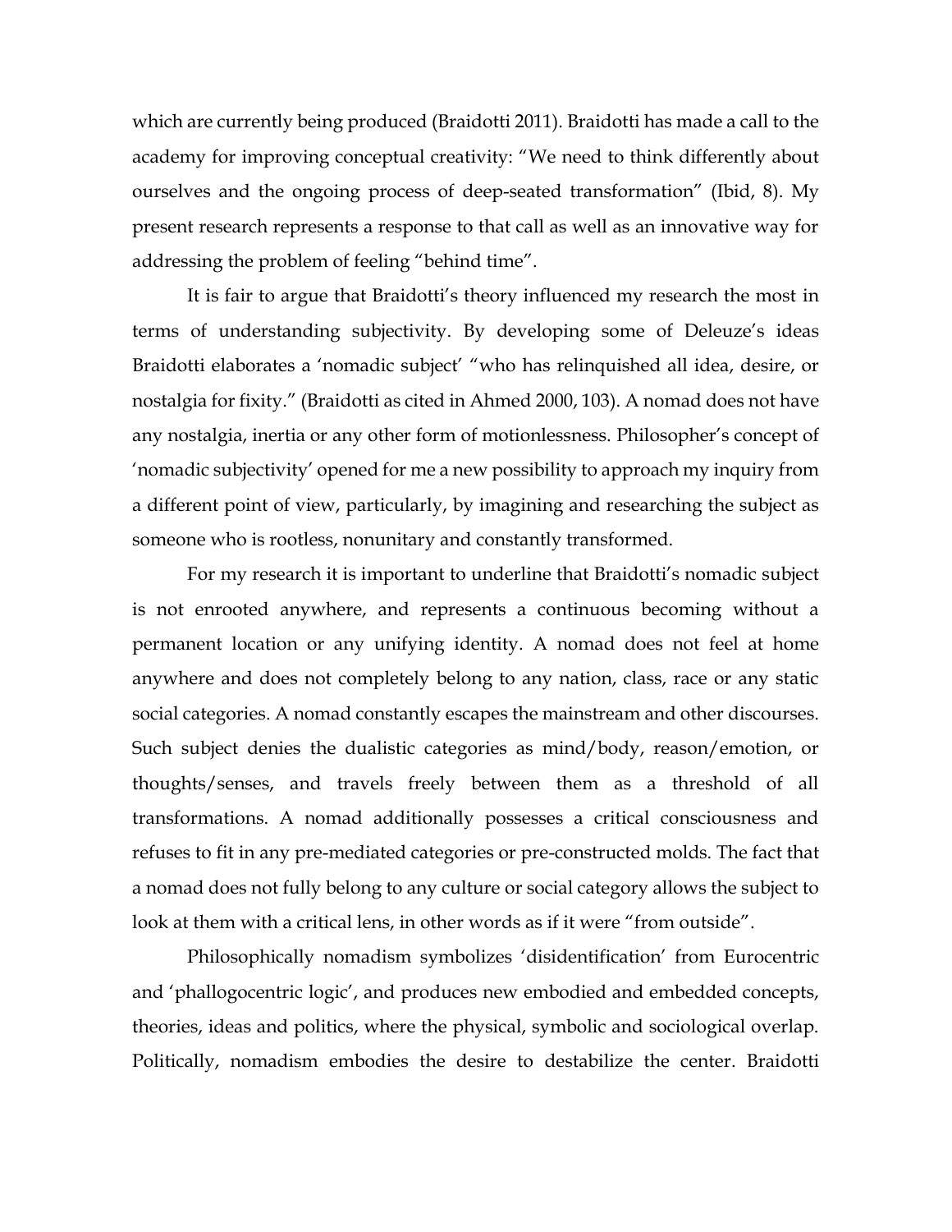which are currently being produced (Braidotti 2011). Braidotti has made a call to the academy for improving conceptual creativity: "We need to think differently about ourselves and the ongoing process of deep-seated transformation" (Ibid, 8). My present research represents a response to that call as well as an innovative way for addressing the problem of feeling "behind time".

It is fair to argue that Braidotti's theory influenced my research the most in terms of understanding subjectivity. By developing some of Deleuze's ideas Braidotti elaborates a 'nomadic subject' "who has relinquished all idea, desire, or nostalgia for fixity." (Braidotti as cited in Ahmed 2000, 103). A nomad does not have any nostalgia, inertia or any other form of motionlessness. Philosopher's concept of 'nomadic subjectivity' opened for me a new possibility to approach my inquiry from a different point of view, particularly, by imagining and researching the subject as someone who is rootless, nonunitary and constantly transformed.

For my research it is important to underline that Braidotti's nomadic subject is not enrooted anywhere, and represents a continuous becoming without a permanent location or any unifying identity. A nomad does not feel at home anywhere and does not completely belong to any nation, class, race or any static social categories. A nomad constantly escapes the mainstream and other discourses. Such subject denies the dualistic categories as mind/body, reason/emotion, or thoughts/senses, and travels freely between them as a threshold of all transformations. A nomad additionally possesses a critical consciousness and refuses to fit in any pre-mediated categories or pre-constructed molds. The fact that a nomad does not fully belong to any culture or social category allows the subject to look at them with a critical lens, in other words as if it were "from outside".

Philosophically nomadism symbolizes 'disidentification' from Eurocentric and 'phallogocentric logic', and produces new embodied and embedded concepts, theories, ideas and politics, where the physical, symbolic and sociological overlap. Politically, nomadism embodies the desire to destabilize the center. Braidotti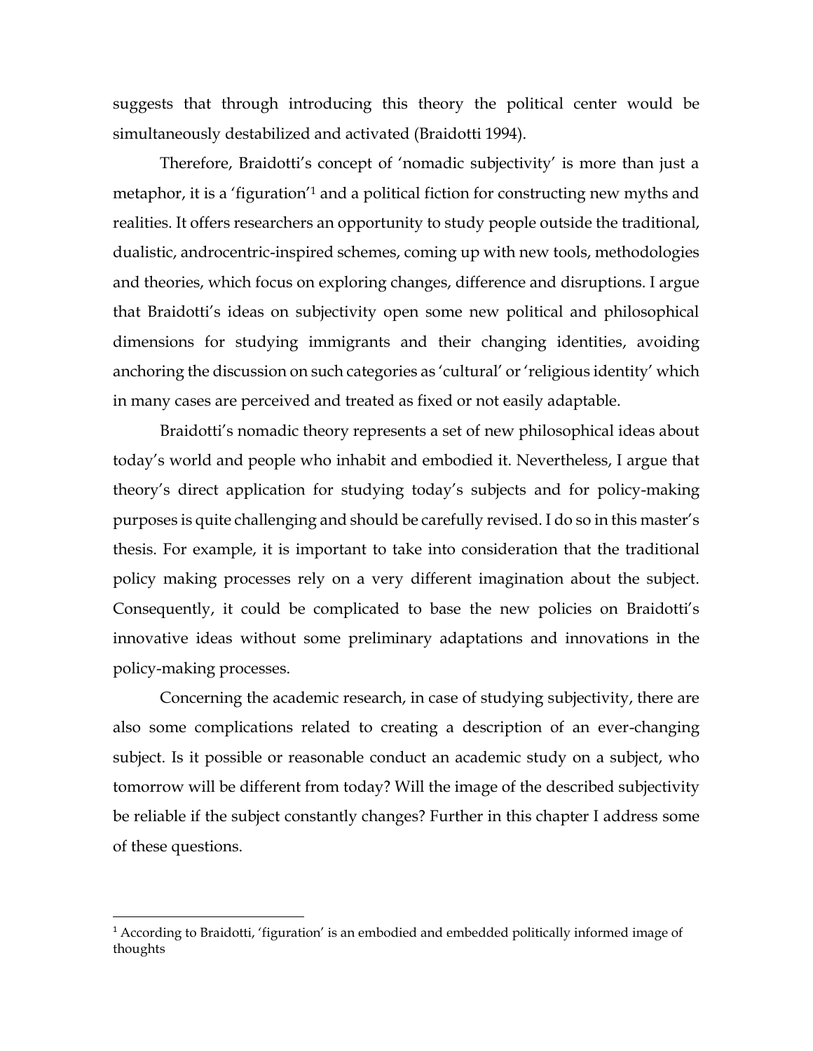suggests that through introducing this theory the political center would be simultaneously destabilized and activated (Braidotti 1994).

Therefore, Braidotti's concept of 'nomadic subjectivity' is more than just a metaphor, it is a 'figuration'[1] and a political fiction for constructing new myths and realities. It offers researchers an opportunity to study people outside the traditional, dualistic, androcentric-inspired schemes, coming up with new tools, methodologies and theories, which focus on exploring changes, difference and disruptions. I argue that Braidotti's ideas on subjectivity open some new political and philosophical dimensions for studying immigrants and their changing identities, avoiding anchoring the discussion on such categories as 'cultural' or 'religious identity' which in many cases are perceived and treated as fixed or not easily adaptable.

Braidotti's nomadic theory represents a set of new philosophical ideas about today's world and people who inhabit and embodied it. Nevertheless, I argue that theory's direct application for studying today's subjects and for policy-making purposes is quite challenging and should be carefully revised. I do so in this master's thesis. For example, it is important to take into consideration that the traditional policy making processes rely on a very different imagination about the subject. Consequently, it could be complicated to base the new policies on Braidotti's innovative ideas without some preliminary adaptations and innovations in the policy-making processes.

Concerning the academic research, in case of studying subjectivity, there are also some complications related to creating a description of an ever-changing subject. Is it possible or reasonable conduct an academic study on a subject, who tomorrow will be different from today? Will the image of the described subjectivity be reliable if the subject constantly changes? Further in this chapter I address some of these questions.

---

[1] According to Braidotti, 'figuration' is an embodied and embedded politically informed image of thoughts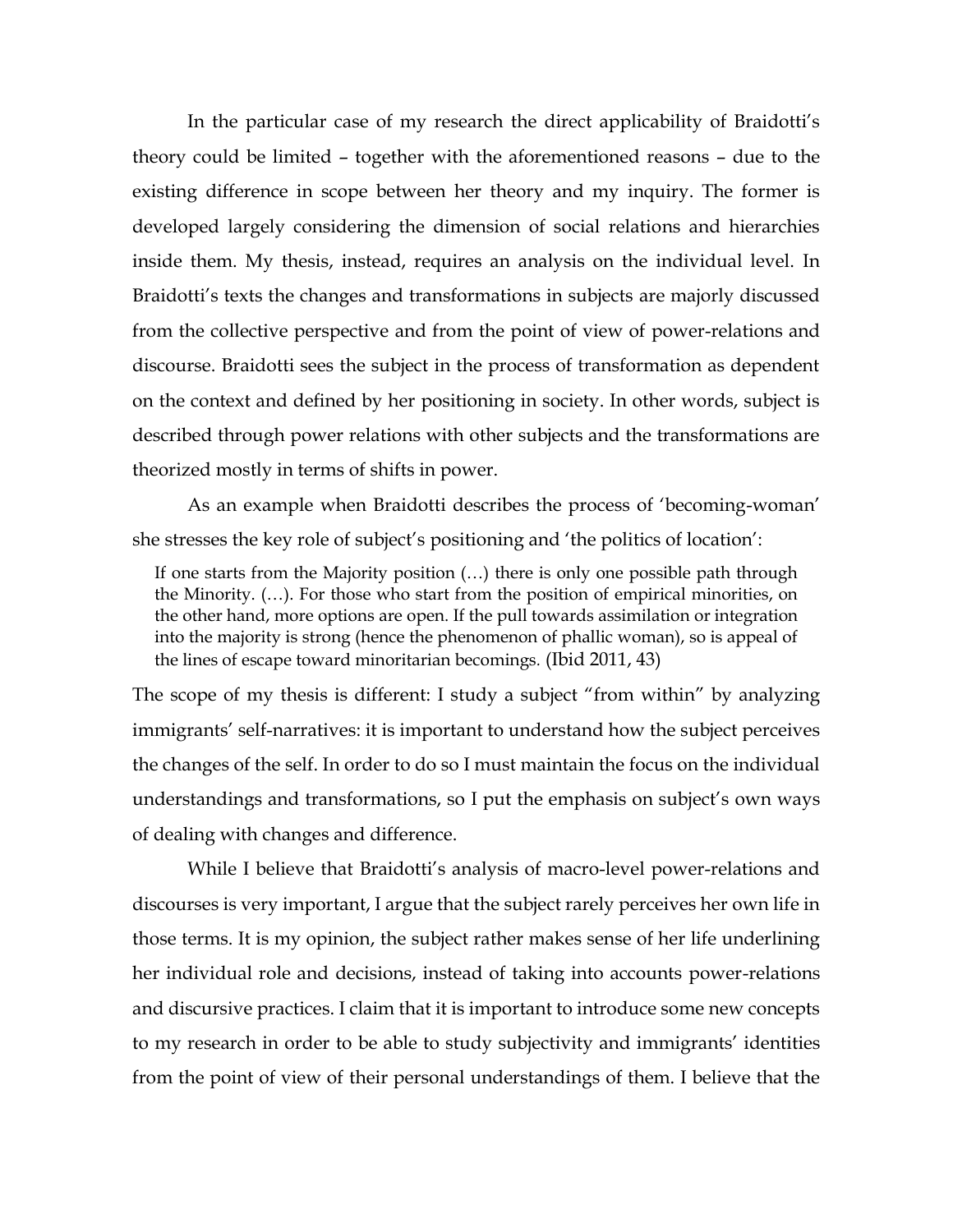In the particular case of my research the direct applicability of Braidotti's theory could be limited – together with the aforementioned reasons – due to the existing difference in scope between her theory and my inquiry. The former is developed largely considering the dimension of social relations and hierarchies inside them. My thesis, instead, requires an analysis on the individual level. In Braidotti's texts the changes and transformations in subjects are majorly discussed from the collective perspective and from the point of view of power-relations and discourse. Braidotti sees the subject in the process of transformation as dependent on the context and defined by her positioning in society. In other words, subject is described through power relations with other subjects and the transformations are theorized mostly in terms of shifts in power.

As an example when Braidotti describes the process of 'becoming-woman' she stresses the key role of subject's positioning and 'the politics of location':

> If one starts from the Majority position (…) there is only one possible path through the Minority. (…). For those who start from the position of empirical minorities, on the other hand, more options are open. If the pull towards assimilation or integration into the majority is strong (hence the phenomenon of phallic woman), so is appeal of the lines of escape toward minoritarian becomings. (Ibid 2011, 43)

The scope of my thesis is different: I study a subject "from within" by analyzing immigrants' self-narratives: it is important to understand how the subject perceives the changes of the self. In order to do so I must maintain the focus on the individual understandings and transformations, so I put the emphasis on subject's own ways of dealing with changes and difference.

While I believe that Braidotti's analysis of macro-level power-relations and discourses is very important, I argue that the subject rarely perceives her own life in those terms. It is my opinion, the subject rather makes sense of her life underlining her individual role and decisions, instead of taking into accounts power-relations and discursive practices. I claim that it is important to introduce some new concepts to my research in order to be able to study subjectivity and immigrants' identities from the point of view of their personal understandings of them. I believe that the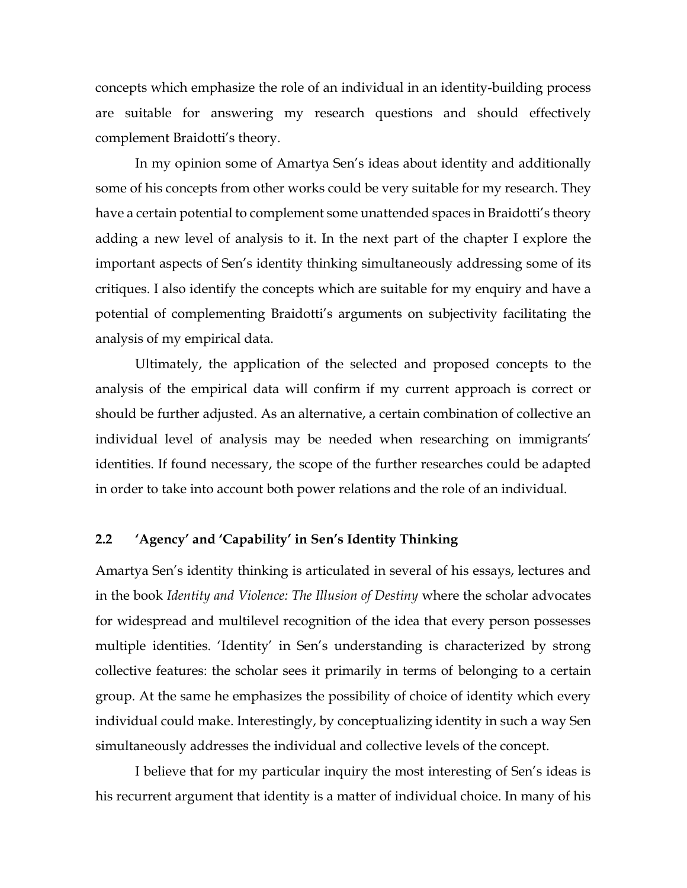concepts which emphasize the role of an individual in an identity-building process are suitable for answering my research questions and should effectively complement Braidotti's theory.

In my opinion some of Amartya Sen's ideas about identity and additionally some of his concepts from other works could be very suitable for my research. They have a certain potential to complement some unattended spaces in Braidotti's theory adding a new level of analysis to it. In the next part of the chapter I explore the important aspects of Sen's identity thinking simultaneously addressing some of its critiques. I also identify the concepts which are suitable for my enquiry and have a potential of complementing Braidotti's arguments on subjectivity facilitating the analysis of my empirical data.

Ultimately, the application of the selected and proposed concepts to the analysis of the empirical data will confirm if my current approach is correct or should be further adjusted. As an alternative, a certain combination of collective an individual level of analysis may be needed when researching on immigrants' identities. If found necessary, the scope of the further researches could be adapted in order to take into account both power relations and the role of an individual.

## 2.2 'Agency' and 'Capability' in Sen's Identity Thinking

Amartya Sen's identity thinking is articulated in several of his essays, lectures and in the book *Identity and Violence: The Illusion of Destiny* where the scholar advocates for widespread and multilevel recognition of the idea that every person possesses multiple identities. 'Identity' in Sen's understanding is characterized by strong collective features: the scholar sees it primarily in terms of belonging to a certain group. At the same he emphasizes the possibility of choice of identity which every individual could make. Interestingly, by conceptualizing identity in such a way Sen simultaneously addresses the individual and collective levels of the concept.

I believe that for my particular inquiry the most interesting of Sen's ideas is his recurrent argument that identity is a matter of individual choice. In many of his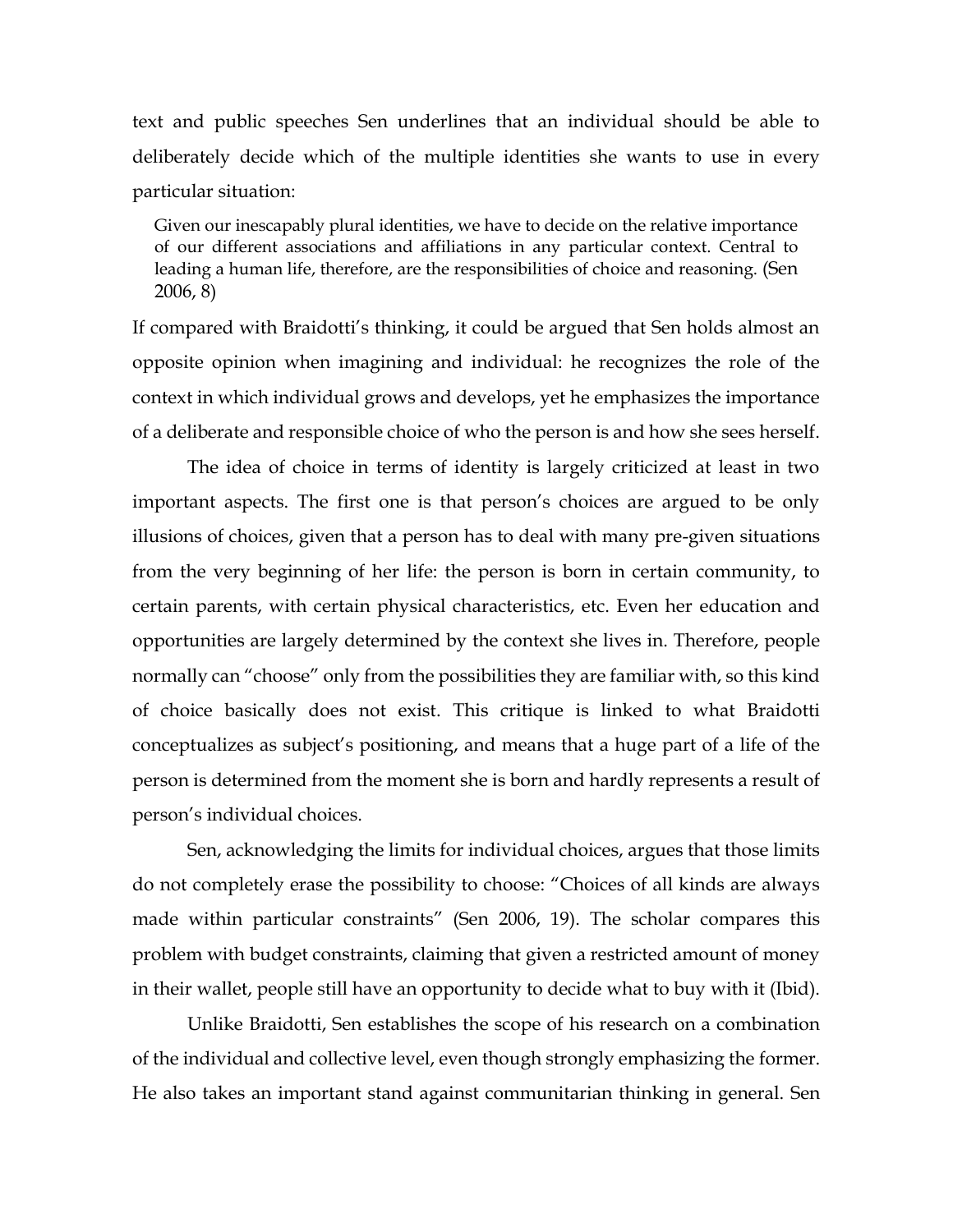text and public speeches Sen underlines that an individual should be able to deliberately decide which of the multiple identities she wants to use in every particular situation:

> Given our inescapably plural identities, we have to decide on the relative importance of our different associations and affiliations in any particular context. Central to leading a human life, therefore, are the responsibilities of choice and reasoning. (Sen 2006, 8)

If compared with Braidotti's thinking, it could be argued that Sen holds almost an opposite opinion when imagining and individual: he recognizes the role of the context in which individual grows and develops, yet he emphasizes the importance of a deliberate and responsible choice of who the person is and how she sees herself.

The idea of choice in terms of identity is largely criticized at least in two important aspects. The first one is that person's choices are argued to be only illusions of choices, given that a person has to deal with many pre-given situations from the very beginning of her life: the person is born in certain community, to certain parents, with certain physical characteristics, etc. Even her education and opportunities are largely determined by the context she lives in. Therefore, people normally can "choose" only from the possibilities they are familiar with, so this kind of choice basically does not exist. This critique is linked to what Braidotti conceptualizes as subject's positioning, and means that a huge part of a life of the person is determined from the moment she is born and hardly represents a result of person's individual choices.

Sen, acknowledging the limits for individual choices, argues that those limits do not completely erase the possibility to choose: "Choices of all kinds are always made within particular constraints" (Sen 2006, 19). The scholar compares this problem with budget constraints, claiming that given a restricted amount of money in their wallet, people still have an opportunity to decide what to buy with it (Ibid).

Unlike Braidotti, Sen establishes the scope of his research on a combination of the individual and collective level, even though strongly emphasizing the former. He also takes an important stand against communitarian thinking in general. Sen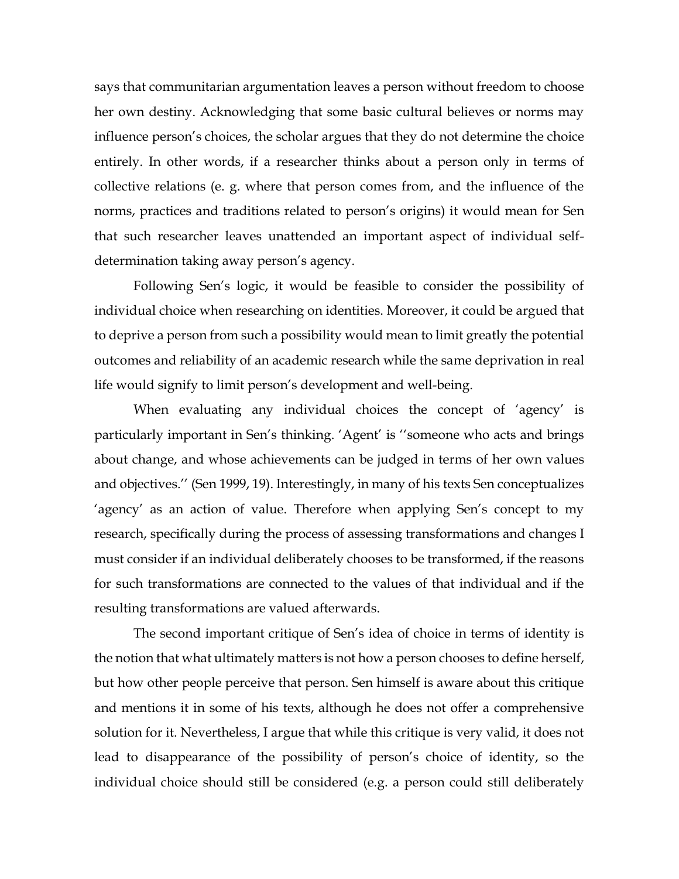says that communitarian argumentation leaves a person without freedom to choose her own destiny. Acknowledging that some basic cultural believes or norms may influence person's choices, the scholar argues that they do not determine the choice entirely. In other words, if a researcher thinks about a person only in terms of collective relations (e. g. where that person comes from, and the influence of the norms, practices and traditions related to person's origins) it would mean for Sen that such researcher leaves unattended an important aspect of individual self-determination taking away person's agency.

Following Sen's logic, it would be feasible to consider the possibility of individual choice when researching on identities. Moreover, it could be argued that to deprive a person from such a possibility would mean to limit greatly the potential outcomes and reliability of an academic research while the same deprivation in real life would signify to limit person's development and well-being.

When evaluating any individual choices the concept of 'agency' is particularly important in Sen's thinking. 'Agent' is ''someone who acts and brings about change, and whose achievements can be judged in terms of her own values and objectives.'' (Sen 1999, 19). Interestingly, in many of his texts Sen conceptualizes 'agency' as an action of value. Therefore when applying Sen's concept to my research, specifically during the process of assessing transformations and changes I must consider if an individual deliberately chooses to be transformed, if the reasons for such transformations are connected to the values of that individual and if the resulting transformations are valued afterwards.

The second important critique of Sen's idea of choice in terms of identity is the notion that what ultimately matters is not how a person chooses to define herself, but how other people perceive that person. Sen himself is aware about this critique and mentions it in some of his texts, although he does not offer a comprehensive solution for it. Nevertheless, I argue that while this critique is very valid, it does not lead to disappearance of the possibility of person's choice of identity, so the individual choice should still be considered (e.g. a person could still deliberately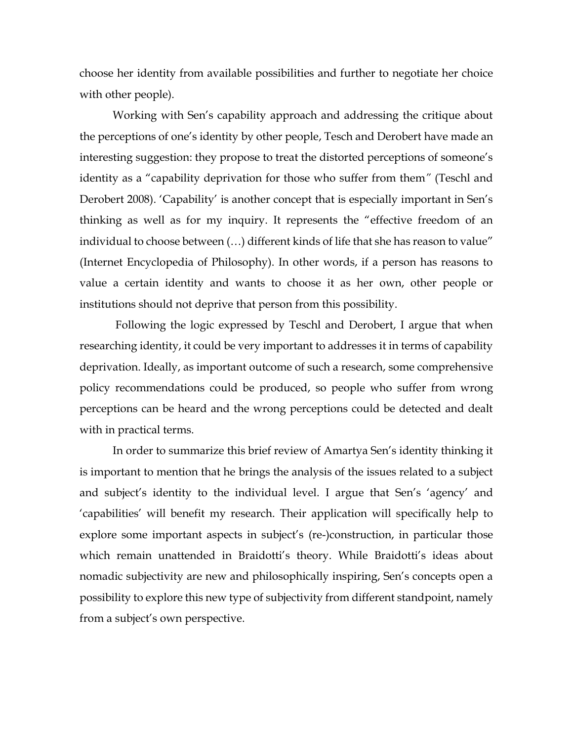choose her identity from available possibilities and further to negotiate her choice with other people).

Working with Sen's capability approach and addressing the critique about the perceptions of one's identity by other people, Tesch and Derobert have made an interesting suggestion: they propose to treat the distorted perceptions of someone's identity as a "capability deprivation for those who suffer from them" (Teschl and Derobert 2008). 'Capability' is another concept that is especially important in Sen's thinking as well as for my inquiry. It represents the "effective freedom of an individual to choose between (…) different kinds of life that she has reason to value" (Internet Encyclopedia of Philosophy). In other words, if a person has reasons to value a certain identity and wants to choose it as her own, other people or institutions should not deprive that person from this possibility.

Following the logic expressed by Teschl and Derobert, I argue that when researching identity, it could be very important to addresses it in terms of capability deprivation. Ideally, as important outcome of such a research, some comprehensive policy recommendations could be produced, so people who suffer from wrong perceptions can be heard and the wrong perceptions could be detected and dealt with in practical terms.

In order to summarize this brief review of Amartya Sen's identity thinking it is important to mention that he brings the analysis of the issues related to a subject and subject's identity to the individual level. I argue that Sen's 'agency' and 'capabilities' will benefit my research. Their application will specifically help to explore some important aspects in subject's (re-)construction, in particular those which remain unattended in Braidotti's theory. While Braidotti's ideas about nomadic subjectivity are new and philosophically inspiring, Sen's concepts open a possibility to explore this new type of subjectivity from different standpoint, namely from a subject's own perspective.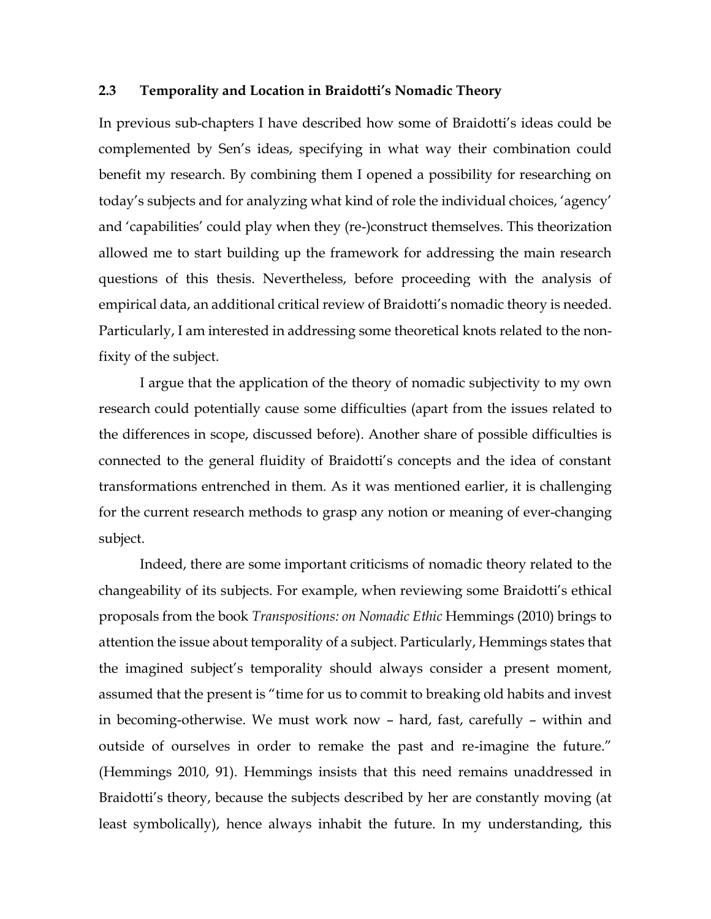### 2.3 Temporality and Location in Braidotti's Nomadic Theory

In previous sub-chapters I have described how some of Braidotti's ideas could be complemented by Sen's ideas, specifying in what way their combination could benefit my research. By combining them I opened a possibility for researching on today's subjects and for analyzing what kind of role the individual choices, 'agency' and 'capabilities' could play when they (re-)construct themselves. This theorization allowed me to start building up the framework for addressing the main research questions of this thesis. Nevertheless, before proceeding with the analysis of empirical data, an additional critical review of Braidotti's nomadic theory is needed. Particularly, I am interested in addressing some theoretical knots related to the non-fixity of the subject.

I argue that the application of the theory of nomadic subjectivity to my own research could potentially cause some difficulties (apart from the issues related to the differences in scope, discussed before). Another share of possible difficulties is connected to the general fluidity of Braidotti's concepts and the idea of constant transformations entrenched in them. As it was mentioned earlier, it is challenging for the current research methods to grasp any notion or meaning of ever-changing subject.

Indeed, there are some important criticisms of nomadic theory related to the changeability of its subjects. For example, when reviewing some Braidotti's ethical proposals from the book *Transpositions: on Nomadic Ethic* Hemmings (2010) brings to attention the issue about temporality of a subject. Particularly, Hemmings states that the imagined subject's temporality should always consider a present moment, assumed that the present is "time for us to commit to breaking old habits and invest in becoming-otherwise. We must work now – hard, fast, carefully – within and outside of ourselves in order to remake the past and re-imagine the future." (Hemmings 2010, 91). Hemmings insists that this need remains unaddressed in Braidotti's theory, because the subjects described by her are constantly moving (at least symbolically), hence always inhabit the future. In my understanding, this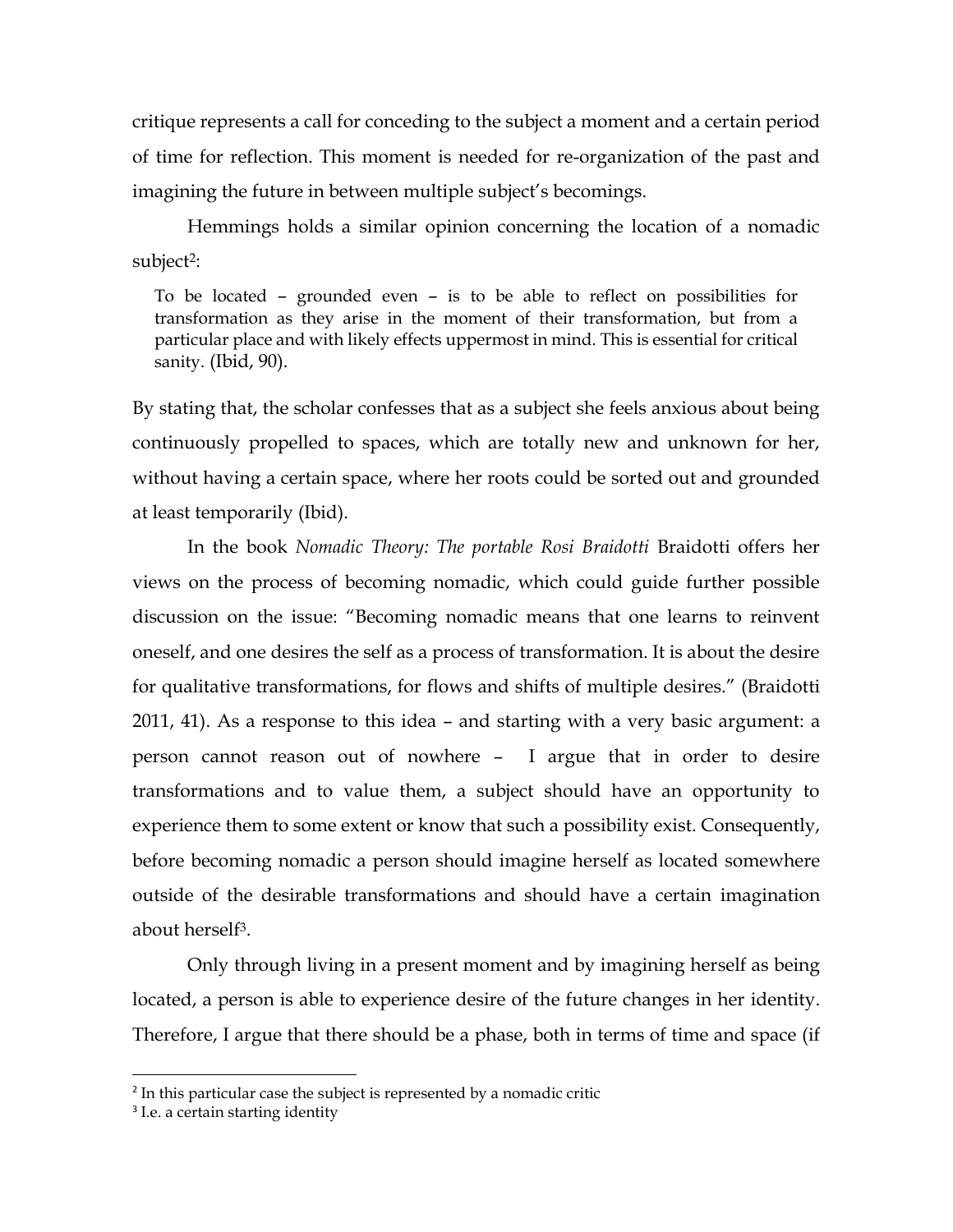critique represents a call for conceding to the subject a moment and a certain period of time for reflection. This moment is needed for re-organization of the past and imagining the future in between multiple subject's becomings.

Hemmings holds a similar opinion concerning the location of a nomadic subject[2]:

> To be located – grounded even – is to be able to reflect on possibilities for transformation as they arise in the moment of their transformation, but from a particular place and with likely effects uppermost in mind. This is essential for critical sanity. (Ibid, 90).

By stating that, the scholar confesses that as a subject she feels anxious about being continuously propelled to spaces, which are totally new and unknown for her, without having a certain space, where her roots could be sorted out and grounded at least temporarily (Ibid).

In the book *Nomadic Theory: The portable Rosi Braidotti* Braidotti offers her views on the process of becoming nomadic, which could guide further possible discussion on the issue: "Becoming nomadic means that one learns to reinvent oneself, and one desires the self as a process of transformation. It is about the desire for qualitative transformations, for flows and shifts of multiple desires." (Braidotti 2011, 41). As a response to this idea – and starting with a very basic argument: a person cannot reason out of nowhere – I argue that in order to desire transformations and to value them, a subject should have an opportunity to experience them to some extent or know that such a possibility exist. Consequently, before becoming nomadic a person should imagine herself as located somewhere outside of the desirable transformations and should have a certain imagination about herself[3].

Only through living in a present moment and by imagining herself as being located, a person is able to experience desire of the future changes in her identity. Therefore, I argue that there should be a phase, both in terms of time and space (if

[2] In this particular case the subject is represented by a nomadic critic

[3] I.e. a certain starting identity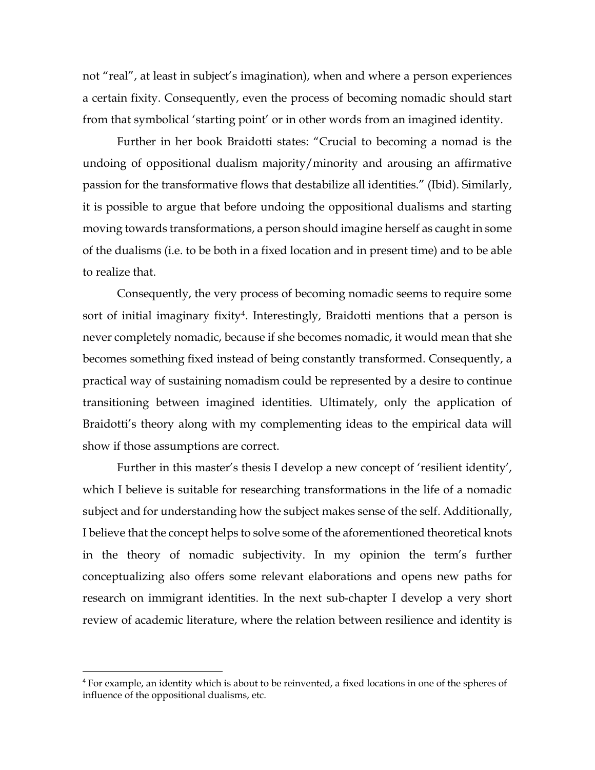not "real", at least in subject's imagination), when and where a person experiences a certain fixity. Consequently, even the process of becoming nomadic should start from that symbolical 'starting point' or in other words from an imagined identity.

Further in her book Braidotti states: "Crucial to becoming a nomad is the undoing of oppositional dualism majority/minority and arousing an affirmative passion for the transformative flows that destabilize all identities." (Ibid). Similarly, it is possible to argue that before undoing the oppositional dualisms and starting moving towards transformations, a person should imagine herself as caught in some of the dualisms (i.e. to be both in a fixed location and in present time) and to be able to realize that.

Consequently, the very process of becoming nomadic seems to require some sort of initial imaginary fixity[4]. Interestingly, Braidotti mentions that a person is never completely nomadic, because if she becomes nomadic, it would mean that she becomes something fixed instead of being constantly transformed. Consequently, a practical way of sustaining nomadism could be represented by a desire to continue transitioning between imagined identities. Ultimately, only the application of Braidotti's theory along with my complementing ideas to the empirical data will show if those assumptions are correct.

Further in this master's thesis I develop a new concept of 'resilient identity', which I believe is suitable for researching transformations in the life of a nomadic subject and for understanding how the subject makes sense of the self. Additionally, I believe that the concept helps to solve some of the aforementioned theoretical knots in the theory of nomadic subjectivity. In my opinion the term's further conceptualizing also offers some relevant elaborations and opens new paths for research on immigrant identities. In the next sub-chapter I develop a very short review of academic literature, where the relation between resilience and identity is

[4] For example, an identity which is about to be reinvented, a fixed locations in one of the spheres of influence of the oppositional dualisms, etc.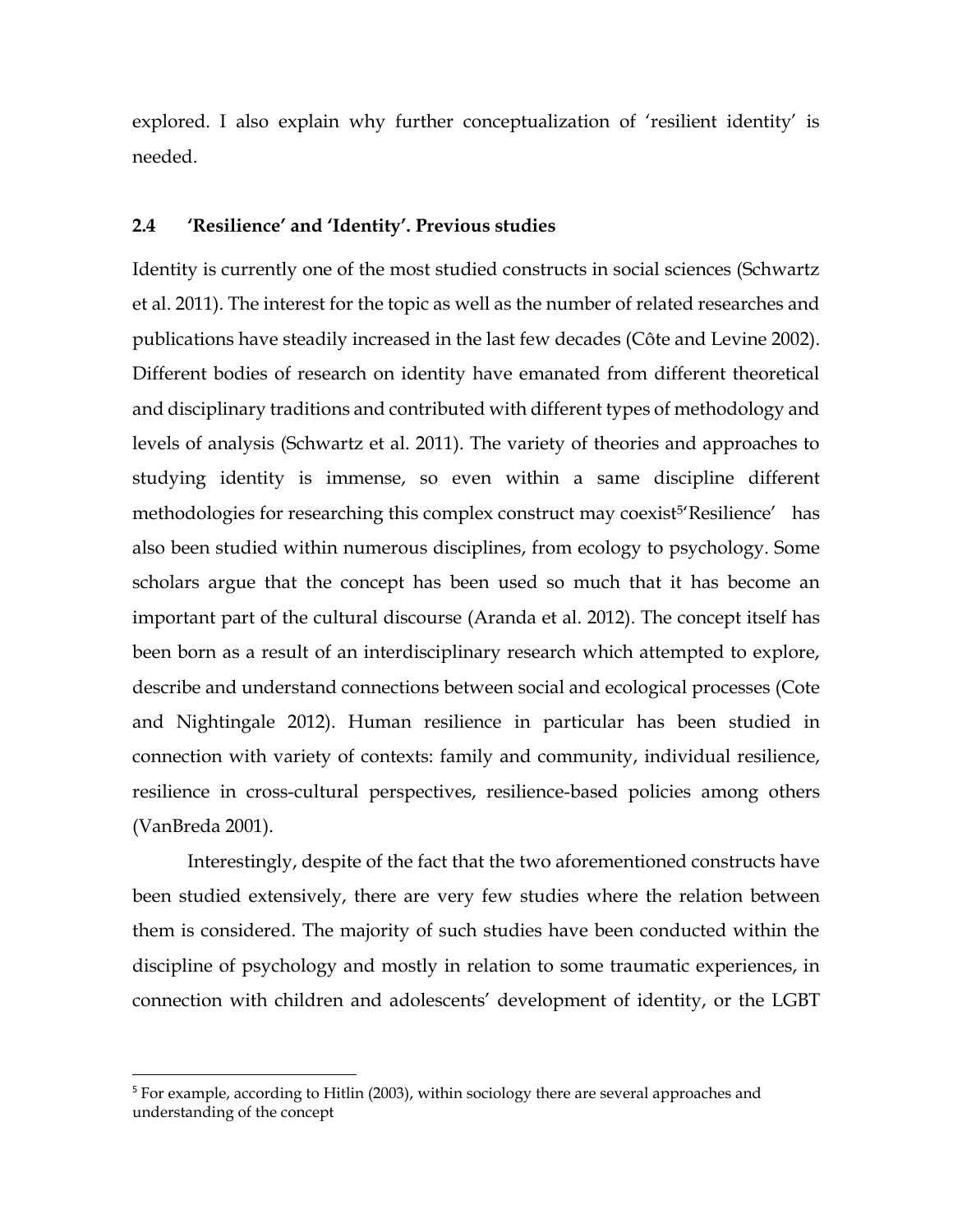explored. I also explain why further conceptualization of 'resilient identity' is needed.

## 2.4 'Resilience' and 'Identity'. Previous studies

Identity is currently one of the most studied constructs in social sciences (Schwartz et al. 2011). The interest for the topic as well as the number of related researches and publications have steadily increased in the last few decades (Côte and Levine 2002). Different bodies of research on identity have emanated from different theoretical and disciplinary traditions and contributed with different types of methodology and levels of analysis (Schwartz et al. 2011). The variety of theories and approaches to studying identity is immense, so even within a same discipline different methodologies for researching this complex construct may coexist[5]'Resilience' has also been studied within numerous disciplines, from ecology to psychology. Some scholars argue that the concept has been used so much that it has become an important part of the cultural discourse (Aranda et al. 2012). The concept itself has been born as a result of an interdisciplinary research which attempted to explore, describe and understand connections between social and ecological processes (Cote and Nightingale 2012). Human resilience in particular has been studied in connection with variety of contexts: family and community, individual resilience, resilience in cross-cultural perspectives, resilience-based policies among others (VanBreda 2001).

Interestingly, despite of the fact that the two aforementioned constructs have been studied extensively, there are very few studies where the relation between them is considered. The majority of such studies have been conducted within the discipline of psychology and mostly in relation to some traumatic experiences, in connection with children and adolescents' development of identity, or the LGBT

[5] For example, according to Hitlin (2003), within sociology there are several approaches and understanding of the concept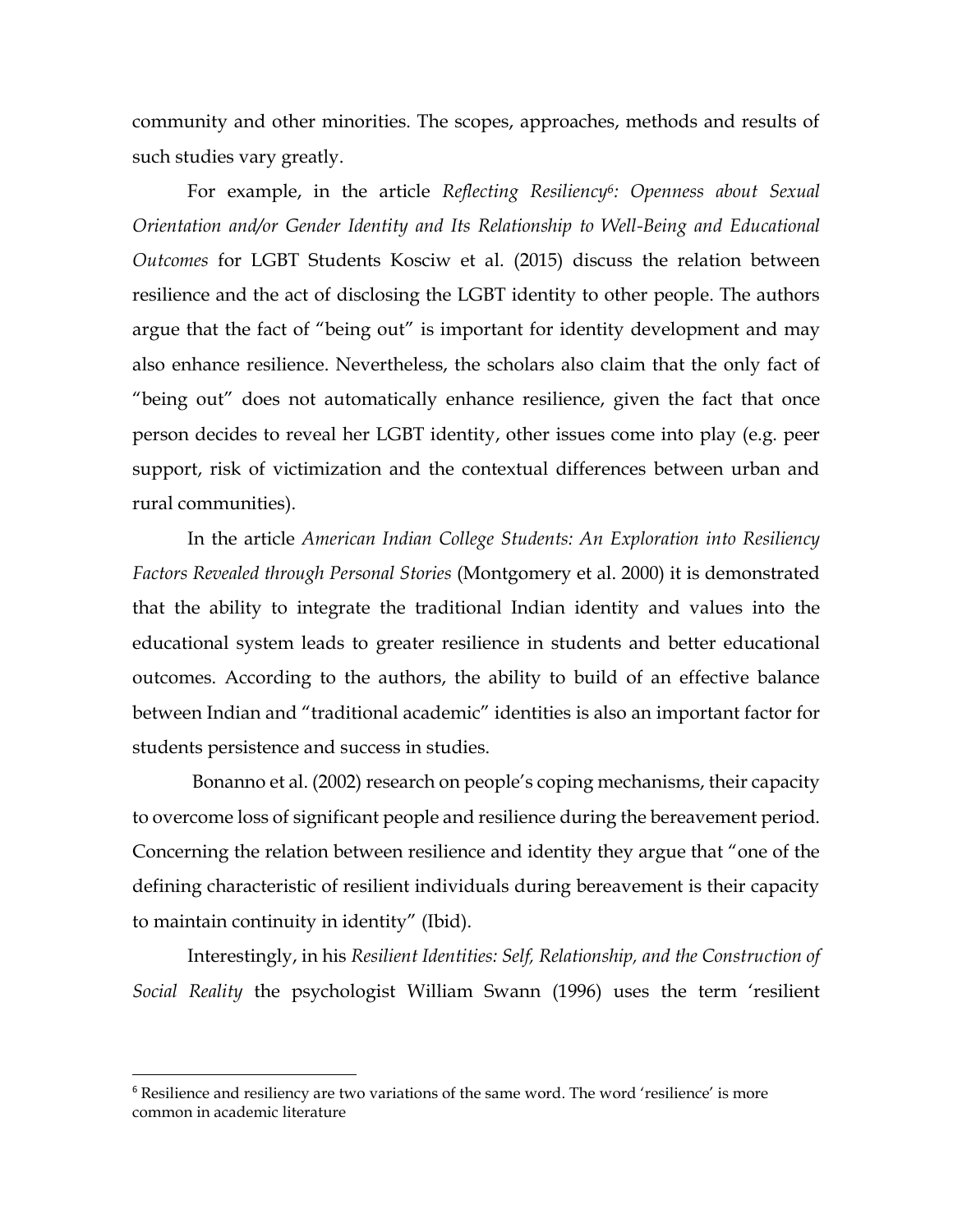community and other minorities. The scopes, approaches, methods and results of such studies vary greatly.

For example, in the article *Reflecting Resiliency*[6]*: Openness about Sexual Orientation and/or Gender Identity and Its Relationship to Well-Being and Educational Outcomes* for LGBT Students Kosciw et al. (2015) discuss the relation between resilience and the act of disclosing the LGBT identity to other people. The authors argue that the fact of "being out" is important for identity development and may also enhance resilience. Nevertheless, the scholars also claim that the only fact of "being out" does not automatically enhance resilience, given the fact that once person decides to reveal her LGBT identity, other issues come into play (e.g. peer support, risk of victimization and the contextual differences between urban and rural communities).

In the article *American Indian College Students: An Exploration into Resiliency Factors Revealed through Personal Stories* (Montgomery et al. 2000) it is demonstrated that the ability to integrate the traditional Indian identity and values into the educational system leads to greater resilience in students and better educational outcomes. According to the authors, the ability to build of an effective balance between Indian and "traditional academic" identities is also an important factor for students persistence and success in studies.

Bonanno et al. (2002) research on people's coping mechanisms, their capacity to overcome loss of significant people and resilience during the bereavement period. Concerning the relation between resilience and identity they argue that "one of the defining characteristic of resilient individuals during bereavement is their capacity to maintain continuity in identity" (Ibid).

Interestingly, in his *Resilient Identities: Self, Relationship, and the Construction of Social Reality* the psychologist William Swann (1996) uses the term 'resilient

[6] Resilience and resiliency are two variations of the same word. The word 'resilience' is more common in academic literature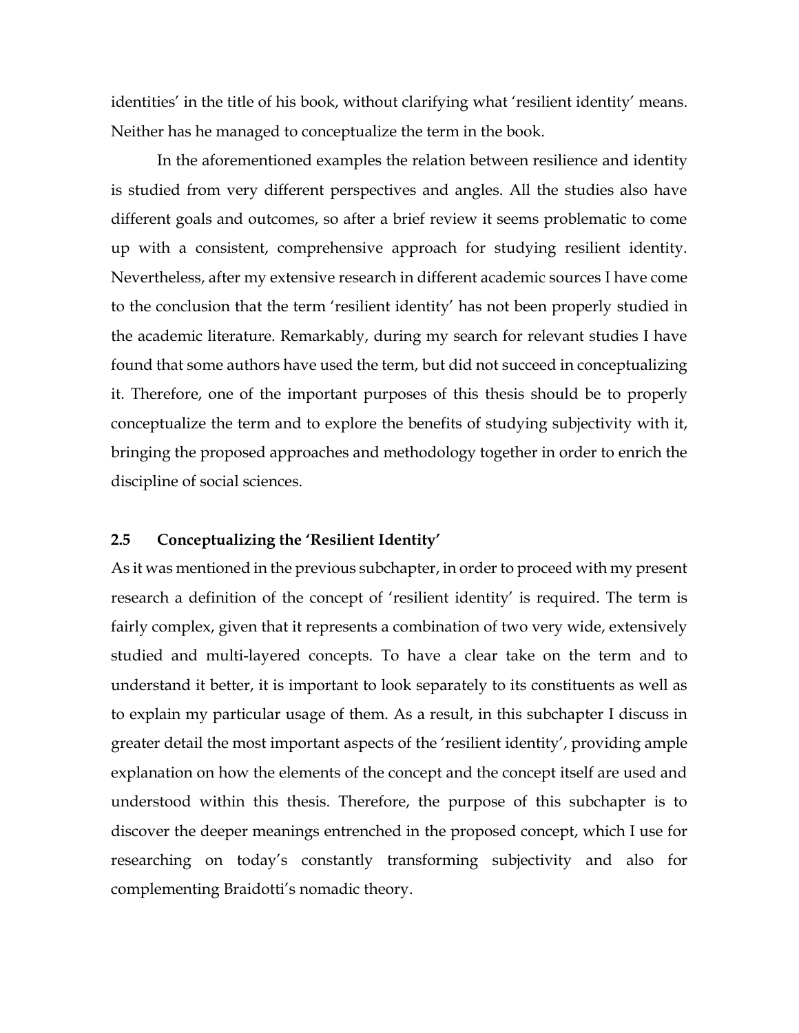identities' in the title of his book, without clarifying what 'resilient identity' means. Neither has he managed to conceptualize the term in the book.

In the aforementioned examples the relation between resilience and identity is studied from very different perspectives and angles. All the studies also have different goals and outcomes, so after a brief review it seems problematic to come up with a consistent, comprehensive approach for studying resilient identity. Nevertheless, after my extensive research in different academic sources I have come to the conclusion that the term 'resilient identity' has not been properly studied in the academic literature. Remarkably, during my search for relevant studies I have found that some authors have used the term, but did not succeed in conceptualizing it. Therefore, one of the important purposes of this thesis should be to properly conceptualize the term and to explore the benefits of studying subjectivity with it, bringing the proposed approaches and methodology together in order to enrich the discipline of social sciences.

## 2.5 Conceptualizing the 'Resilient Identity'

As it was mentioned in the previous subchapter, in order to proceed with my present research a definition of the concept of 'resilient identity' is required. The term is fairly complex, given that it represents a combination of two very wide, extensively studied and multi-layered concepts. To have a clear take on the term and to understand it better, it is important to look separately to its constituents as well as to explain my particular usage of them. As a result, in this subchapter I discuss in greater detail the most important aspects of the 'resilient identity', providing ample explanation on how the elements of the concept and the concept itself are used and understood within this thesis. Therefore, the purpose of this subchapter is to discover the deeper meanings entrenched in the proposed concept, which I use for researching on today's constantly transforming subjectivity and also for complementing Braidotti's nomadic theory.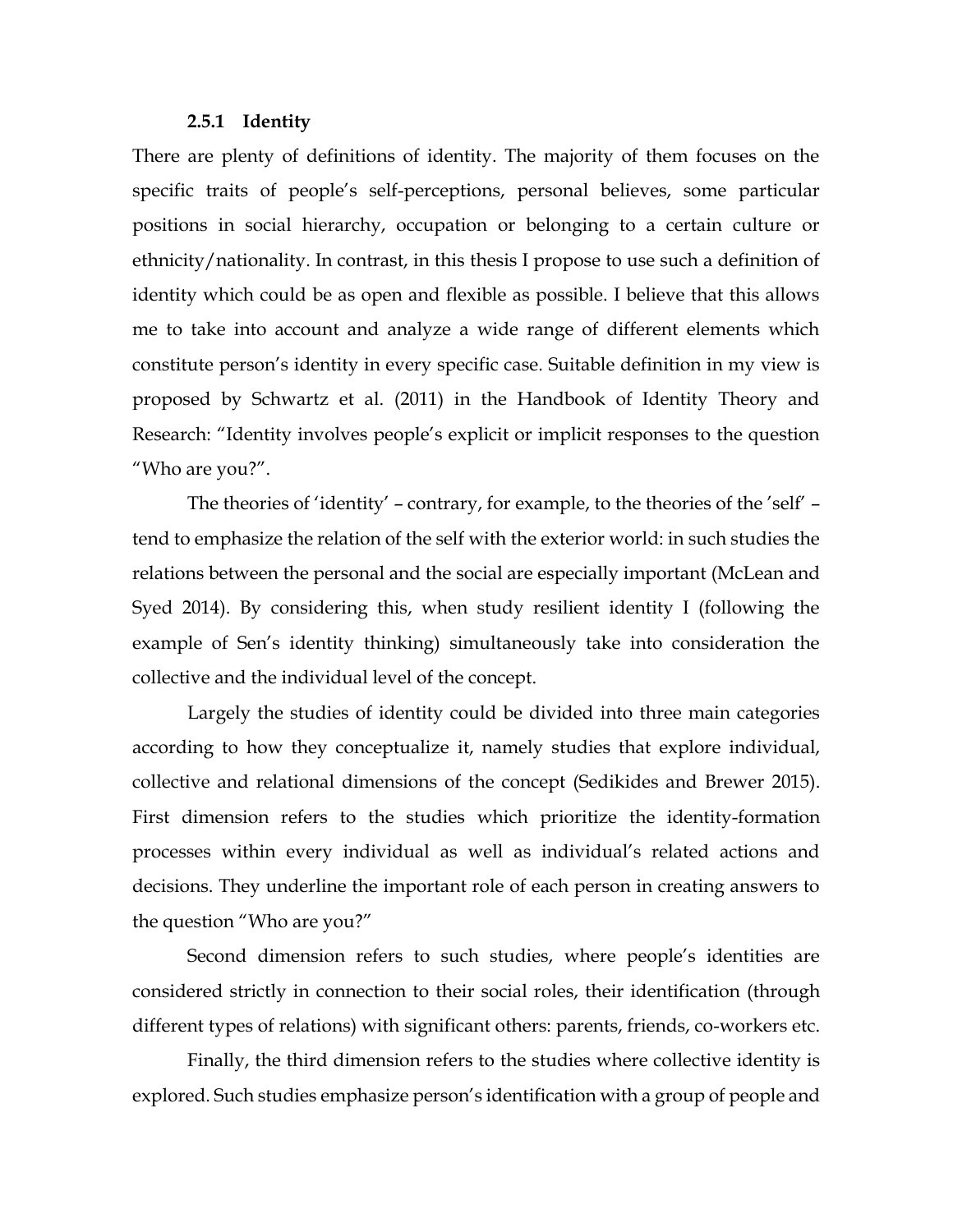### 2.5.1 Identity

There are plenty of definitions of identity. The majority of them focuses on the specific traits of people's self-perceptions, personal believes, some particular positions in social hierarchy, occupation or belonging to a certain culture or ethnicity/nationality. In contrast, in this thesis I propose to use such a definition of identity which could be as open and flexible as possible. I believe that this allows me to take into account and analyze a wide range of different elements which constitute person's identity in every specific case. Suitable definition in my view is proposed by Schwartz et al. (2011) in the Handbook of Identity Theory and Research: "Identity involves people's explicit or implicit responses to the question "Who are you?".

The theories of 'identity' – contrary, for example, to the theories of the 'self' – tend to emphasize the relation of the self with the exterior world: in such studies the relations between the personal and the social are especially important (McLean and Syed 2014). By considering this, when study resilient identity I (following the example of Sen's identity thinking) simultaneously take into consideration the collective and the individual level of the concept.

Largely the studies of identity could be divided into three main categories according to how they conceptualize it, namely studies that explore individual, collective and relational dimensions of the concept (Sedikides and Brewer 2015). First dimension refers to the studies which prioritize the identity-formation processes within every individual as well as individual's related actions and decisions. They underline the important role of each person in creating answers to the question "Who are you?"

Second dimension refers to such studies, where people's identities are considered strictly in connection to their social roles, their identification (through different types of relations) with significant others: parents, friends, co-workers etc.

Finally, the third dimension refers to the studies where collective identity is explored. Such studies emphasize person's identification with a group of people and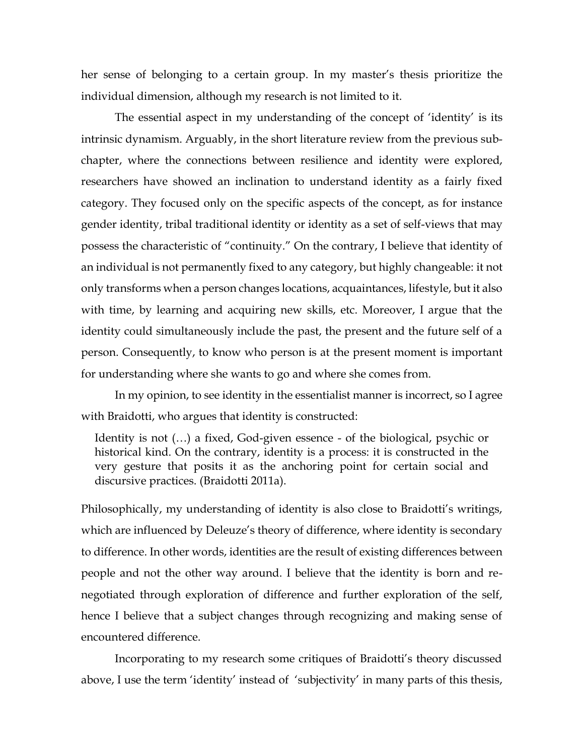her sense of belonging to a certain group. In my master's thesis prioritize the individual dimension, although my research is not limited to it.

The essential aspect in my understanding of the concept of 'identity' is its intrinsic dynamism. Arguably, in the short literature review from the previous sub-chapter, where the connections between resilience and identity were explored, researchers have showed an inclination to understand identity as a fairly fixed category. They focused only on the specific aspects of the concept, as for instance gender identity, tribal traditional identity or identity as a set of self-views that may possess the characteristic of "continuity." On the contrary, I believe that identity of an individual is not permanently fixed to any category, but highly changeable: it not only transforms when a person changes locations, acquaintances, lifestyle, but it also with time, by learning and acquiring new skills, etc. Moreover, I argue that the identity could simultaneously include the past, the present and the future self of a person. Consequently, to know who person is at the present moment is important for understanding where she wants to go and where she comes from.

In my opinion, to see identity in the essentialist manner is incorrect, so I agree with Braidotti, who argues that identity is constructed:

> Identity is not (…) a fixed, God-given essence - of the biological, psychic or historical kind. On the contrary, identity is a process: it is constructed in the very gesture that posits it as the anchoring point for certain social and discursive practices. (Braidotti 2011a).

Philosophically, my understanding of identity is also close to Braidotti's writings, which are influenced by Deleuze's theory of difference, where identity is secondary to difference. In other words, identities are the result of existing differences between people and not the other way around. I believe that the identity is born and re-negotiated through exploration of difference and further exploration of the self, hence I believe that a subject changes through recognizing and making sense of encountered difference.

Incorporating to my research some critiques of Braidotti's theory discussed above, I use the term 'identity' instead of 'subjectivity' in many parts of this thesis,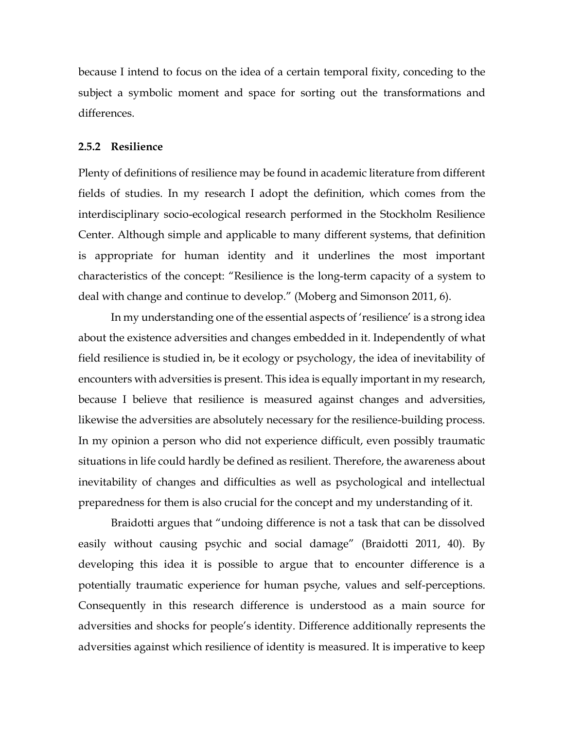because I intend to focus on the idea of a certain temporal fixity, conceding to the subject a symbolic moment and space for sorting out the transformations and differences.

### 2.5.2 Resilience

Plenty of definitions of resilience may be found in academic literature from different fields of studies. In my research I adopt the definition, which comes from the interdisciplinary socio-ecological research performed in the Stockholm Resilience Center. Although simple and applicable to many different systems, that definition is appropriate for human identity and it underlines the most important characteristics of the concept: "Resilience is the long-term capacity of a system to deal with change and continue to develop." (Moberg and Simonson 2011, 6).

In my understanding one of the essential aspects of 'resilience' is a strong idea about the existence adversities and changes embedded in it. Independently of what field resilience is studied in, be it ecology or psychology, the idea of inevitability of encounters with adversities is present. This idea is equally important in my research, because I believe that resilience is measured against changes and adversities, likewise the adversities are absolutely necessary for the resilience-building process. In my opinion a person who did not experience difficult, even possibly traumatic situations in life could hardly be defined as resilient. Therefore, the awareness about inevitability of changes and difficulties as well as psychological and intellectual preparedness for them is also crucial for the concept and my understanding of it.

Braidotti argues that "undoing difference is not a task that can be dissolved easily without causing psychic and social damage" (Braidotti 2011, 40). By developing this idea it is possible to argue that to encounter difference is a potentially traumatic experience for human psyche, values and self-perceptions. Consequently in this research difference is understood as a main source for adversities and shocks for people's identity. Difference additionally represents the adversities against which resilience of identity is measured. It is imperative to keep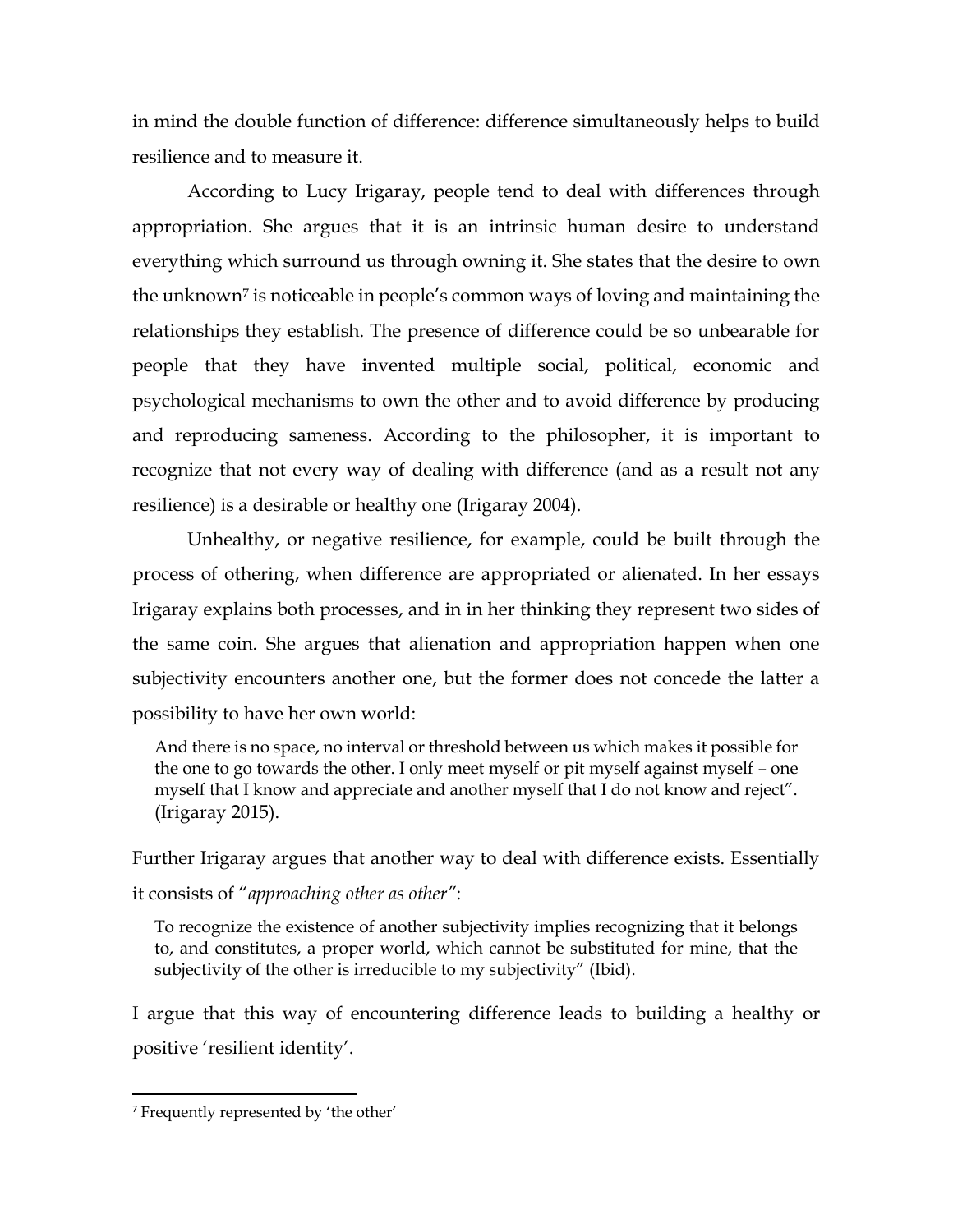in mind the double function of difference: difference simultaneously helps to build resilience and to measure it.

According to Lucy Irigaray, people tend to deal with differences through appropriation. She argues that it is an intrinsic human desire to understand everything which surround us through owning it. She states that the desire to own the unknown[7] is noticeable in people's common ways of loving and maintaining the relationships they establish. The presence of difference could be so unbearable for people that they have invented multiple social, political, economic and psychological mechanisms to own the other and to avoid difference by producing and reproducing sameness. According to the philosopher, it is important to recognize that not every way of dealing with difference (and as a result not any resilience) is a desirable or healthy one (Irigaray 2004).

Unhealthy, or negative resilience, for example, could be built through the process of othering, when difference are appropriated or alienated. In her essays Irigaray explains both processes, and in in her thinking they represent two sides of the same coin. She argues that alienation and appropriation happen when one subjectivity encounters another one, but the former does not concede the latter a possibility to have her own world:

> And there is no space, no interval or threshold between us which makes it possible for the one to go towards the other. I only meet myself or pit myself against myself – one myself that I know and appreciate and another myself that I do not know and reject". (Irigaray 2015).

Further Irigaray argues that another way to deal with difference exists. Essentially it consists of "*approaching other as other"*:

> To recognize the existence of another subjectivity implies recognizing that it belongs to, and constitutes, a proper world, which cannot be substituted for mine, that the subjectivity of the other is irreducible to my subjectivity" (Ibid).

I argue that this way of encountering difference leads to building a healthy or positive 'resilient identity'.

[7] Frequently represented by 'the other'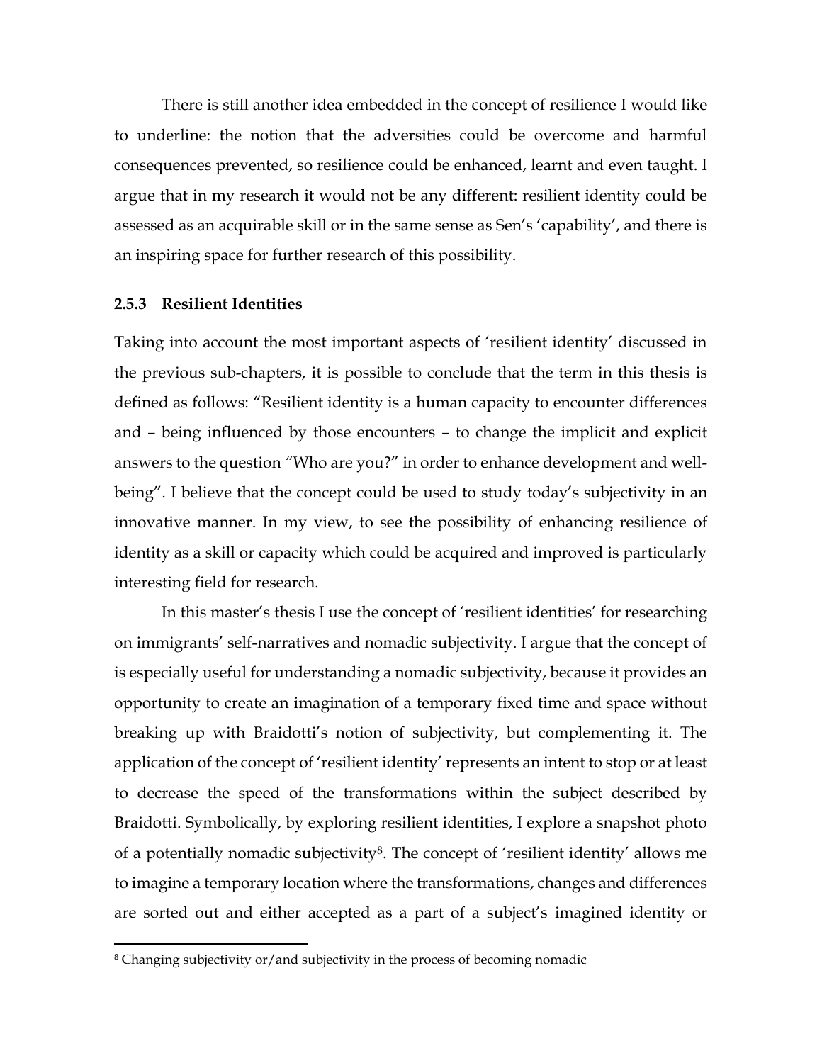There is still another idea embedded in the concept of resilience I would like to underline: the notion that the adversities could be overcome and harmful consequences prevented, so resilience could be enhanced, learnt and even taught. I argue that in my research it would not be any different: resilient identity could be assessed as an acquirable skill or in the same sense as Sen's 'capability', and there is an inspiring space for further research of this possibility.

### 2.5.3 Resilient Identities

Taking into account the most important aspects of 'resilient identity' discussed in the previous sub-chapters, it is possible to conclude that the term in this thesis is defined as follows: "Resilient identity is a human capacity to encounter differences and – being influenced by those encounters – to change the implicit and explicit answers to the question "Who are you?" in order to enhance development and well-being". I believe that the concept could be used to study today's subjectivity in an innovative manner. In my view, to see the possibility of enhancing resilience of identity as a skill or capacity which could be acquired and improved is particularly interesting field for research.

In this master's thesis I use the concept of 'resilient identities' for researching on immigrants' self-narratives and nomadic subjectivity. I argue that the concept of is especially useful for understanding a nomadic subjectivity, because it provides an opportunity to create an imagination of a temporary fixed time and space without breaking up with Braidotti's notion of subjectivity, but complementing it. The application of the concept of 'resilient identity' represents an intent to stop or at least to decrease the speed of the transformations within the subject described by Braidotti. Symbolically, by exploring resilient identities, I explore a snapshot photo of a potentially nomadic subjectivity[8]. The concept of 'resilient identity' allows me to imagine a temporary location where the transformations, changes and differences are sorted out and either accepted as a part of a subject's imagined identity or

[8] Changing subjectivity or/and subjectivity in the process of becoming nomadic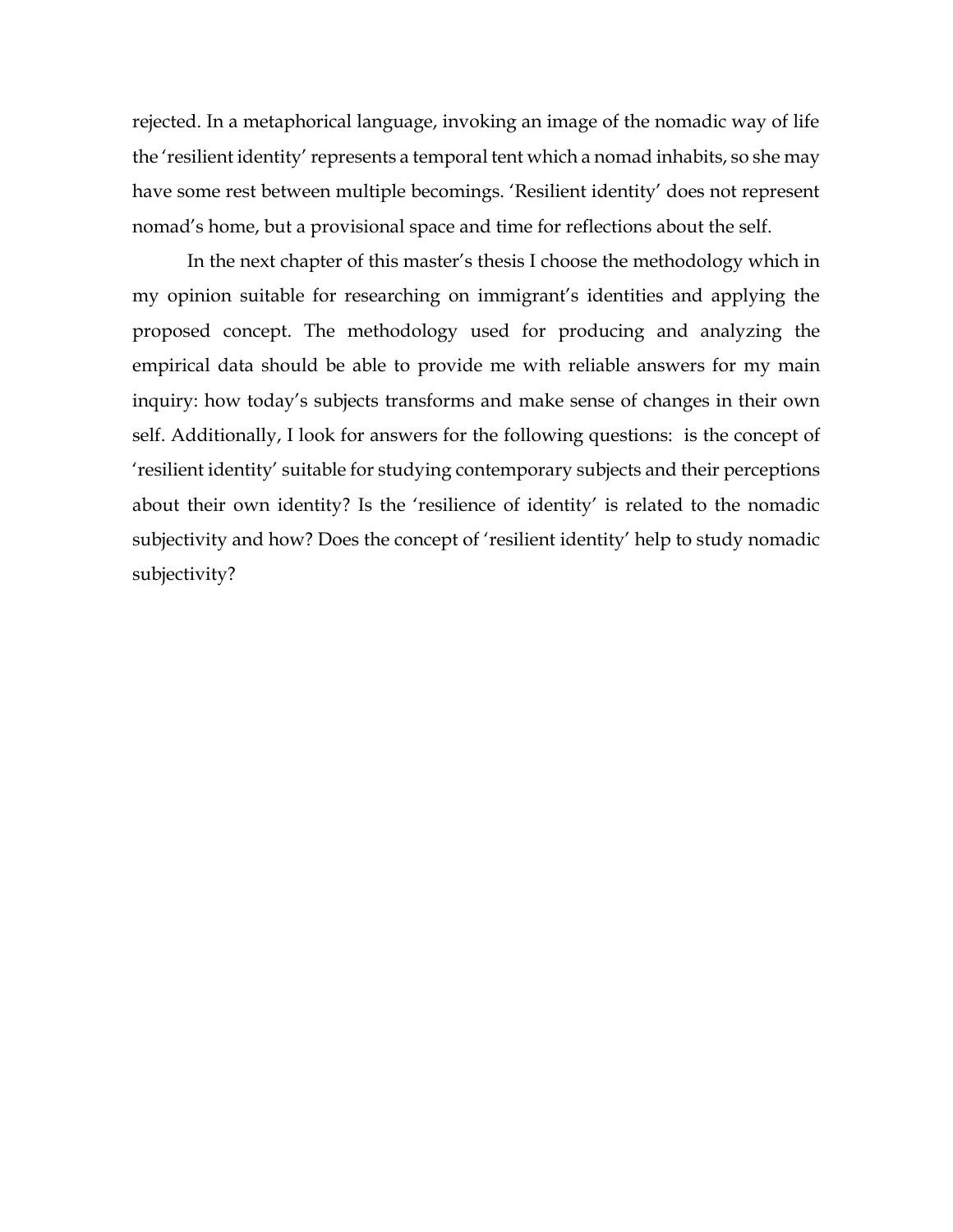rejected. In a metaphorical language, invoking an image of the nomadic way of life the 'resilient identity' represents a temporal tent which a nomad inhabits, so she may have some rest between multiple becomings. 'Resilient identity' does not represent nomad's home, but a provisional space and time for reflections about the self.

In the next chapter of this master's thesis I choose the methodology which in my opinion suitable for researching on immigrant's identities and applying the proposed concept. The methodology used for producing and analyzing the empirical data should be able to provide me with reliable answers for my main inquiry: how today's subjects transforms and make sense of changes in their own self. Additionally, I look for answers for the following questions: is the concept of 'resilient identity' suitable for studying contemporary subjects and their perceptions about their own identity? Is the 'resilience of identity' is related to the nomadic subjectivity and how? Does the concept of 'resilient identity' help to study nomadic subjectivity?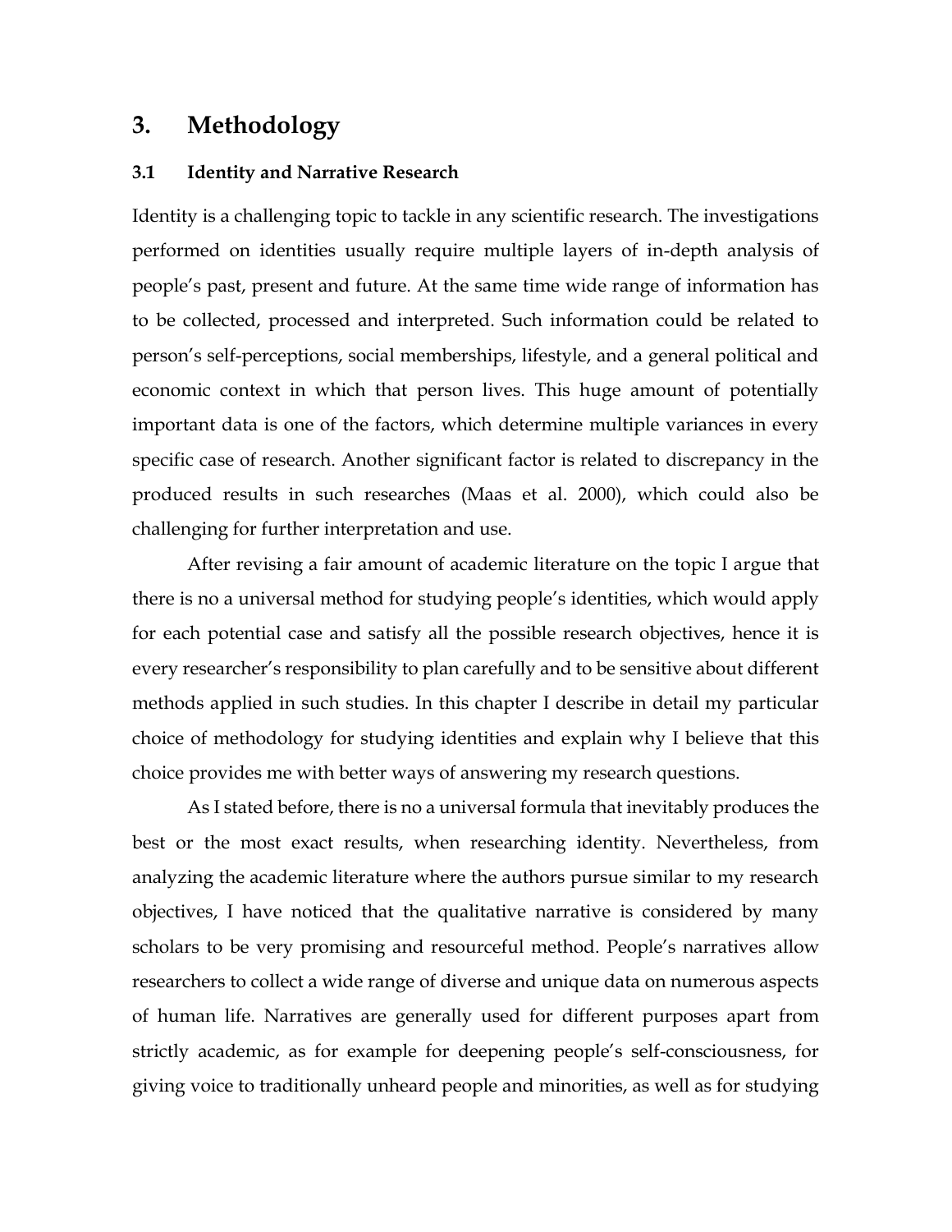# 3. Methodology

## 3.1 Identity and Narrative Research

Identity is a challenging topic to tackle in any scientific research. The investigations performed on identities usually require multiple layers of in-depth analysis of people's past, present and future. At the same time wide range of information has to be collected, processed and interpreted. Such information could be related to person's self-perceptions, social memberships, lifestyle, and a general political and economic context in which that person lives. This huge amount of potentially important data is one of the factors, which determine multiple variances in every specific case of research. Another significant factor is related to discrepancy in the produced results in such researches (Maas et al. 2000), which could also be challenging for further interpretation and use.

After revising a fair amount of academic literature on the topic I argue that there is no a universal method for studying people's identities, which would apply for each potential case and satisfy all the possible research objectives, hence it is every researcher's responsibility to plan carefully and to be sensitive about different methods applied in such studies. In this chapter I describe in detail my particular choice of methodology for studying identities and explain why I believe that this choice provides me with better ways of answering my research questions.

As I stated before, there is no a universal formula that inevitably produces the best or the most exact results, when researching identity. Nevertheless, from analyzing the academic literature where the authors pursue similar to my research objectives, I have noticed that the qualitative narrative is considered by many scholars to be very promising and resourceful method. People's narratives allow researchers to collect a wide range of diverse and unique data on numerous aspects of human life. Narratives are generally used for different purposes apart from strictly academic, as for example for deepening people's self-consciousness, for giving voice to traditionally unheard people and minorities, as well as for studying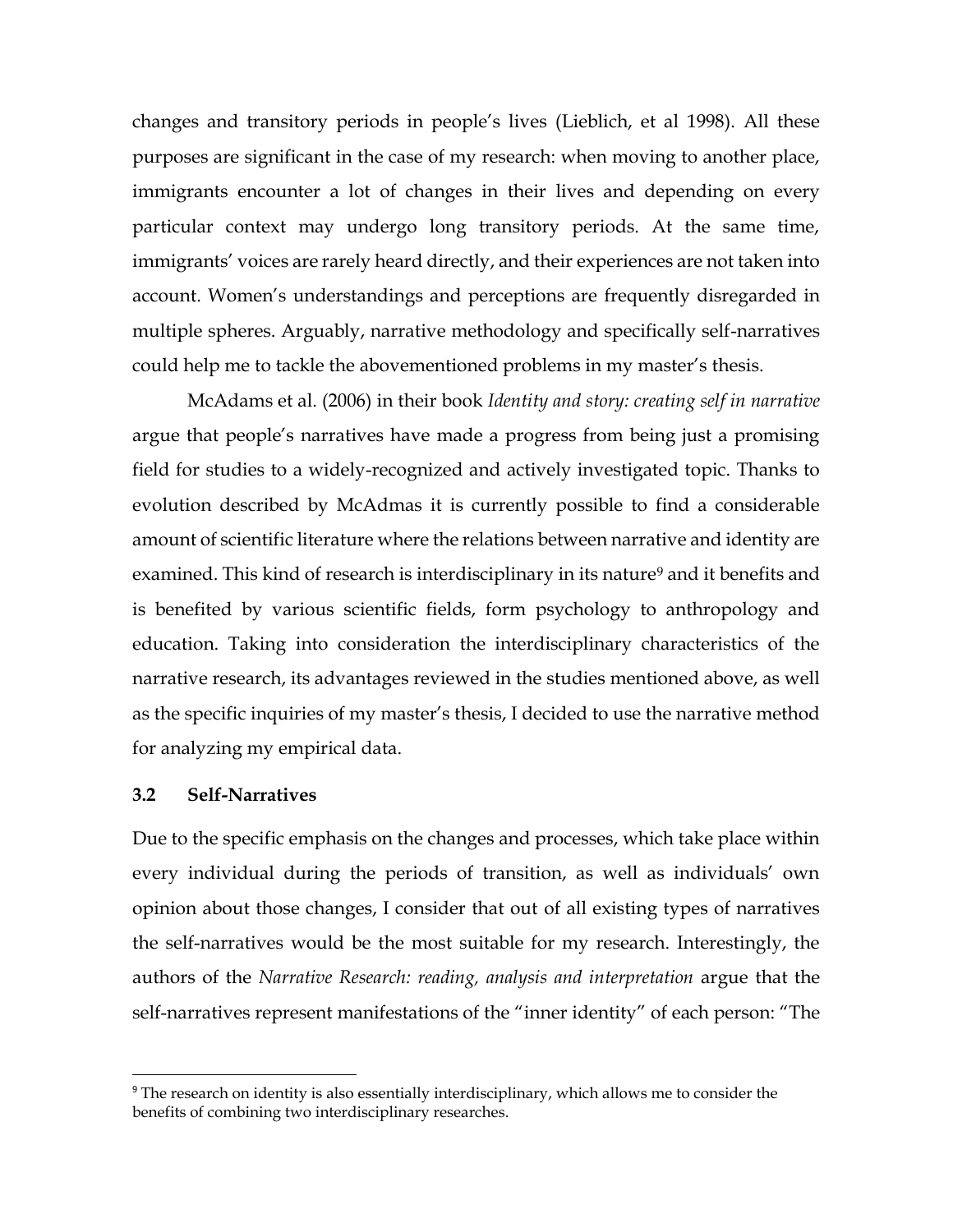changes and transitory periods in people's lives (Lieblich, et al 1998). All these purposes are significant in the case of my research: when moving to another place, immigrants encounter a lot of changes in their lives and depending on every particular context may undergo long transitory periods. At the same time, immigrants' voices are rarely heard directly, and their experiences are not taken into account. Women's understandings and perceptions are frequently disregarded in multiple spheres. Arguably, narrative methodology and specifically self-narratives could help me to tackle the abovementioned problems in my master's thesis.

McAdams et al. (2006) in their book *Identity and story: creating self in narrative* argue that people's narratives have made a progress from being just a promising field for studies to a widely-recognized and actively investigated topic. Thanks to evolution described by McAdmas it is currently possible to find a considerable amount of scientific literature where the relations between narrative and identity are examined. This kind of research is interdisciplinary in its nature[9] and it benefits and is benefited by various scientific fields, form psychology to anthropology and education. Taking into consideration the interdisciplinary characteristics of the narrative research, its advantages reviewed in the studies mentioned above, as well as the specific inquiries of my master's thesis, I decided to use the narrative method for analyzing my empirical data.

### 3.2 Self-Narratives

Due to the specific emphasis on the changes and processes, which take place within every individual during the periods of transition, as well as individuals' own opinion about those changes, I consider that out of all existing types of narratives the self-narratives would be the most suitable for my research. Interestingly, the authors of the *Narrative Research: reading, analysis and interpretation* argue that the self-narratives represent manifestations of the "inner identity" of each person: "The

[9] The research on identity is also essentially interdisciplinary, which allows me to consider the benefits of combining two interdisciplinary researches.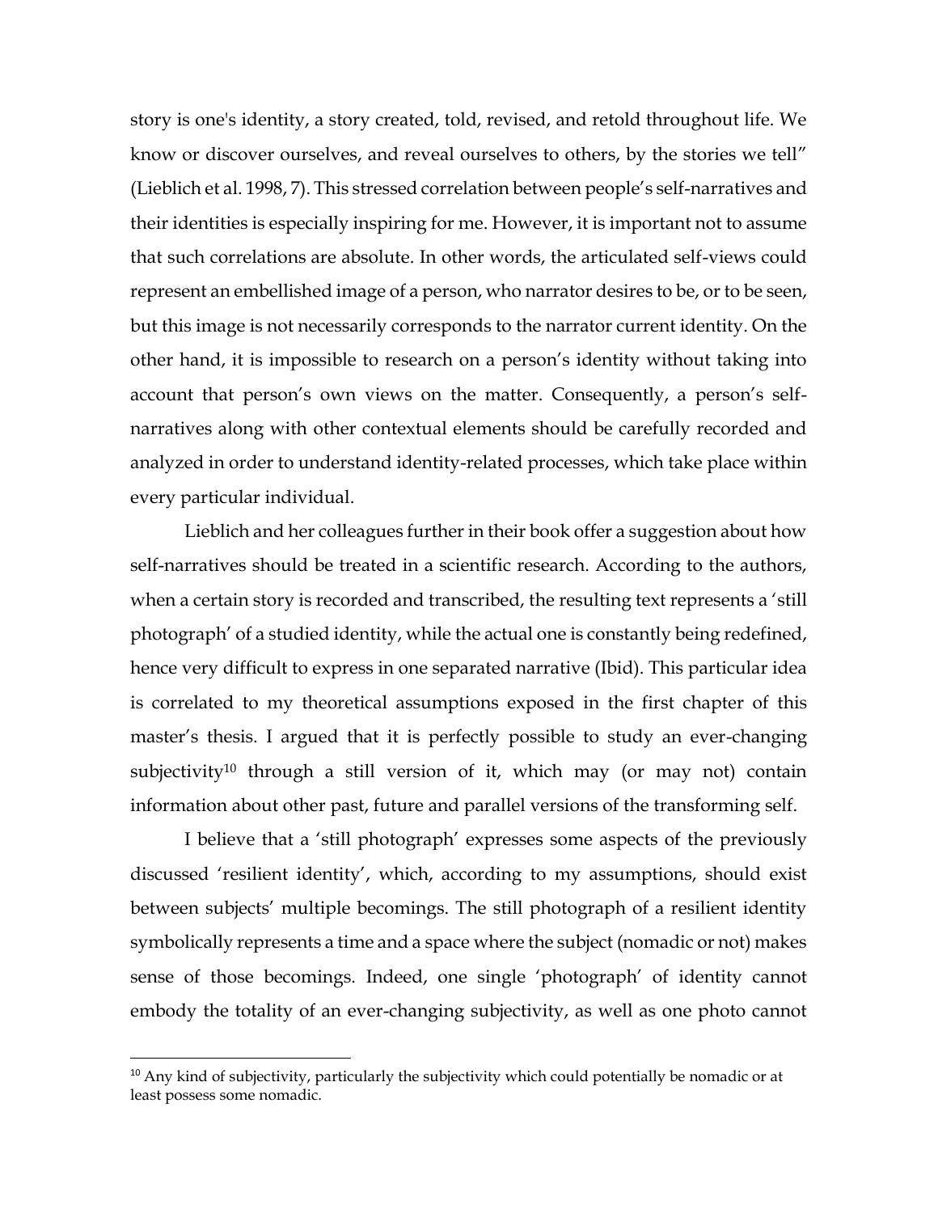story is one's identity, a story created, told, revised, and retold throughout life. We know or discover ourselves, and reveal ourselves to others, by the stories we tell" (Lieblich et al. 1998, 7). This stressed correlation between people's self-narratives and their identities is especially inspiring for me. However, it is important not to assume that such correlations are absolute. In other words, the articulated self-views could represent an embellished image of a person, who narrator desires to be, or to be seen, but this image is not necessarily corresponds to the narrator current identity. On the other hand, it is impossible to research on a person's identity without taking into account that person's own views on the matter. Consequently, a person's self-narratives along with other contextual elements should be carefully recorded and analyzed in order to understand identity-related processes, which take place within every particular individual.

Lieblich and her colleagues further in their book offer a suggestion about how self-narratives should be treated in a scientific research. According to the authors, when a certain story is recorded and transcribed, the resulting text represents a 'still photograph' of a studied identity, while the actual one is constantly being redefined, hence very difficult to express in one separated narrative (Ibid). This particular idea is correlated to my theoretical assumptions exposed in the first chapter of this master's thesis. I argued that it is perfectly possible to study an ever-changing subjectivity[10] through a still version of it, which may (or may not) contain information about other past, future and parallel versions of the transforming self.

I believe that a 'still photograph' expresses some aspects of the previously discussed 'resilient identity', which, according to my assumptions, should exist between subjects' multiple becomings. The still photograph of a resilient identity symbolically represents a time and a space where the subject (nomadic or not) makes sense of those becomings. Indeed, one single 'photograph' of identity cannot embody the totality of an ever-changing subjectivity, as well as one photo cannot

[10] Any kind of subjectivity, particularly the subjectivity which could potentially be nomadic or at least possess some nomadic.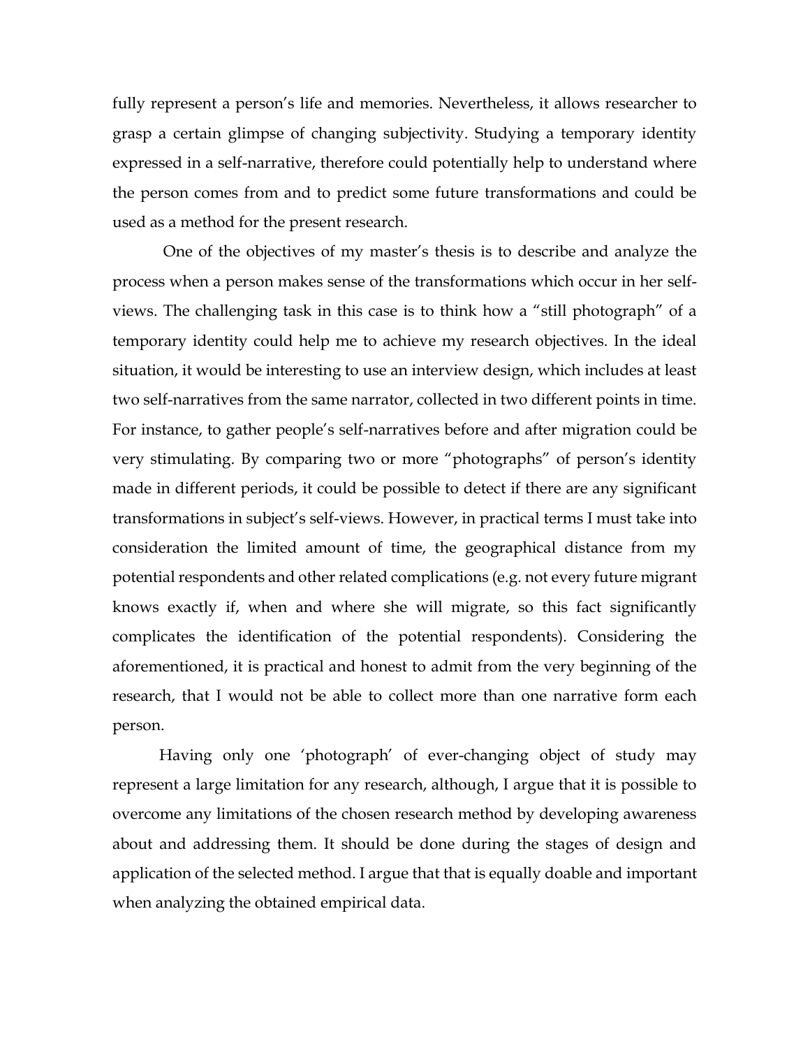fully represent a person's life and memories. Nevertheless, it allows researcher to grasp a certain glimpse of changing subjectivity. Studying a temporary identity expressed in a self-narrative, therefore could potentially help to understand where the person comes from and to predict some future transformations and could be used as a method for the present research.

One of the objectives of my master's thesis is to describe and analyze the process when a person makes sense of the transformations which occur in her self-views. The challenging task in this case is to think how a "still photograph" of a temporary identity could help me to achieve my research objectives. In the ideal situation, it would be interesting to use an interview design, which includes at least two self-narratives from the same narrator, collected in two different points in time. For instance, to gather people's self-narratives before and after migration could be very stimulating. By comparing two or more "photographs" of person's identity made in different periods, it could be possible to detect if there are any significant transformations in subject's self-views. However, in practical terms I must take into consideration the limited amount of time, the geographical distance from my potential respondents and other related complications (e.g. not every future migrant knows exactly if, when and where she will migrate, so this fact significantly complicates the identification of the potential respondents). Considering the aforementioned, it is practical and honest to admit from the very beginning of the research, that I would not be able to collect more than one narrative form each person.

Having only one 'photograph' of ever-changing object of study may represent a large limitation for any research, although, I argue that it is possible to overcome any limitations of the chosen research method by developing awareness about and addressing them. It should be done during the stages of design and application of the selected method. I argue that that is equally doable and important when analyzing the obtained empirical data.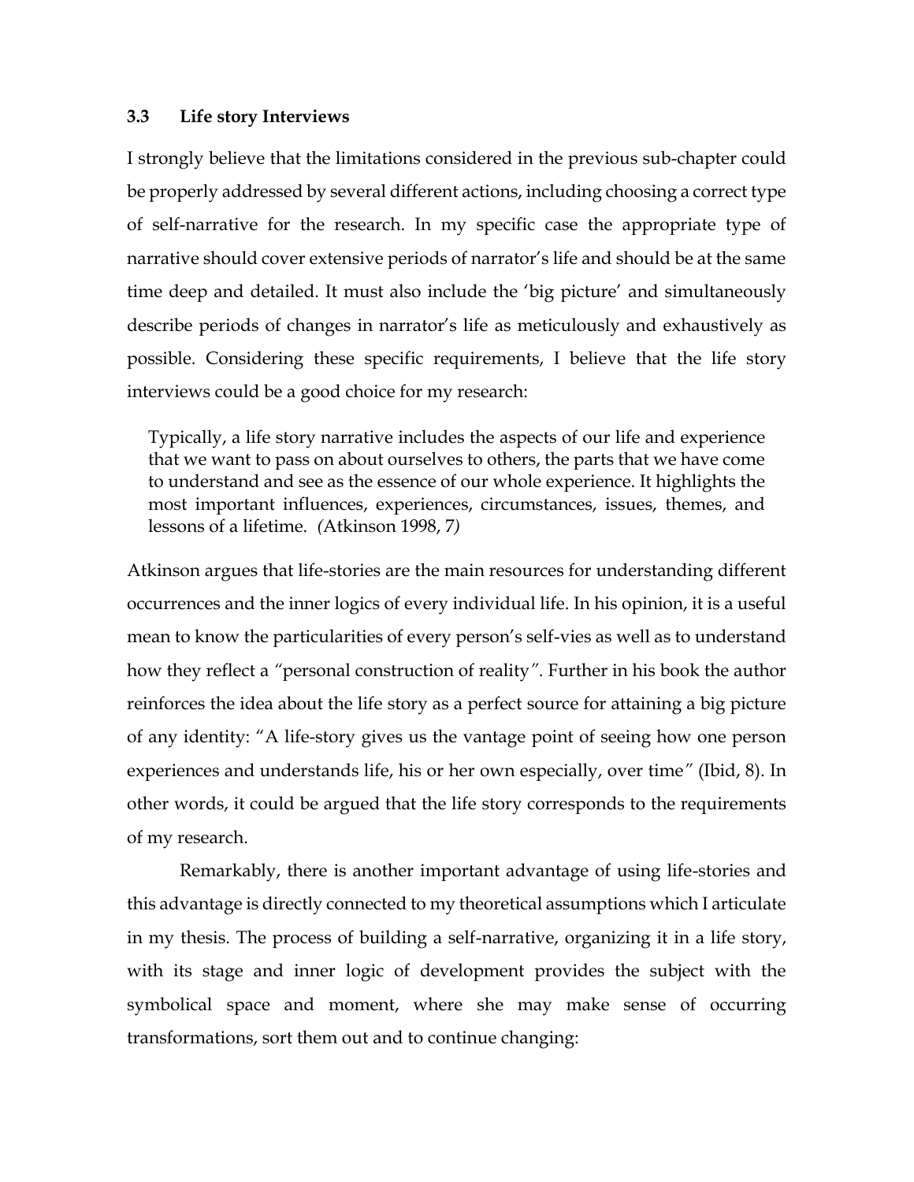### 3.3 Life story Interviews

I strongly believe that the limitations considered in the previous sub-chapter could be properly addressed by several different actions, including choosing a correct type of self-narrative for the research. In my specific case the appropriate type of narrative should cover extensive periods of narrator's life and should be at the same time deep and detailed. It must also include the 'big picture' and simultaneously describe periods of changes in narrator's life as meticulously and exhaustively as possible. Considering these specific requirements, I believe that the life story interviews could be a good choice for my research:

> Typically, a life story narrative includes the aspects of our life and experience that we want to pass on about ourselves to others, the parts that we have come to understand and see as the essence of our whole experience. It highlights the most important influences, experiences, circumstances, issues, themes, and lessons of a lifetime. *(*Atkinson 1998, 7*)*

Atkinson argues that life-stories are the main resources for understanding different occurrences and the inner logics of every individual life. In his opinion, it is a useful mean to know the particularities of every person's self-vies as well as to understand how they reflect a "personal construction of reality". Further in his book the author reinforces the idea about the life story as a perfect source for attaining a big picture of any identity: "A life-story gives us the vantage point of seeing how one person experiences and understands life, his or her own especially, over time" (Ibid, 8). In other words, it could be argued that the life story corresponds to the requirements of my research.

Remarkably, there is another important advantage of using life-stories and this advantage is directly connected to my theoretical assumptions which I articulate in my thesis. The process of building a self-narrative, organizing it in a life story, with its stage and inner logic of development provides the subject with the symbolical space and moment, where she may make sense of occurring transformations, sort them out and to continue changing: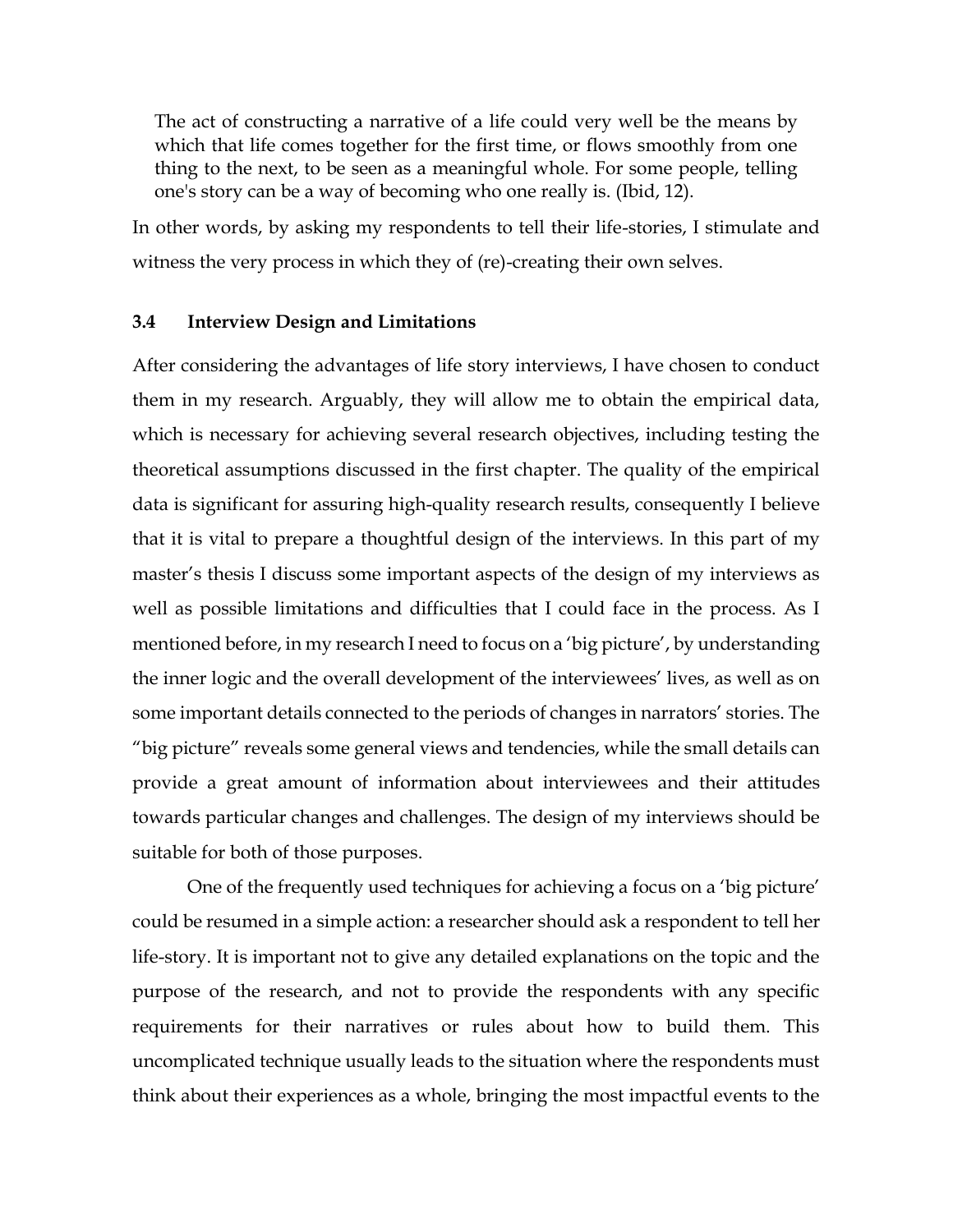> The act of constructing a narrative of a life could very well be the means by which that life comes together for the first time, or flows smoothly from one thing to the next, to be seen as a meaningful whole. For some people, telling one's story can be a way of becoming who one really is. (Ibid, 12).

In other words, by asking my respondents to tell their life-stories, I stimulate and witness the very process in which they of (re)-creating their own selves.

### 3.4 Interview Design and Limitations

After considering the advantages of life story interviews, I have chosen to conduct them in my research. Arguably, they will allow me to obtain the empirical data, which is necessary for achieving several research objectives, including testing the theoretical assumptions discussed in the first chapter. The quality of the empirical data is significant for assuring high-quality research results, consequently I believe that it is vital to prepare a thoughtful design of the interviews. In this part of my master's thesis I discuss some important aspects of the design of my interviews as well as possible limitations and difficulties that I could face in the process. As I mentioned before, in my research I need to focus on a 'big picture', by understanding the inner logic and the overall development of the interviewees' lives, as well as on some important details connected to the periods of changes in narrators' stories. The "big picture" reveals some general views and tendencies, while the small details can provide a great amount of information about interviewees and their attitudes towards particular changes and challenges. The design of my interviews should be suitable for both of those purposes.

One of the frequently used techniques for achieving a focus on a 'big picture' could be resumed in a simple action: a researcher should ask a respondent to tell her life-story. It is important not to give any detailed explanations on the topic and the purpose of the research, and not to provide the respondents with any specific requirements for their narratives or rules about how to build them. This uncomplicated technique usually leads to the situation where the respondents must think about their experiences as a whole, bringing the most impactful events to the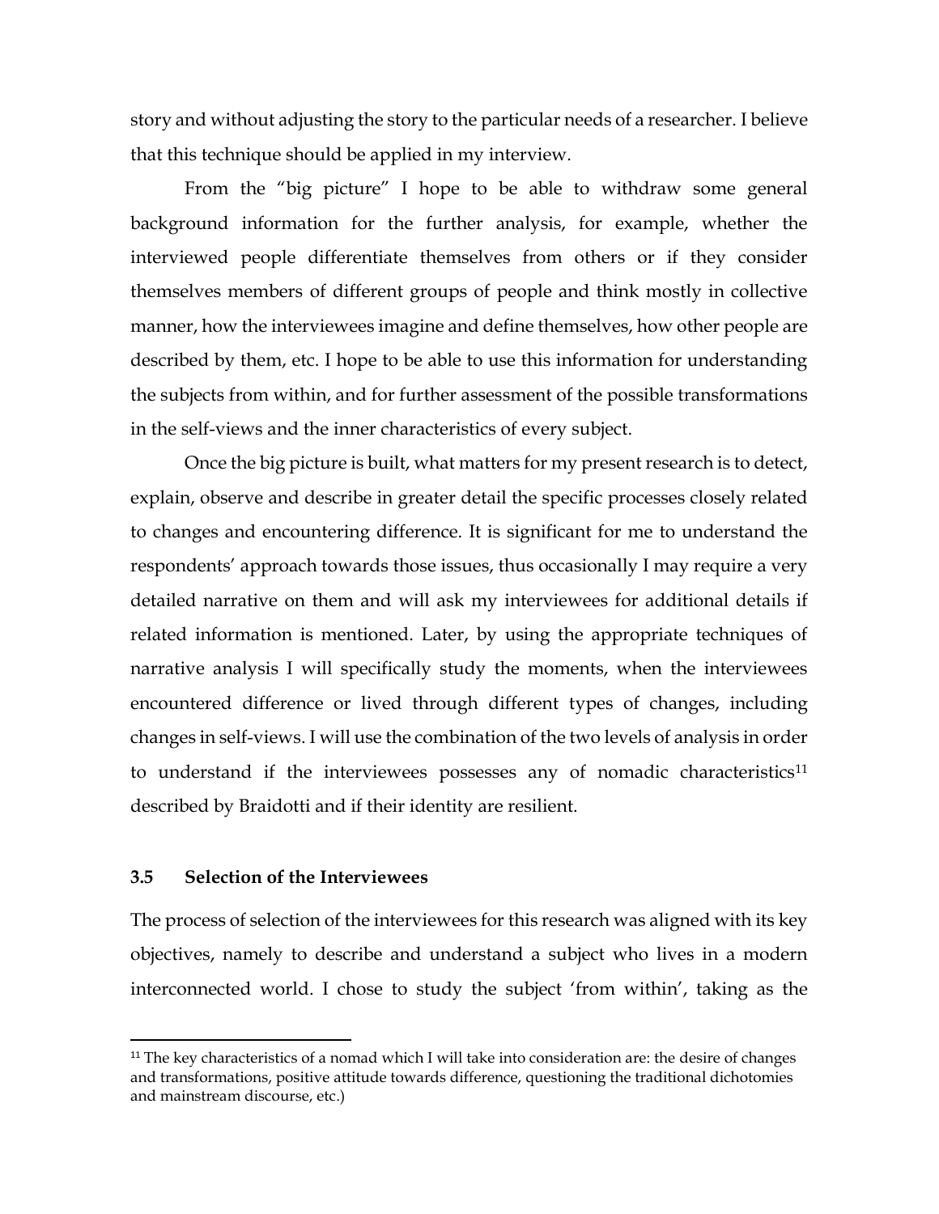story and without adjusting the story to the particular needs of a researcher. I believe that this technique should be applied in my interview.

From the "big picture" I hope to be able to withdraw some general background information for the further analysis, for example, whether the interviewed people differentiate themselves from others or if they consider themselves members of different groups of people and think mostly in collective manner, how the interviewees imagine and define themselves, how other people are described by them, etc. I hope to be able to use this information for understanding the subjects from within, and for further assessment of the possible transformations in the self-views and the inner characteristics of every subject.

Once the big picture is built, what matters for my present research is to detect, explain, observe and describe in greater detail the specific processes closely related to changes and encountering difference. It is significant for me to understand the respondents' approach towards those issues, thus occasionally I may require a very detailed narrative on them and will ask my interviewees for additional details if related information is mentioned. Later, by using the appropriate techniques of narrative analysis I will specifically study the moments, when the interviewees encountered difference or lived through different types of changes, including changes in self-views. I will use the combination of the two levels of analysis in order to understand if the interviewees possesses any of nomadic characteristics[11] described by Braidotti and if their identity are resilient.

### 3.5 Selection of the Interviewees

The process of selection of the interviewees for this research was aligned with its key objectives, namely to describe and understand a subject who lives in a modern interconnected world. I chose to study the subject 'from within', taking as the

[11] The key characteristics of a nomad which I will take into consideration are: the desire of changes and transformations, positive attitude towards difference, questioning the traditional dichotomies and mainstream discourse, etc.)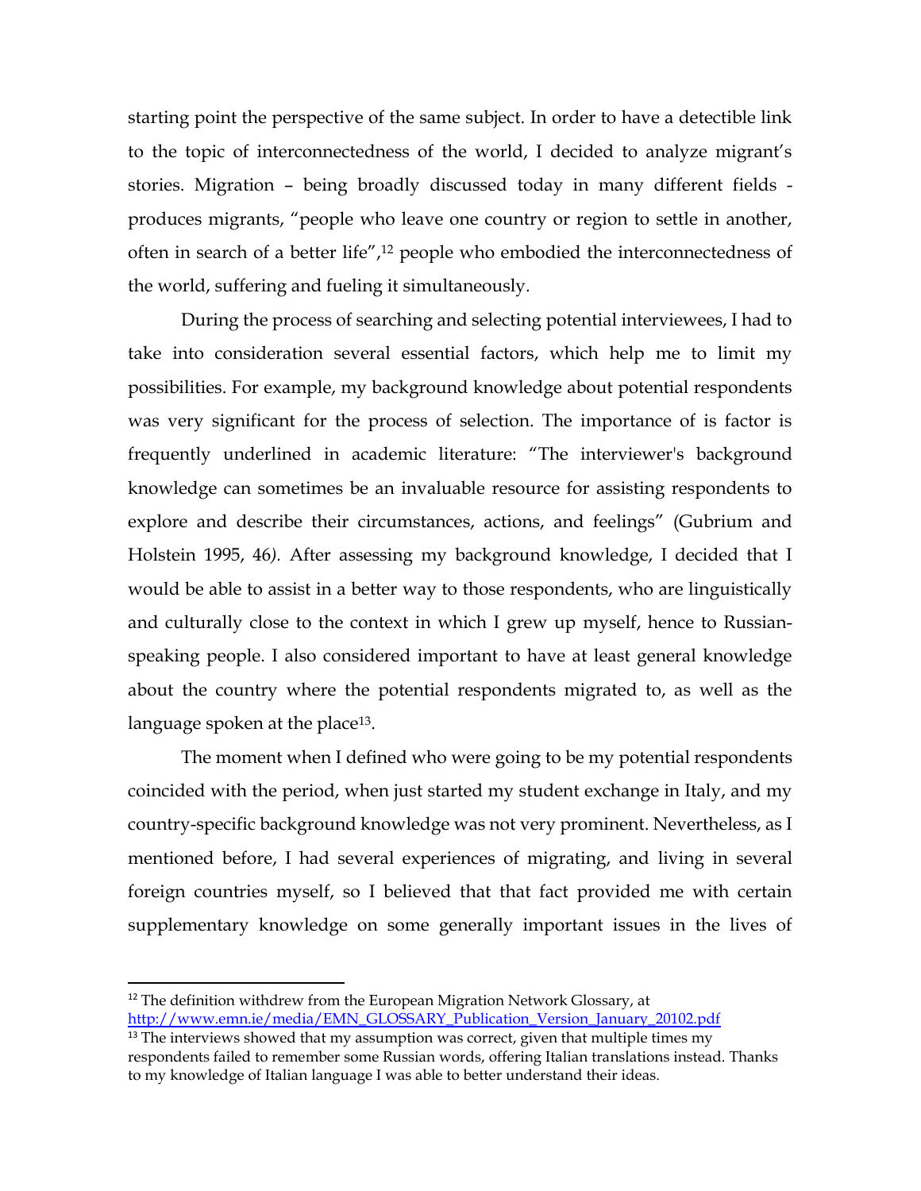starting point the perspective of the same subject. In order to have a detectible link to the topic of interconnectedness of the world, I decided to analyze migrant's stories. Migration – being broadly discussed today in many different fields - produces migrants, "people who leave one country or region to settle in another, often in search of a better life",[12] people who embodied the interconnectedness of the world, suffering and fueling it simultaneously.

During the process of searching and selecting potential interviewees, I had to take into consideration several essential factors, which help me to limit my possibilities. For example, my background knowledge about potential respondents was very significant for the process of selection. The importance of is factor is frequently underlined in academic literature: "The interviewer's background knowledge can sometimes be an invaluable resource for assisting respondents to explore and describe their circumstances, actions, and feelings" (Gubrium and Holstein 1995, 46*).* After assessing my background knowledge, I decided that I would be able to assist in a better way to those respondents, who are linguistically and culturally close to the context in which I grew up myself, hence to Russian-speaking people. I also considered important to have at least general knowledge about the country where the potential respondents migrated to, as well as the language spoken at the place[13].

The moment when I defined who were going to be my potential respondents coincided with the period, when just started my student exchange in Italy, and my country-specific background knowledge was not very prominent. Nevertheless, as I mentioned before, I had several experiences of migrating, and living in several foreign countries myself, so I believed that that fact provided me with certain supplementary knowledge on some generally important issues in the lives of

---

[12] The definition withdrew from the European Migration Network Glossary, at http://www.emn.ie/media/EMN_GLOSSARY_Publication_Version_January_20102.pdf

[13] The interviews showed that my assumption was correct, given that multiple times my respondents failed to remember some Russian words, offering Italian translations instead. Thanks to my knowledge of Italian language I was able to better understand their ideas.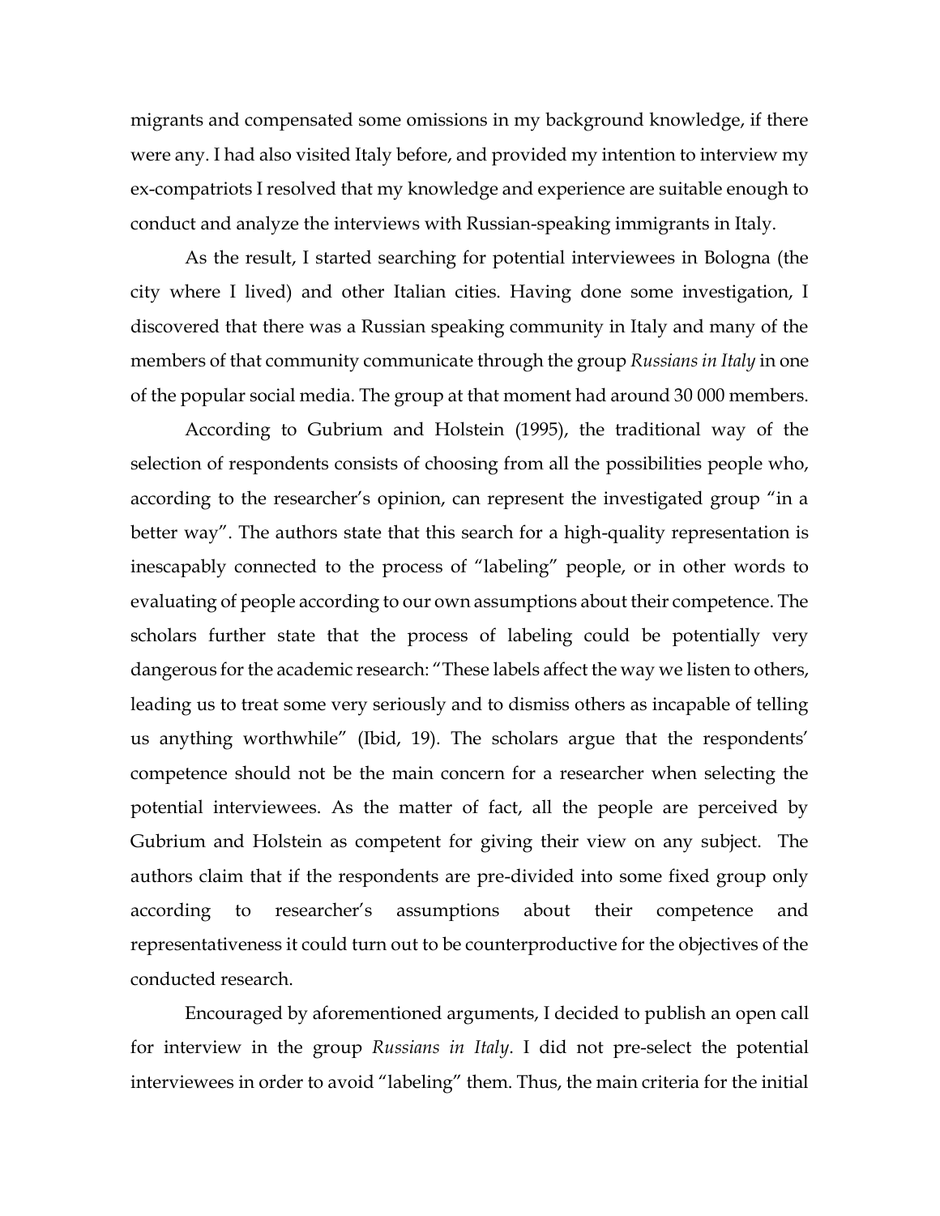migrants and compensated some omissions in my background knowledge, if there were any. I had also visited Italy before, and provided my intention to interview my ex-compatriots I resolved that my knowledge and experience are suitable enough to conduct and analyze the interviews with Russian-speaking immigrants in Italy.

As the result, I started searching for potential interviewees in Bologna (the city where I lived) and other Italian cities. Having done some investigation, I discovered that there was a Russian speaking community in Italy and many of the members of that community communicate through the group *Russians in Italy* in one of the popular social media. The group at that moment had around 30 000 members.

According to Gubrium and Holstein (1995), the traditional way of the selection of respondents consists of choosing from all the possibilities people who, according to the researcher's opinion, can represent the investigated group "in a better way". The authors state that this search for a high-quality representation is inescapably connected to the process of "labeling" people, or in other words to evaluating of people according to our own assumptions about their competence. The scholars further state that the process of labeling could be potentially very dangerous for the academic research: "These labels affect the way we listen to others, leading us to treat some very seriously and to dismiss others as incapable of telling us anything worthwhile" (Ibid, 19). The scholars argue that the respondents' competence should not be the main concern for a researcher when selecting the potential interviewees. As the matter of fact, all the people are perceived by Gubrium and Holstein as competent for giving their view on any subject. The authors claim that if the respondents are pre-divided into some fixed group only according to researcher's assumptions about their competence and representativeness it could turn out to be counterproductive for the objectives of the conducted research.

Encouraged by aforementioned arguments, I decided to publish an open call for interview in the group *Russians in Italy*. I did not pre-select the potential interviewees in order to avoid "labeling" them. Thus, the main criteria for the initial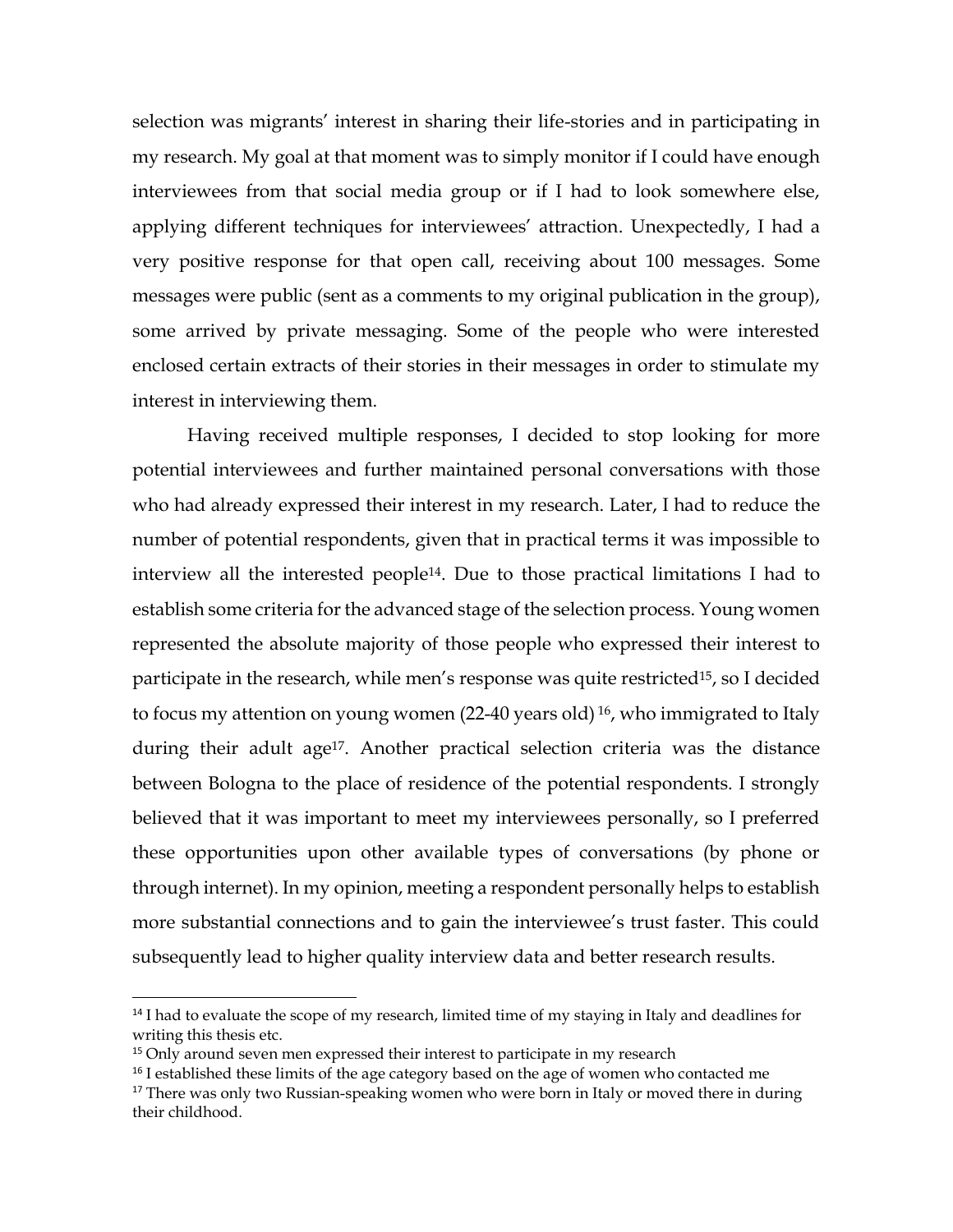selection was migrants' interest in sharing their life-stories and in participating in my research. My goal at that moment was to simply monitor if I could have enough interviewees from that social media group or if I had to look somewhere else, applying different techniques for interviewees' attraction. Unexpectedly, I had a very positive response for that open call, receiving about 100 messages. Some messages were public (sent as a comments to my original publication in the group), some arrived by private messaging. Some of the people who were interested enclosed certain extracts of their stories in their messages in order to stimulate my interest in interviewing them.

Having received multiple responses, I decided to stop looking for more potential interviewees and further maintained personal conversations with those who had already expressed their interest in my research. Later, I had to reduce the number of potential respondents, given that in practical terms it was impossible to interview all the interested people[14]. Due to those practical limitations I had to establish some criteria for the advanced stage of the selection process. Young women represented the absolute majority of those people who expressed their interest to participate in the research, while men's response was quite restricted[15], so I decided to focus my attention on young women (22-40 years old) [16], who immigrated to Italy during their adult age[17]. Another practical selection criteria was the distance between Bologna to the place of residence of the potential respondents. I strongly believed that it was important to meet my interviewees personally, so I preferred these opportunities upon other available types of conversations (by phone or through internet). In my opinion, meeting a respondent personally helps to establish more substantial connections and to gain the interviewee's trust faster. This could subsequently lead to higher quality interview data and better research results.

[14] I had to evaluate the scope of my research, limited time of my staying in Italy and deadlines for writing this thesis etc.

[15] Only around seven men expressed their interest to participate in my research

[16] I established these limits of the age category based on the age of women who contacted me

[17] There was only two Russian-speaking women who were born in Italy or moved there in during their childhood.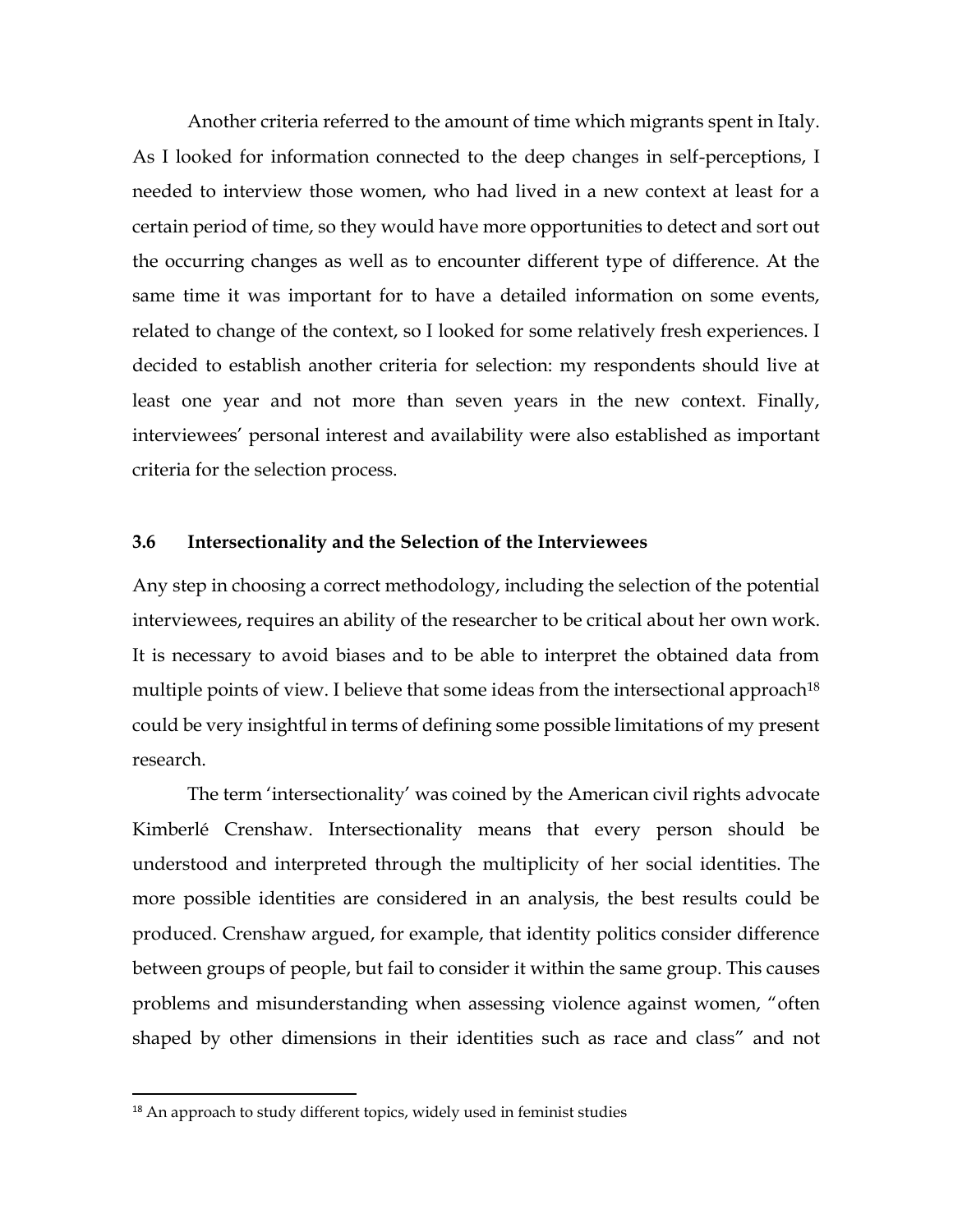Another criteria referred to the amount of time which migrants spent in Italy. As I looked for information connected to the deep changes in self-perceptions, I needed to interview those women, who had lived in a new context at least for a certain period of time, so they would have more opportunities to detect and sort out the occurring changes as well as to encounter different type of difference. At the same time it was important for to have a detailed information on some events, related to change of the context, so I looked for some relatively fresh experiences. I decided to establish another criteria for selection: my respondents should live at least one year and not more than seven years in the new context. Finally, interviewees' personal interest and availability were also established as important criteria for the selection process.

### 3.6 Intersectionality and the Selection of the Interviewees

Any step in choosing a correct methodology, including the selection of the potential interviewees, requires an ability of the researcher to be critical about her own work. It is necessary to avoid biases and to be able to interpret the obtained data from multiple points of view. I believe that some ideas from the intersectional approach[18] could be very insightful in terms of defining some possible limitations of my present research.

The term 'intersectionality' was coined by the American civil rights advocate Kimberlé Crenshaw. Intersectionality means that every person should be understood and interpreted through the multiplicity of her social identities. The more possible identities are considered in an analysis, the best results could be produced. Crenshaw argued, for example, that identity politics consider difference between groups of people, but fail to consider it within the same group. This causes problems and misunderstanding when assessing violence against women, "often shaped by other dimensions in their identities such as race and class" and not

[18] An approach to study different topics, widely used in feminist studies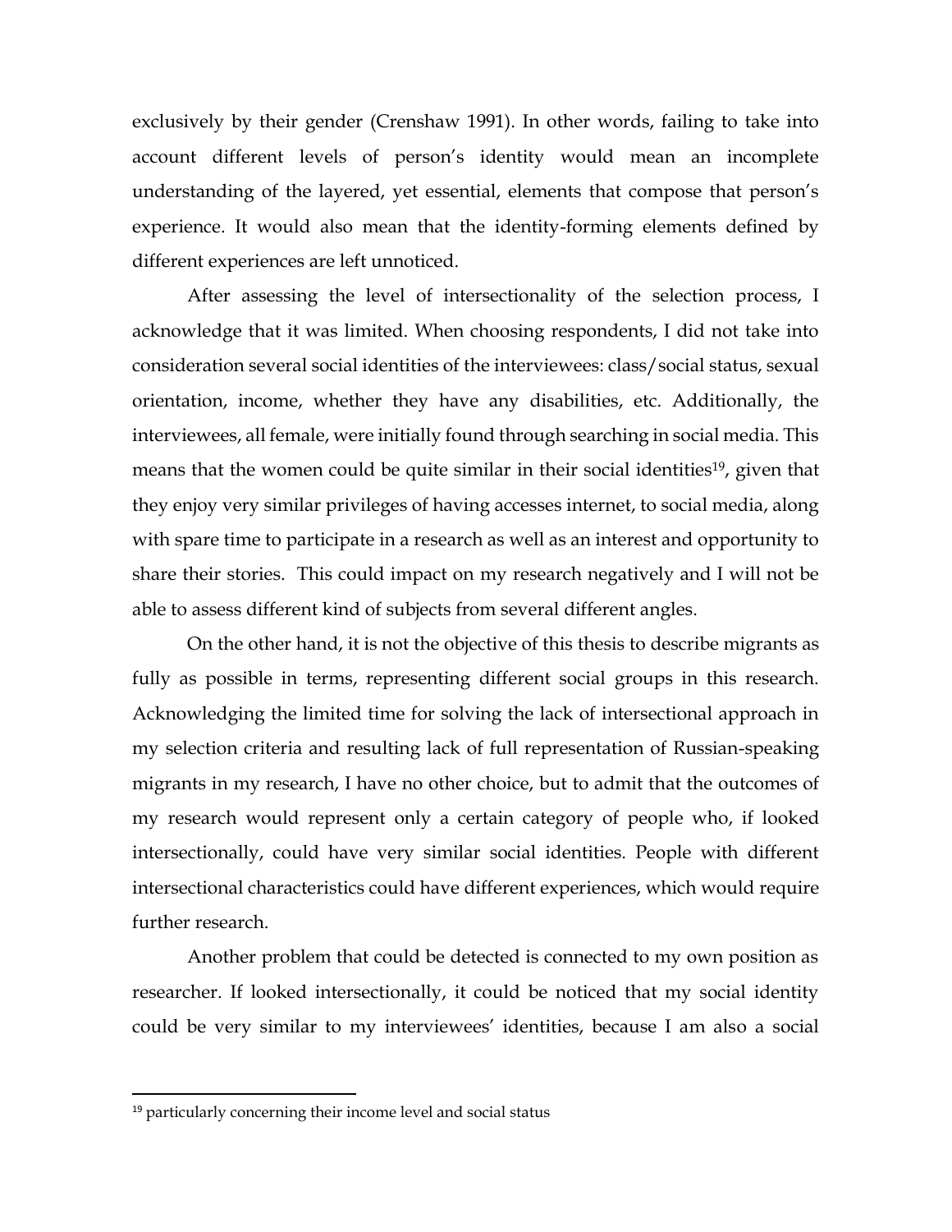exclusively by their gender (Crenshaw 1991). In other words, failing to take into account different levels of person's identity would mean an incomplete understanding of the layered, yet essential, elements that compose that person's experience. It would also mean that the identity-forming elements defined by different experiences are left unnoticed.

After assessing the level of intersectionality of the selection process, I acknowledge that it was limited. When choosing respondents, I did not take into consideration several social identities of the interviewees: class/social status, sexual orientation, income, whether they have any disabilities, etc. Additionally, the interviewees, all female, were initially found through searching in social media. This means that the women could be quite similar in their social identities[19], given that they enjoy very similar privileges of having accesses internet, to social media, along with spare time to participate in a research as well as an interest and opportunity to share their stories. This could impact on my research negatively and I will not be able to assess different kind of subjects from several different angles.

On the other hand, it is not the objective of this thesis to describe migrants as fully as possible in terms, representing different social groups in this research. Acknowledging the limited time for solving the lack of intersectional approach in my selection criteria and resulting lack of full representation of Russian-speaking migrants in my research, I have no other choice, but to admit that the outcomes of my research would represent only a certain category of people who, if looked intersectionally, could have very similar social identities. People with different intersectional characteristics could have different experiences, which would require further research.

Another problem that could be detected is connected to my own position as researcher. If looked intersectionally, it could be noticed that my social identity could be very similar to my interviewees' identities, because I am also a social

[19] particularly concerning their income level and social status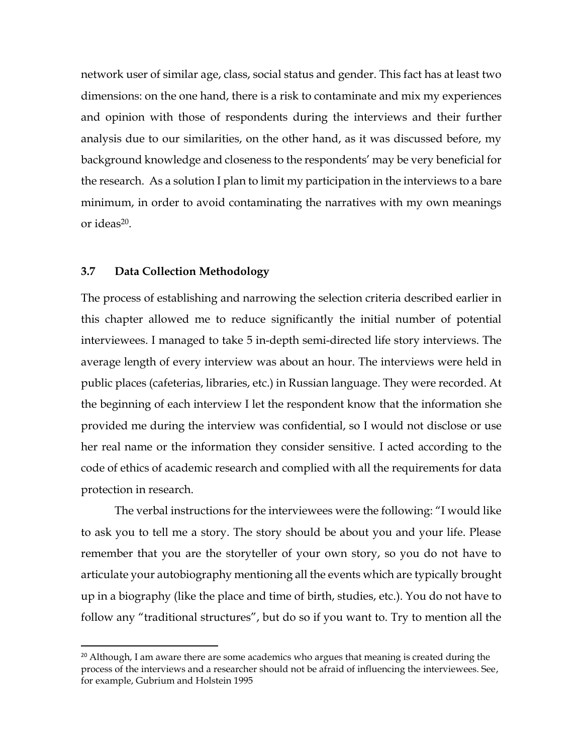network user of similar age, class, social status and gender. This fact has at least two dimensions: on the one hand, there is a risk to contaminate and mix my experiences and opinion with those of respondents during the interviews and their further analysis due to our similarities, on the other hand, as it was discussed before, my background knowledge and closeness to the respondents' may be very beneficial for the research. As a solution I plan to limit my participation in the interviews to a bare minimum, in order to avoid contaminating the narratives with my own meanings or ideas[20].

### 3.7 Data Collection Methodology

The process of establishing and narrowing the selection criteria described earlier in this chapter allowed me to reduce significantly the initial number of potential interviewees. I managed to take 5 in-depth semi-directed life story interviews. The average length of every interview was about an hour. The interviews were held in public places (cafeterias, libraries, etc.) in Russian language. They were recorded. At the beginning of each interview I let the respondent know that the information she provided me during the interview was confidential, so I would not disclose or use her real name or the information they consider sensitive. I acted according to the code of ethics of academic research and complied with all the requirements for data protection in research.

The verbal instructions for the interviewees were the following: "I would like to ask you to tell me a story. The story should be about you and your life. Please remember that you are the storyteller of your own story, so you do not have to articulate your autobiography mentioning all the events which are typically brought up in a biography (like the place and time of birth, studies, etc.). You do not have to follow any "traditional structures", but do so if you want to. Try to mention all the

[20] Although, I am aware there are some academics who argues that meaning is created during the process of the interviews and a researcher should not be afraid of influencing the interviewees. See, for example, Gubrium and Holstein 1995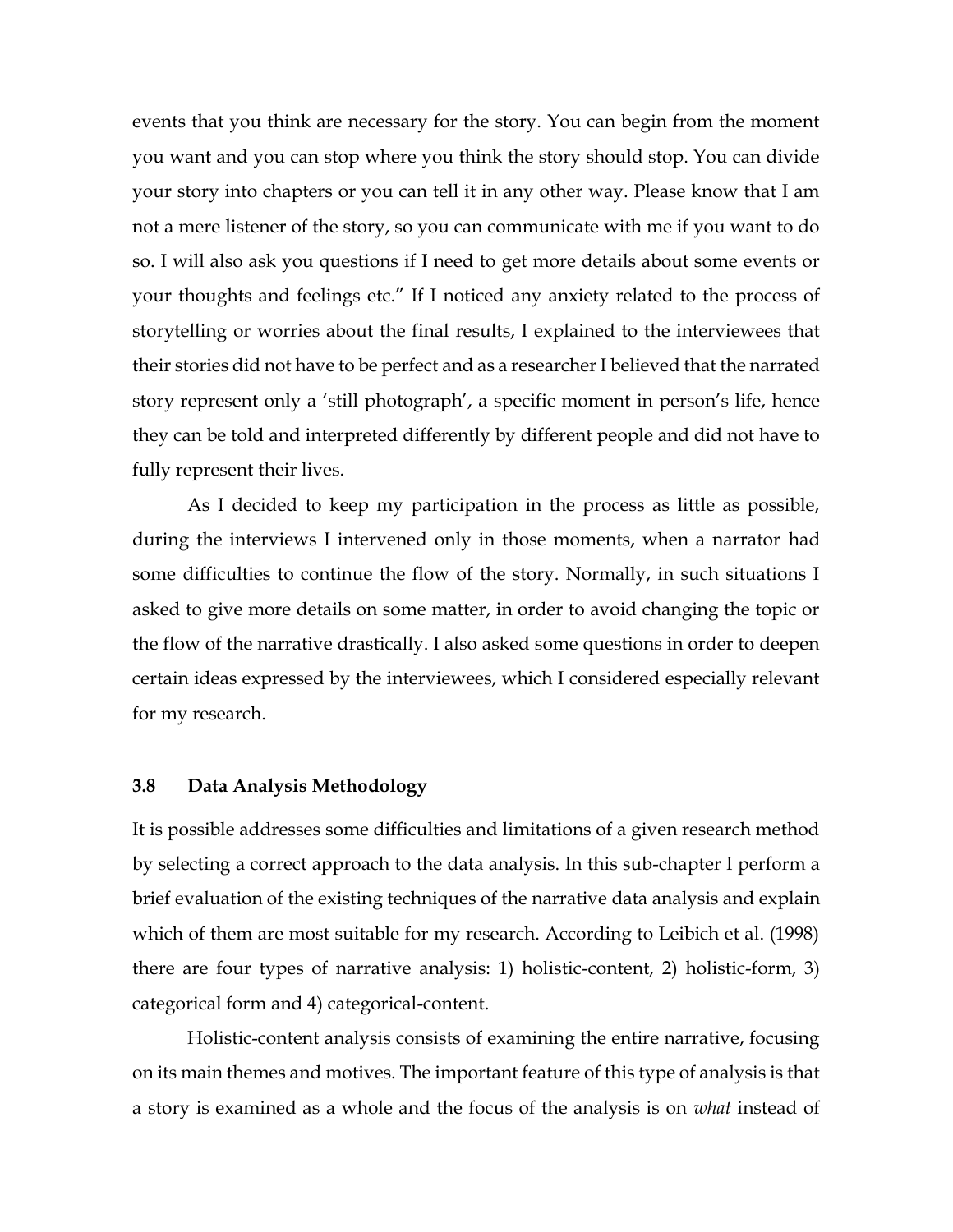events that you think are necessary for the story. You can begin from the moment you want and you can stop where you think the story should stop. You can divide your story into chapters or you can tell it in any other way. Please know that I am not a mere listener of the story, so you can communicate with me if you want to do so. I will also ask you questions if I need to get more details about some events or your thoughts and feelings etc." If I noticed any anxiety related to the process of storytelling or worries about the final results, I explained to the interviewees that their stories did not have to be perfect and as a researcher I believed that the narrated story represent only a 'still photograph', a specific moment in person's life, hence they can be told and interpreted differently by different people and did not have to fully represent their lives.

As I decided to keep my participation in the process as little as possible, during the interviews I intervened only in those moments, when a narrator had some difficulties to continue the flow of the story. Normally, in such situations I asked to give more details on some matter, in order to avoid changing the topic or the flow of the narrative drastically. I also asked some questions in order to deepen certain ideas expressed by the interviewees, which I considered especially relevant for my research.

### 3.8 Data Analysis Methodology

It is possible addresses some difficulties and limitations of a given research method by selecting a correct approach to the data analysis. In this sub-chapter I perform a brief evaluation of the existing techniques of the narrative data analysis and explain which of them are most suitable for my research. According to Leibich et al. (1998) there are four types of narrative analysis: 1) holistic-content, 2) holistic-form, 3) categorical form and 4) categorical-content.

Holistic-content analysis consists of examining the entire narrative, focusing on its main themes and motives. The important feature of this type of analysis is that a story is examined as a whole and the focus of the analysis is on *what* instead of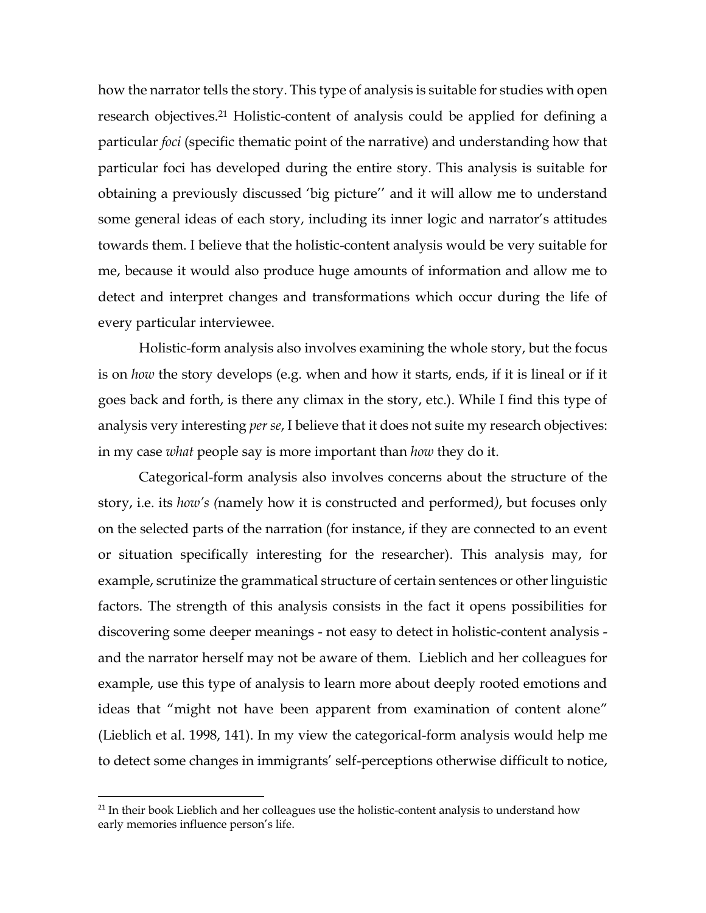how the narrator tells the story. This type of analysis is suitable for studies with open research objectives.[21] Holistic-content of analysis could be applied for defining a particular *foci* (specific thematic point of the narrative) and understanding how that particular foci has developed during the entire story. This analysis is suitable for obtaining a previously discussed 'big picture'' and it will allow me to understand some general ideas of each story, including its inner logic and narrator's attitudes towards them. I believe that the holistic-content analysis would be very suitable for me, because it would also produce huge amounts of information and allow me to detect and interpret changes and transformations which occur during the life of every particular interviewee.

Holistic-form analysis also involves examining the whole story, but the focus is on *how* the story develops (e.g. when and how it starts, ends, if it is lineal or if it goes back and forth, is there any climax in the story, etc.). While I find this type of analysis very interesting *per se*, I believe that it does not suite my research objectives: in my case *what* people say is more important than *how* they do it.

Categorical-form analysis also involves concerns about the structure of the story, i.e. its *how's (*namely how it is constructed and performed*)*, but focuses only on the selected parts of the narration (for instance, if they are connected to an event or situation specifically interesting for the researcher). This analysis may, for example, scrutinize the grammatical structure of certain sentences or other linguistic factors. The strength of this analysis consists in the fact it opens possibilities for discovering some deeper meanings - not easy to detect in holistic-content analysis - and the narrator herself may not be aware of them. Lieblich and her colleagues for example, use this type of analysis to learn more about deeply rooted emotions and ideas that "might not have been apparent from examination of content alone" (Lieblich et al. 1998, 141). In my view the categorical-form analysis would help me to detect some changes in immigrants' self-perceptions otherwise difficult to notice,

[21] In their book Lieblich and her colleagues use the holistic-content analysis to understand how early memories influence person's life.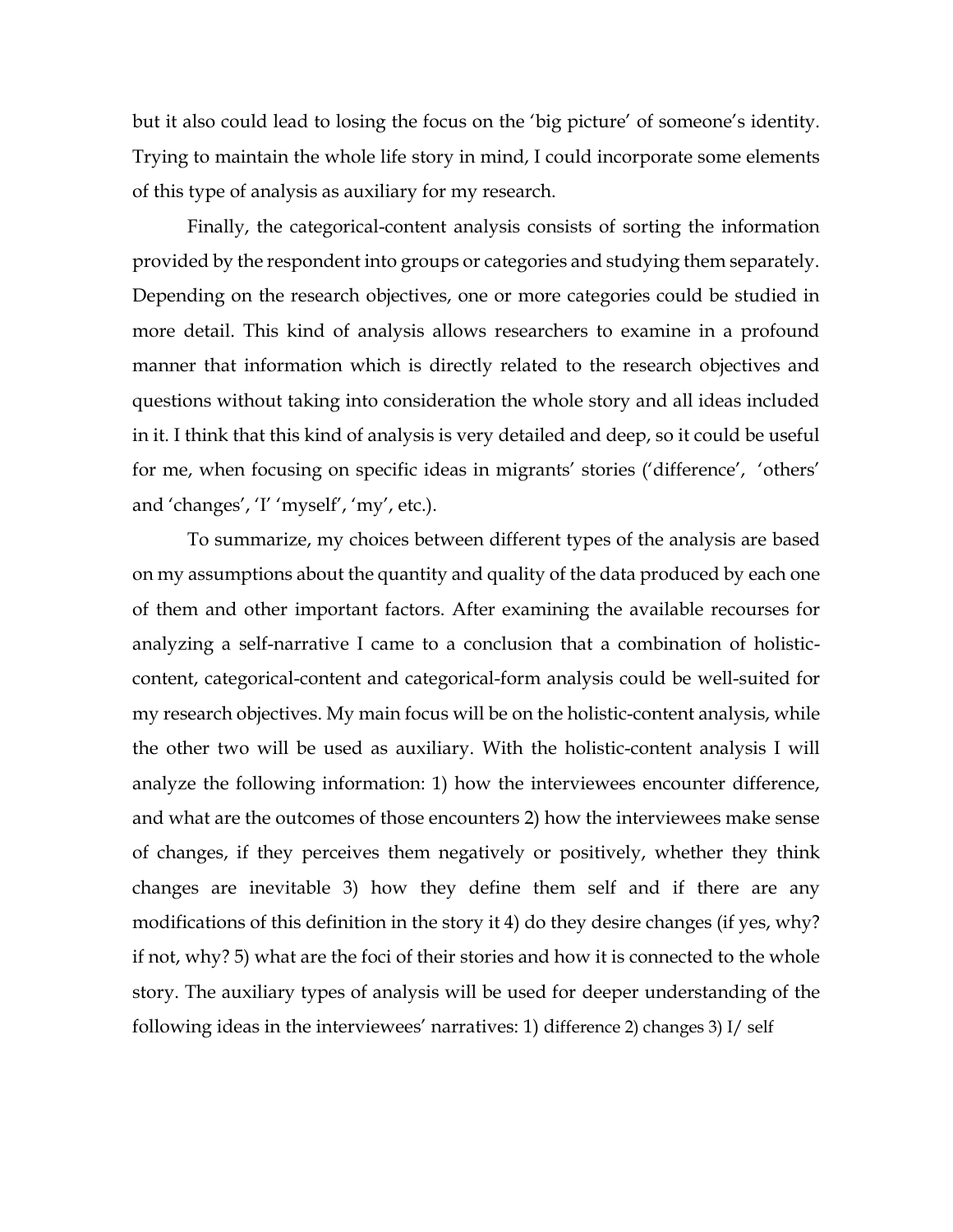but it also could lead to losing the focus on the 'big picture' of someone's identity. Trying to maintain the whole life story in mind, I could incorporate some elements of this type of analysis as auxiliary for my research.

Finally, the categorical-content analysis consists of sorting the information provided by the respondent into groups or categories and studying them separately. Depending on the research objectives, one or more categories could be studied in more detail. This kind of analysis allows researchers to examine in a profound manner that information which is directly related to the research objectives and questions without taking into consideration the whole story and all ideas included in it. I think that this kind of analysis is very detailed and deep, so it could be useful for me, when focusing on specific ideas in migrants' stories ('difference', 'others' and 'changes', 'I' 'myself', 'my', etc.).

To summarize, my choices between different types of the analysis are based on my assumptions about the quantity and quality of the data produced by each one of them and other important factors. After examining the available recourses for analyzing a self-narrative I came to a conclusion that a combination of holistic-content, categorical-content and categorical-form analysis could be well-suited for my research objectives. My main focus will be on the holistic-content analysis, while the other two will be used as auxiliary. With the holistic-content analysis I will analyze the following information: 1) how the interviewees encounter difference, and what are the outcomes of those encounters 2) how the interviewees make sense of changes, if they perceives them negatively or positively, whether they think changes are inevitable 3) how they define them self and if there are any modifications of this definition in the story it 4) do they desire changes (if yes, why? if not, why? 5) what are the foci of their stories and how it is connected to the whole story. The auxiliary types of analysis will be used for deeper understanding of the following ideas in the interviewees' narratives: 1) difference 2) changes 3) I/ self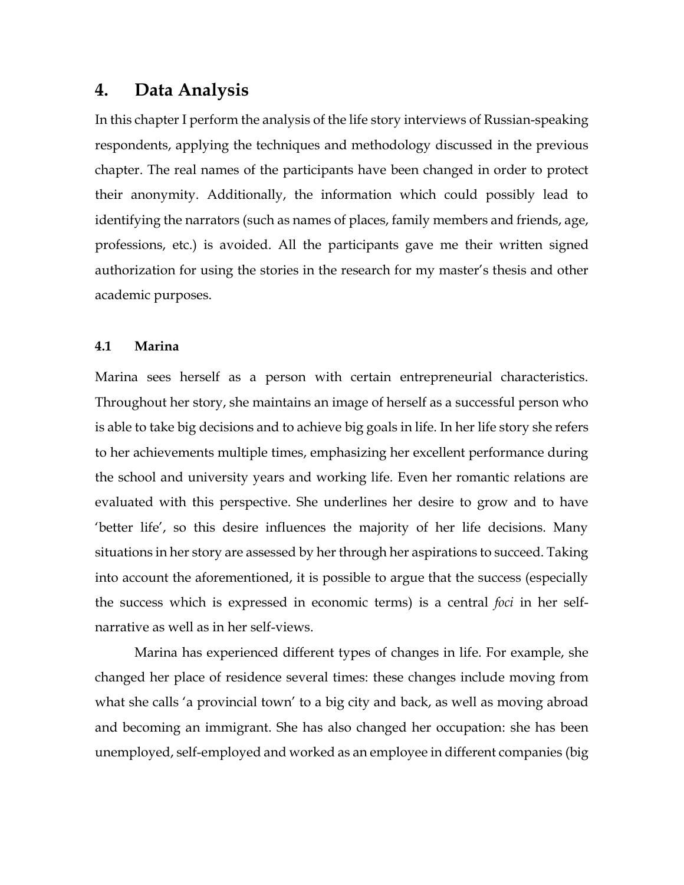# 4. Data Analysis

In this chapter I perform the analysis of the life story interviews of Russian-speaking respondents, applying the techniques and methodology discussed in the previous chapter. The real names of the participants have been changed in order to protect their anonymity. Additionally, the information which could possibly lead to identifying the narrators (such as names of places, family members and friends, age, professions, etc.) is avoided. All the participants gave me their written signed authorization for using the stories in the research for my master's thesis and other academic purposes.

## 4.1 Marina

Marina sees herself as a person with certain entrepreneurial characteristics. Throughout her story, she maintains an image of herself as a successful person who is able to take big decisions and to achieve big goals in life. In her life story she refers to her achievements multiple times, emphasizing her excellent performance during the school and university years and working life. Even her romantic relations are evaluated with this perspective. She underlines her desire to grow and to have 'better life', so this desire influences the majority of her life decisions. Many situations in her story are assessed by her through her aspirations to succeed. Taking into account the aforementioned, it is possible to argue that the success (especially the success which is expressed in economic terms) is a central *foci* in her self-narrative as well as in her self-views.

Marina has experienced different types of changes in life. For example, she changed her place of residence several times: these changes include moving from what she calls 'a provincial town' to a big city and back, as well as moving abroad and becoming an immigrant. She has also changed her occupation: she has been unemployed, self-employed and worked as an employee in different companies (big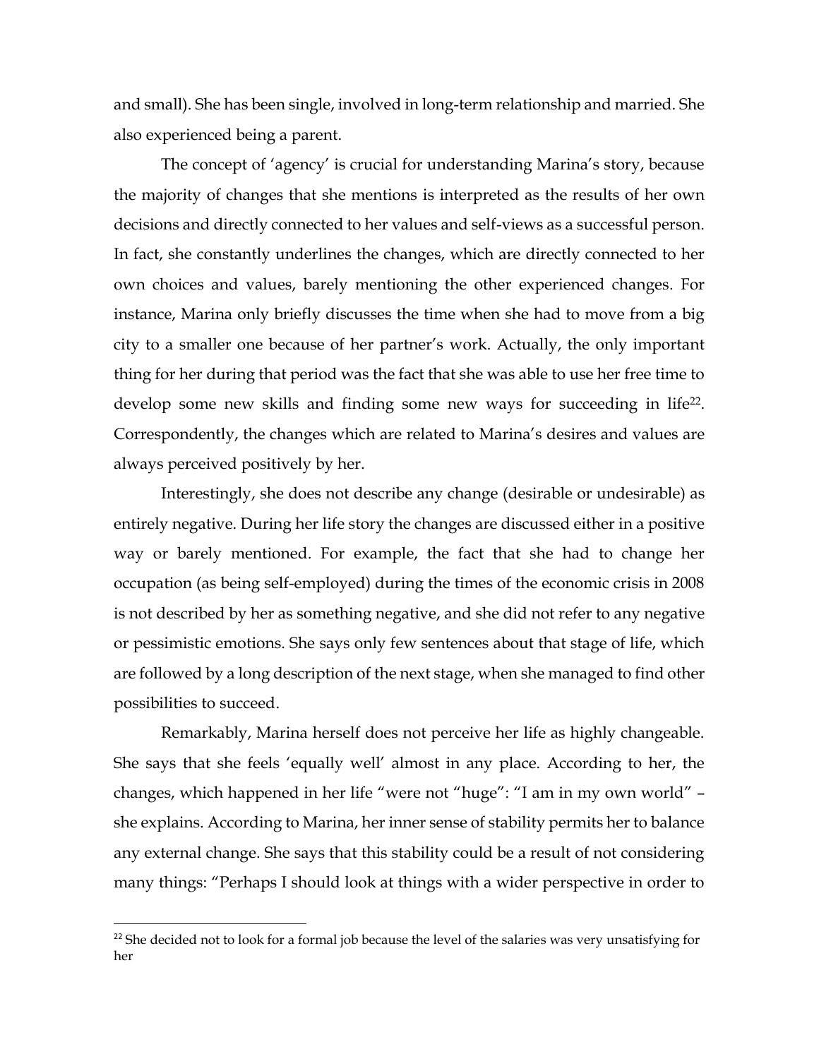and small). She has been single, involved in long-term relationship and married. She also experienced being a parent.

The concept of 'agency' is crucial for understanding Marina's story, because the majority of changes that she mentions is interpreted as the results of her own decisions and directly connected to her values and self-views as a successful person. In fact, she constantly underlines the changes, which are directly connected to her own choices and values, barely mentioning the other experienced changes. For instance, Marina only briefly discusses the time when she had to move from a big city to a smaller one because of her partner's work. Actually, the only important thing for her during that period was the fact that she was able to use her free time to develop some new skills and finding some new ways for succeeding in life[22]. Correspondently, the changes which are related to Marina's desires and values are always perceived positively by her.

Interestingly, she does not describe any change (desirable or undesirable) as entirely negative. During her life story the changes are discussed either in a positive way or barely mentioned. For example, the fact that she had to change her occupation (as being self-employed) during the times of the economic crisis in 2008 is not described by her as something negative, and she did not refer to any negative or pessimistic emotions. She says only few sentences about that stage of life, which are followed by a long description of the next stage, when she managed to find other possibilities to succeed.

Remarkably, Marina herself does not perceive her life as highly changeable. She says that she feels 'equally well' almost in any place. According to her, the changes, which happened in her life "were not "huge": "I am in my own world" – she explains. According to Marina, her inner sense of stability permits her to balance any external change. She says that this stability could be a result of not considering many things: "Perhaps I should look at things with a wider perspective in order to

---

[22] She decided not to look for a formal job because the level of the salaries was very unsatisfying for her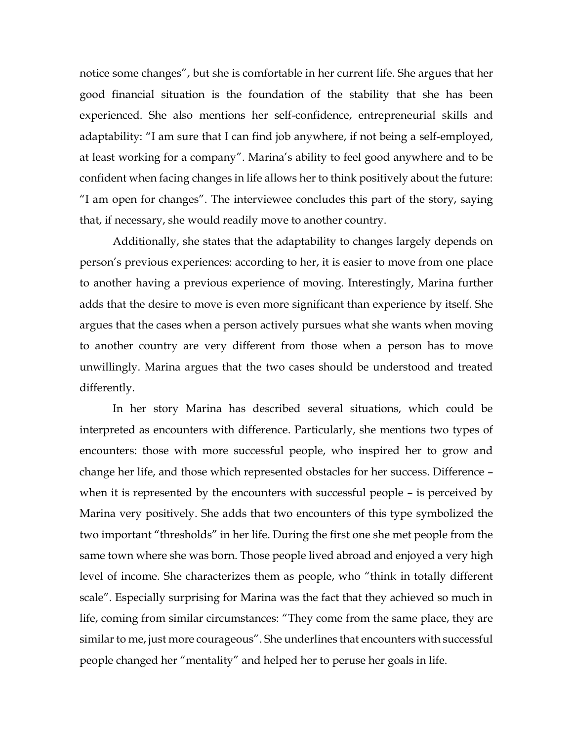notice some changes", but she is comfortable in her current life. She argues that her good financial situation is the foundation of the stability that she has been experienced. She also mentions her self-confidence, entrepreneurial skills and adaptability: "I am sure that I can find job anywhere, if not being a self-employed, at least working for a company". Marina's ability to feel good anywhere and to be confident when facing changes in life allows her to think positively about the future: "I am open for changes". The interviewee concludes this part of the story, saying that, if necessary, she would readily move to another country.

Additionally, she states that the adaptability to changes largely depends on person's previous experiences: according to her, it is easier to move from one place to another having a previous experience of moving. Interestingly, Marina further adds that the desire to move is even more significant than experience by itself. She argues that the cases when a person actively pursues what she wants when moving to another country are very different from those when a person has to move unwillingly. Marina argues that the two cases should be understood and treated differently.

In her story Marina has described several situations, which could be interpreted as encounters with difference. Particularly, she mentions two types of encounters: those with more successful people, who inspired her to grow and change her life, and those which represented obstacles for her success. Difference – when it is represented by the encounters with successful people – is perceived by Marina very positively. She adds that two encounters of this type symbolized the two important "thresholds" in her life. During the first one she met people from the same town where she was born. Those people lived abroad and enjoyed a very high level of income. She characterizes them as people, who "think in totally different scale". Especially surprising for Marina was the fact that they achieved so much in life, coming from similar circumstances: "They come from the same place, they are similar to me, just more courageous". She underlines that encounters with successful people changed her "mentality" and helped her to peruse her goals in life.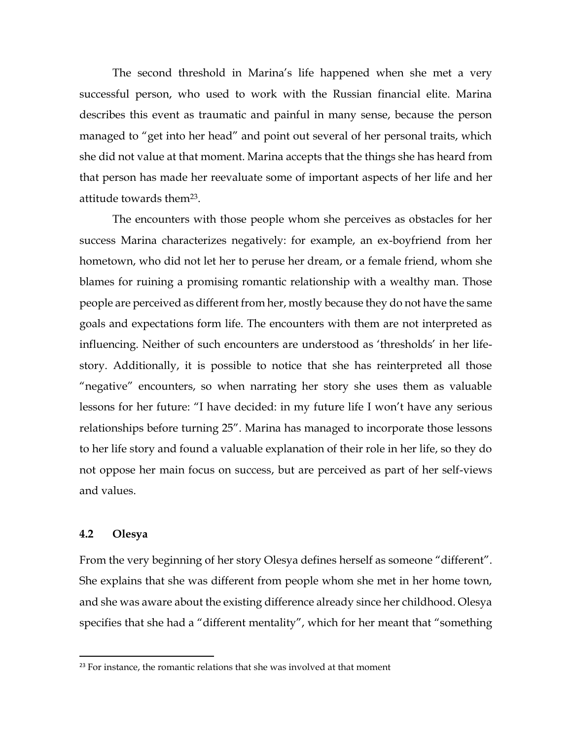The second threshold in Marina's life happened when she met a very successful person, who used to work with the Russian financial elite. Marina describes this event as traumatic and painful in many sense, because the person managed to "get into her head" and point out several of her personal traits, which she did not value at that moment. Marina accepts that the things she has heard from that person has made her reevaluate some of important aspects of her life and her attitude towards them[23].

The encounters with those people whom she perceives as obstacles for her success Marina characterizes negatively: for example, an ex-boyfriend from her hometown, who did not let her to peruse her dream, or a female friend, whom she blames for ruining a promising romantic relationship with a wealthy man. Those people are perceived as different from her, mostly because they do not have the same goals and expectations form life. The encounters with them are not interpreted as influencing. Neither of such encounters are understood as 'thresholds' in her life-story. Additionally, it is possible to notice that she has reinterpreted all those "negative" encounters, so when narrating her story she uses them as valuable lessons for her future: "I have decided: in my future life I won't have any serious relationships before turning 25". Marina has managed to incorporate those lessons to her life story and found a valuable explanation of their role in her life, so they do not oppose her main focus on success, but are perceived as part of her self-views and values.

### 4.2 Olesya

From the very beginning of her story Olesya defines herself as someone "different". She explains that she was different from people whom she met in her home town, and she was aware about the existing difference already since her childhood. Olesya specifies that she had a "different mentality", which for her meant that "something

[23] For instance, the romantic relations that she was involved at that moment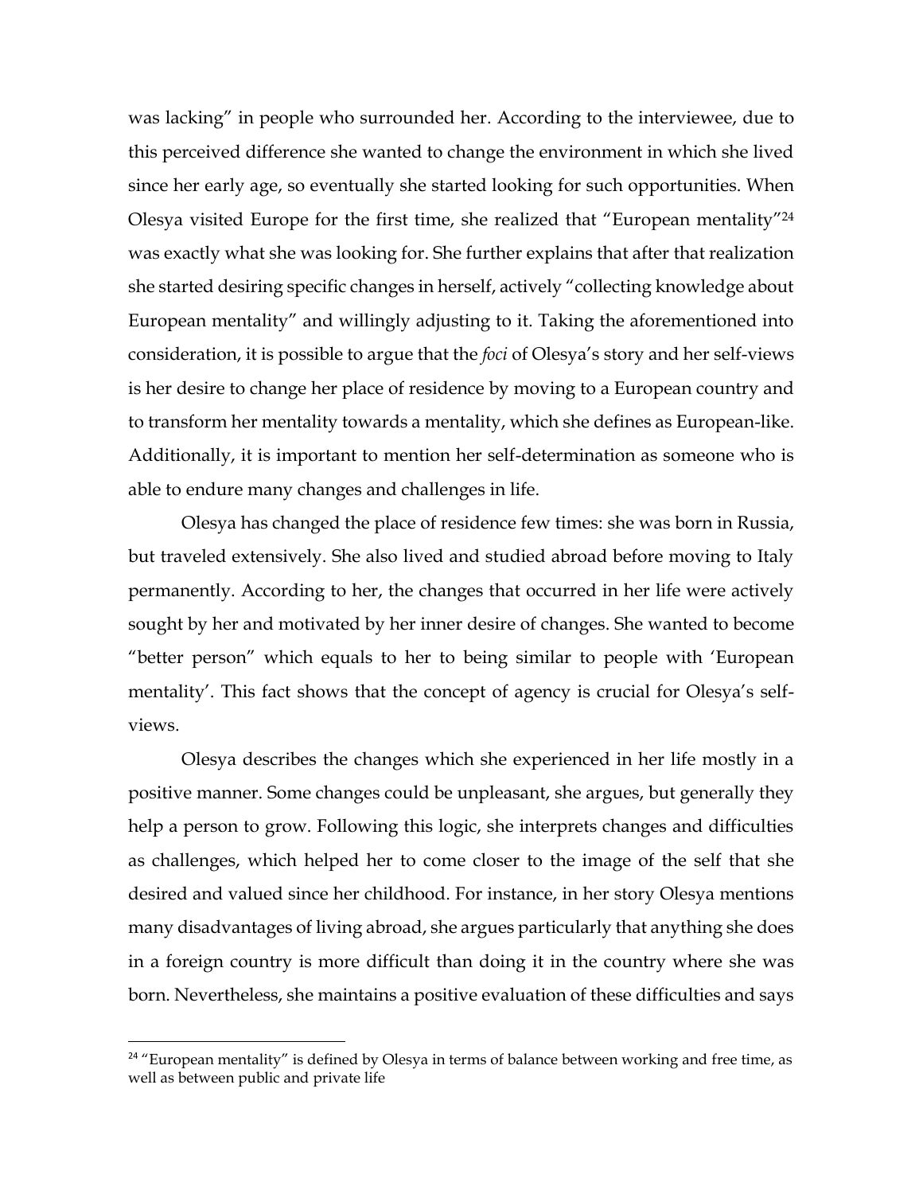was lacking" in people who surrounded her. According to the interviewee, due to this perceived difference she wanted to change the environment in which she lived since her early age, so eventually she started looking for such opportunities. When Olesya visited Europe for the first time, she realized that "European mentality"[24] was exactly what she was looking for. She further explains that after that realization she started desiring specific changes in herself, actively "collecting knowledge about European mentality" and willingly adjusting to it. Taking the aforementioned into consideration, it is possible to argue that the *foci* of Olesya's story and her self-views is her desire to change her place of residence by moving to a European country and to transform her mentality towards a mentality, which she defines as European-like. Additionally, it is important to mention her self-determination as someone who is able to endure many changes and challenges in life.

Olesya has changed the place of residence few times: she was born in Russia, but traveled extensively. She also lived and studied abroad before moving to Italy permanently. According to her, the changes that occurred in her life were actively sought by her and motivated by her inner desire of changes. She wanted to become "better person" which equals to her to being similar to people with 'European mentality'. This fact shows that the concept of agency is crucial for Olesya's self-views.

Olesya describes the changes which she experienced in her life mostly in a positive manner. Some changes could be unpleasant, she argues, but generally they help a person to grow. Following this logic, she interprets changes and difficulties as challenges, which helped her to come closer to the image of the self that she desired and valued since her childhood. For instance, in her story Olesya mentions many disadvantages of living abroad, she argues particularly that anything she does in a foreign country is more difficult than doing it in the country where she was born. Nevertheless, she maintains a positive evaluation of these difficulties and says

[24] "European mentality" is defined by Olesya in terms of balance between working and free time, as well as between public and private life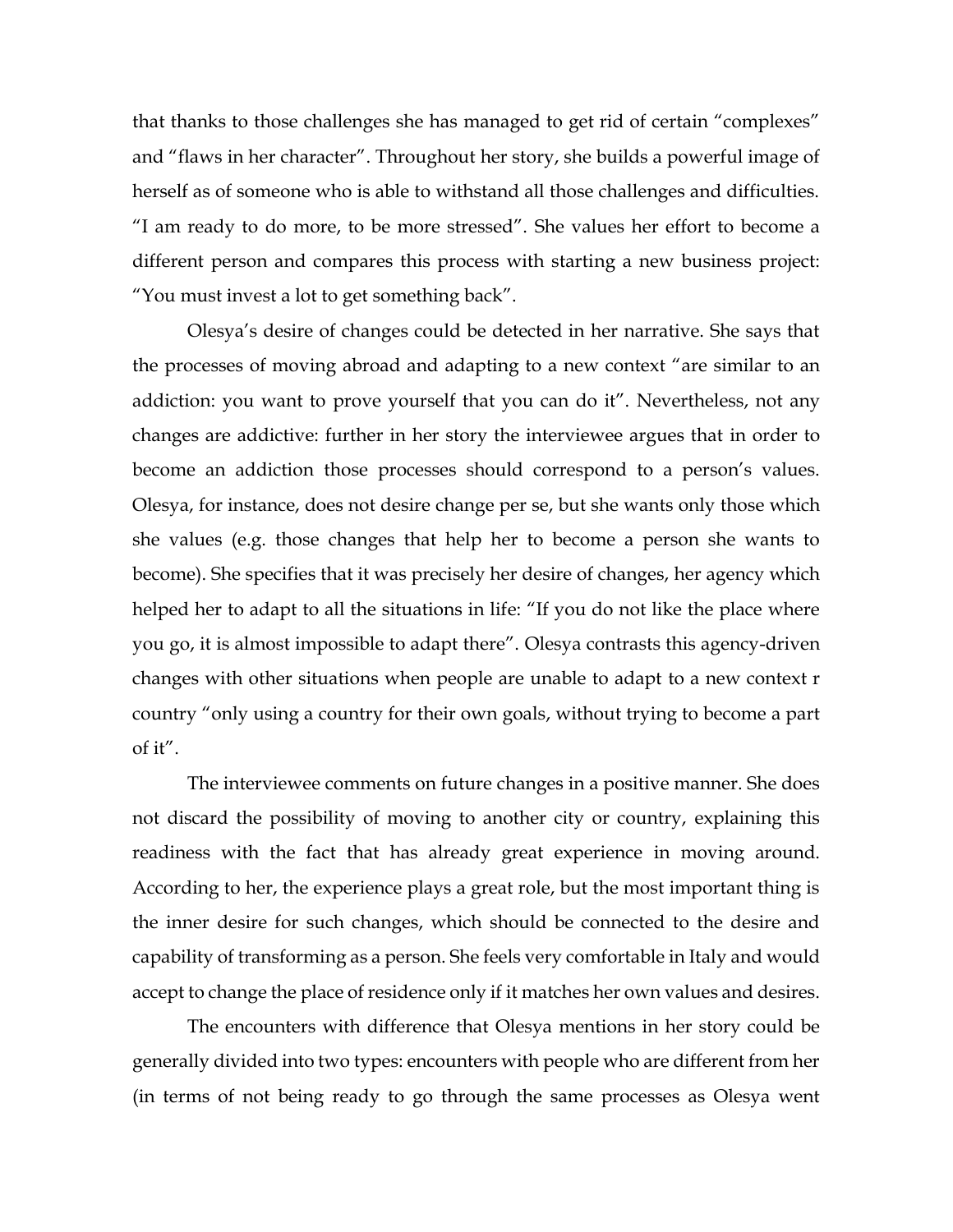that thanks to those challenges she has managed to get rid of certain "complexes" and "flaws in her character". Throughout her story, she builds a powerful image of herself as of someone who is able to withstand all those challenges and difficulties. "I am ready to do more, to be more stressed". She values her effort to become a different person and compares this process with starting a new business project: "You must invest a lot to get something back".

Olesya's desire of changes could be detected in her narrative. She says that the processes of moving abroad and adapting to a new context "are similar to an addiction: you want to prove yourself that you can do it". Nevertheless, not any changes are addictive: further in her story the interviewee argues that in order to become an addiction those processes should correspond to a person's values. Olesya, for instance, does not desire change per se, but she wants only those which she values (e.g. those changes that help her to become a person she wants to become). She specifies that it was precisely her desire of changes, her agency which helped her to adapt to all the situations in life: "If you do not like the place where you go, it is almost impossible to adapt there". Olesya contrasts this agency-driven changes with other situations when people are unable to adapt to a new context r country "only using a country for their own goals, without trying to become a part of it".

The interviewee comments on future changes in a positive manner. She does not discard the possibility of moving to another city or country, explaining this readiness with the fact that has already great experience in moving around. According to her, the experience plays a great role, but the most important thing is the inner desire for such changes, which should be connected to the desire and capability of transforming as a person. She feels very comfortable in Italy and would accept to change the place of residence only if it matches her own values and desires.

The encounters with difference that Olesya mentions in her story could be generally divided into two types: encounters with people who are different from her (in terms of not being ready to go through the same processes as Olesya went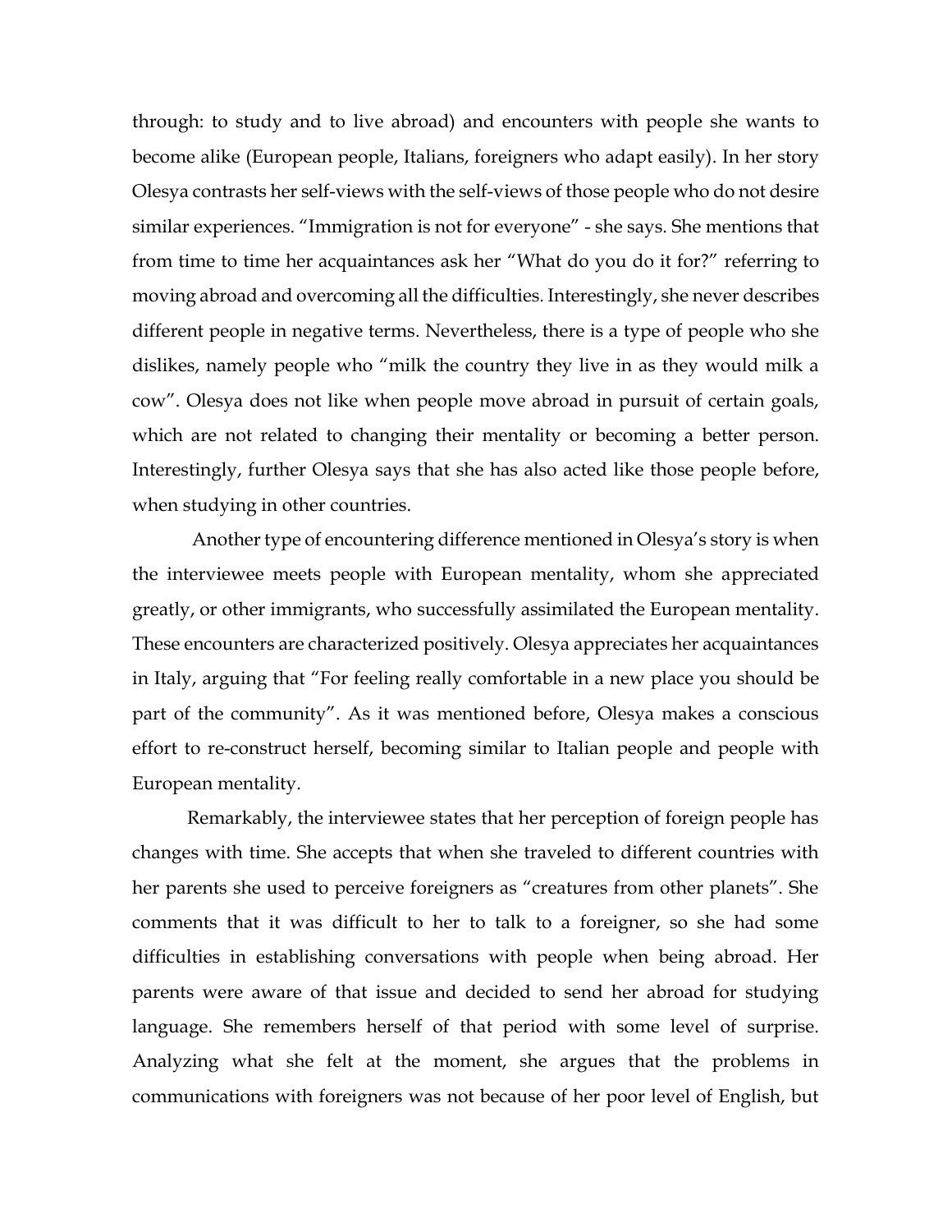through: to study and to live abroad) and encounters with people she wants to become alike (European people, Italians, foreigners who adapt easily). In her story Olesya contrasts her self-views with the self-views of those people who do not desire similar experiences. "Immigration is not for everyone" - she says. She mentions that from time to time her acquaintances ask her "What do you do it for?" referring to moving abroad and overcoming all the difficulties. Interestingly, she never describes different people in negative terms. Nevertheless, there is a type of people who she dislikes, namely people who "milk the country they live in as they would milk a cow". Olesya does not like when people move abroad in pursuit of certain goals, which are not related to changing their mentality or becoming a better person. Interestingly, further Olesya says that she has also acted like those people before, when studying in other countries.

Another type of encountering difference mentioned in Olesya's story is when the interviewee meets people with European mentality, whom she appreciated greatly, or other immigrants, who successfully assimilated the European mentality. These encounters are characterized positively. Olesya appreciates her acquaintances in Italy, arguing that "For feeling really comfortable in a new place you should be part of the community". As it was mentioned before, Olesya makes a conscious effort to re-construct herself, becoming similar to Italian people and people with European mentality.

Remarkably, the interviewee states that her perception of foreign people has changes with time. She accepts that when she traveled to different countries with her parents she used to perceive foreigners as "creatures from other planets". She comments that it was difficult to her to talk to a foreigner, so she had some difficulties in establishing conversations with people when being abroad. Her parents were aware of that issue and decided to send her abroad for studying language. She remembers herself of that period with some level of surprise. Analyzing what she felt at the moment, she argues that the problems in communications with foreigners was not because of her poor level of English, but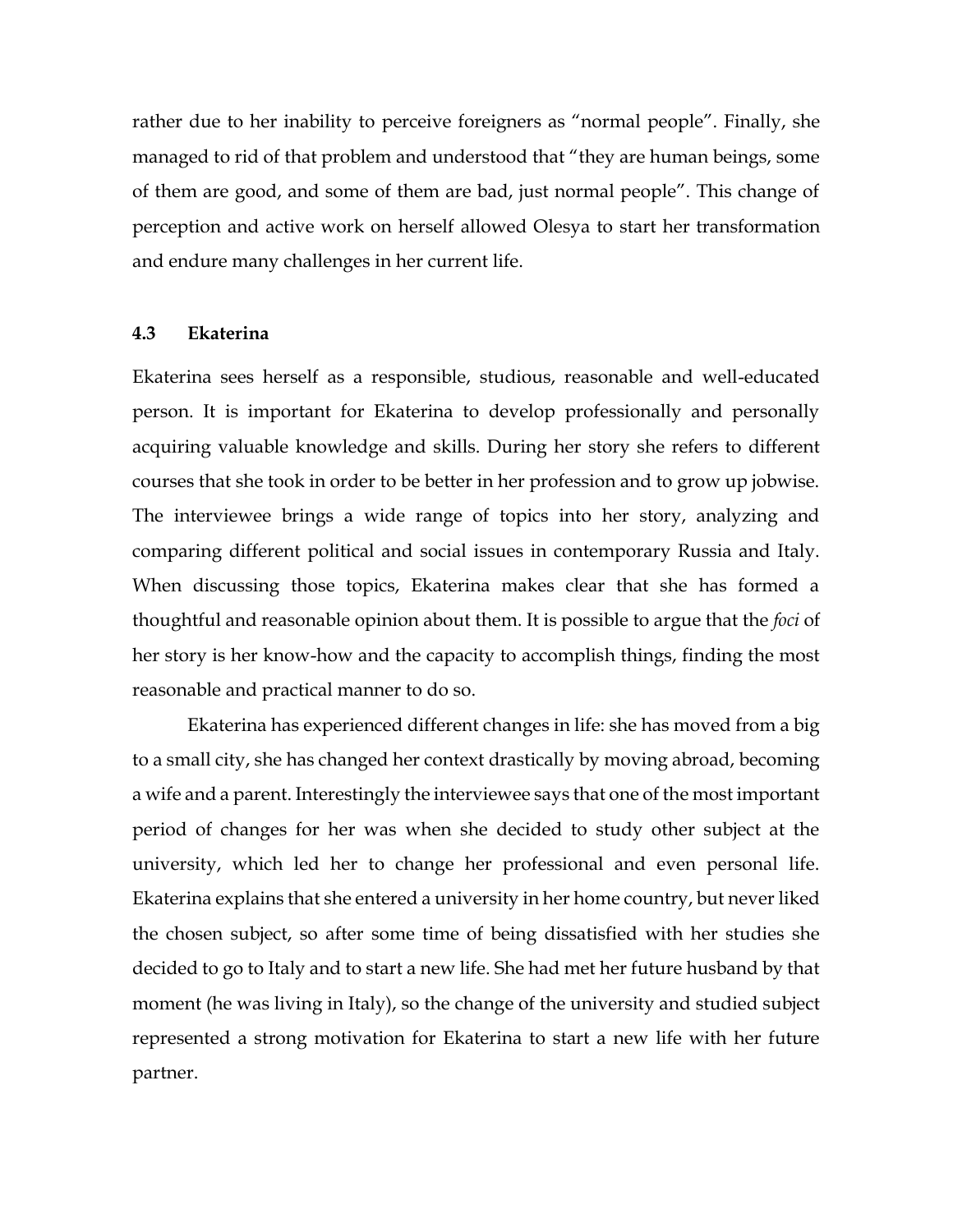rather due to her inability to perceive foreigners as "normal people". Finally, she managed to rid of that problem and understood that "they are human beings, some of them are good, and some of them are bad, just normal people". This change of perception and active work on herself allowed Olesya to start her transformation and endure many challenges in her current life.

### 4.3 Ekaterina

Ekaterina sees herself as a responsible, studious, reasonable and well-educated person. It is important for Ekaterina to develop professionally and personally acquiring valuable knowledge and skills. During her story she refers to different courses that she took in order to be better in her profession and to grow up jobwise. The interviewee brings a wide range of topics into her story, analyzing and comparing different political and social issues in contemporary Russia and Italy. When discussing those topics, Ekaterina makes clear that she has formed a thoughtful and reasonable opinion about them. It is possible to argue that the *foci* of her story is her know-how and the capacity to accomplish things, finding the most reasonable and practical manner to do so.

Ekaterina has experienced different changes in life: she has moved from a big to a small city, she has changed her context drastically by moving abroad, becoming a wife and a parent. Interestingly the interviewee says that one of the most important period of changes for her was when she decided to study other subject at the university, which led her to change her professional and even personal life. Ekaterina explains that she entered a university in her home country, but never liked the chosen subject, so after some time of being dissatisfied with her studies she decided to go to Italy and to start a new life. She had met her future husband by that moment (he was living in Italy), so the change of the university and studied subject represented a strong motivation for Ekaterina to start a new life with her future partner.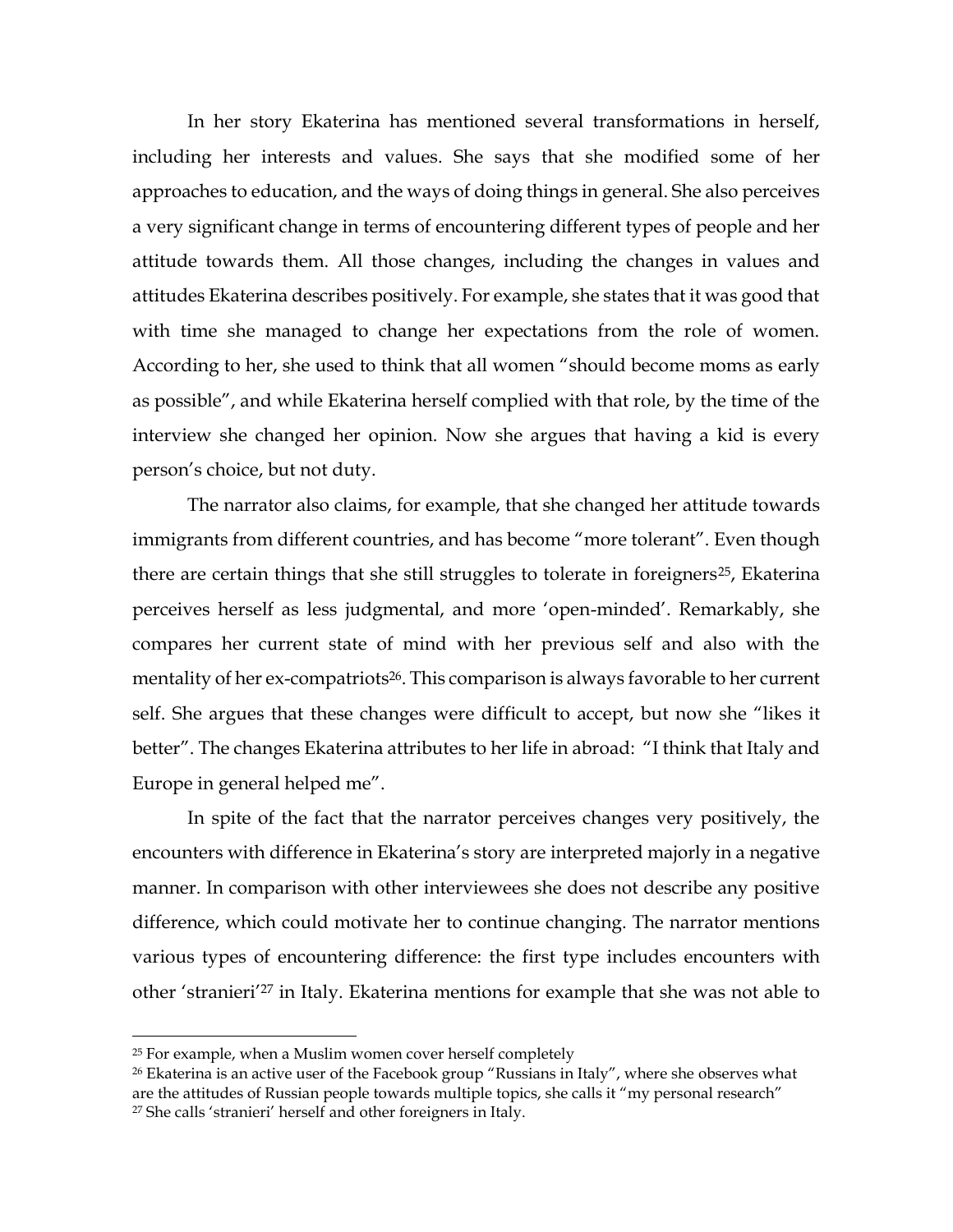In her story Ekaterina has mentioned several transformations in herself, including her interests and values. She says that she modified some of her approaches to education, and the ways of doing things in general. She also perceives a very significant change in terms of encountering different types of people and her attitude towards them. All those changes, including the changes in values and attitudes Ekaterina describes positively. For example, she states that it was good that with time she managed to change her expectations from the role of women. According to her, she used to think that all women "should become moms as early as possible", and while Ekaterina herself complied with that role, by the time of the interview she changed her opinion. Now she argues that having a kid is every person's choice, but not duty.

The narrator also claims, for example, that she changed her attitude towards immigrants from different countries, and has become "more tolerant". Even though there are certain things that she still struggles to tolerate in foreigners[25], Ekaterina perceives herself as less judgmental, and more 'open-minded'. Remarkably, she compares her current state of mind with her previous self and also with the mentality of her ex-compatriots[26]. This comparison is always favorable to her current self. She argues that these changes were difficult to accept, but now she "likes it better". The changes Ekaterina attributes to her life in abroad: "I think that Italy and Europe in general helped me".

In spite of the fact that the narrator perceives changes very positively, the encounters with difference in Ekaterina's story are interpreted majorly in a negative manner. In comparison with other interviewees she does not describe any positive difference, which could motivate her to continue changing. The narrator mentions various types of encountering difference: the first type includes encounters with other 'stranieri'[27] in Italy. Ekaterina mentions for example that she was not able to

---

[25] For example, when a Muslim women cover herself completely

[26] Ekaterina is an active user of the Facebook group "Russians in Italy", where she observes what are the attitudes of Russian people towards multiple topics, she calls it "my personal research"

[27] She calls 'stranieri' herself and other foreigners in Italy.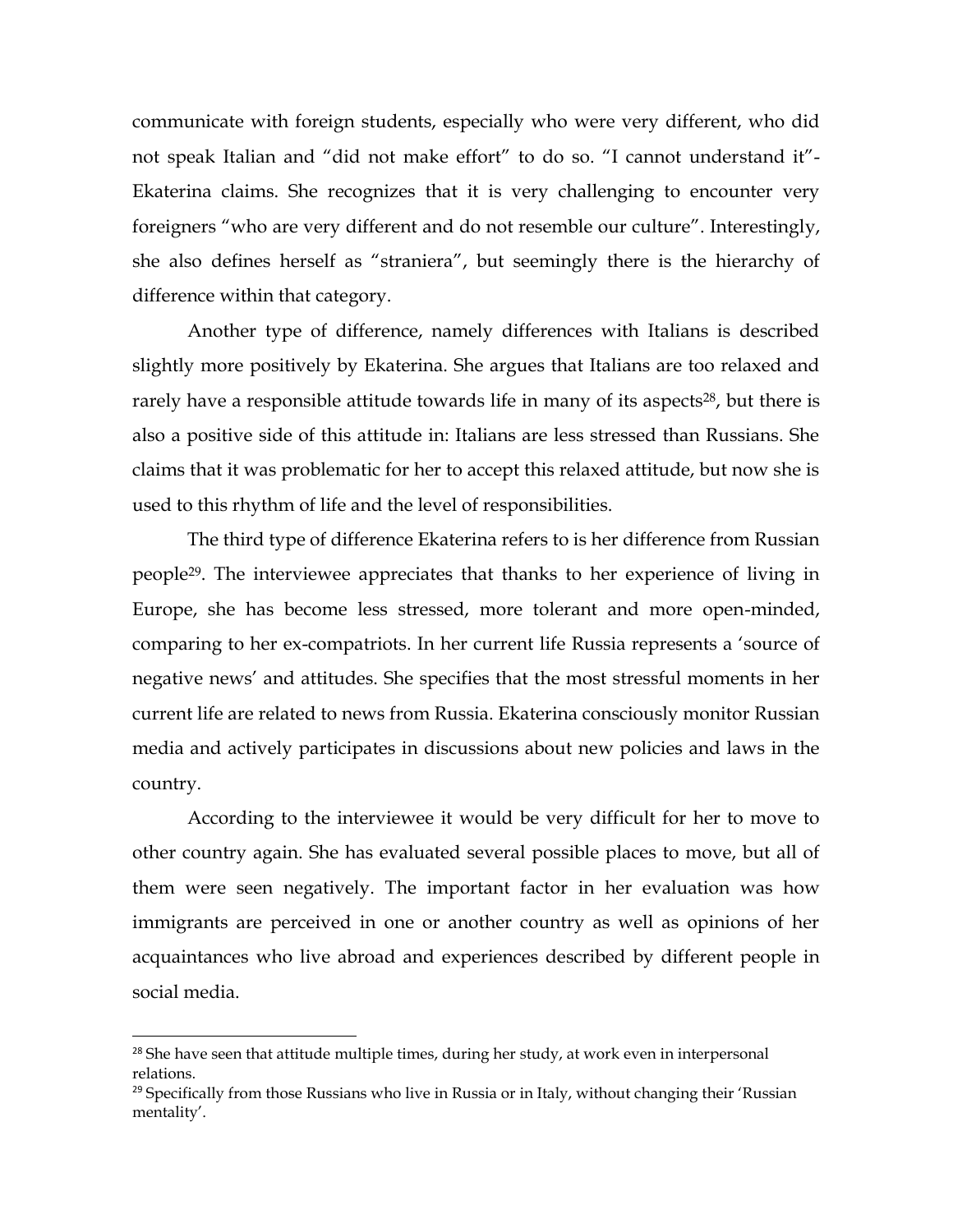communicate with foreign students, especially who were very different, who did not speak Italian and "did not make effort" to do so. "I cannot understand it"- Ekaterina claims. She recognizes that it is very challenging to encounter very foreigners "who are very different and do not resemble our culture". Interestingly, she also defines herself as "straniera", but seemingly there is the hierarchy of difference within that category.

Another type of difference, namely differences with Italians is described slightly more positively by Ekaterina. She argues that Italians are too relaxed and rarely have a responsible attitude towards life in many of its aspects[28], but there is also a positive side of this attitude in: Italians are less stressed than Russians. She claims that it was problematic for her to accept this relaxed attitude, but now she is used to this rhythm of life and the level of responsibilities.

The third type of difference Ekaterina refers to is her difference from Russian people[29]. The interviewee appreciates that thanks to her experience of living in Europe, she has become less stressed, more tolerant and more open-minded, comparing to her ex-compatriots. In her current life Russia represents a 'source of negative news' and attitudes. She specifies that the most stressful moments in her current life are related to news from Russia. Ekaterina consciously monitor Russian media and actively participates in discussions about new policies and laws in the country.

According to the interviewee it would be very difficult for her to move to other country again. She has evaluated several possible places to move, but all of them were seen negatively. The important factor in her evaluation was how immigrants are perceived in one or another country as well as opinions of her acquaintances who live abroad and experiences described by different people in social media.

---

[28] She have seen that attitude multiple times, during her study, at work even in interpersonal relations.

[29] Specifically from those Russians who live in Russia or in Italy, without changing their 'Russian mentality'.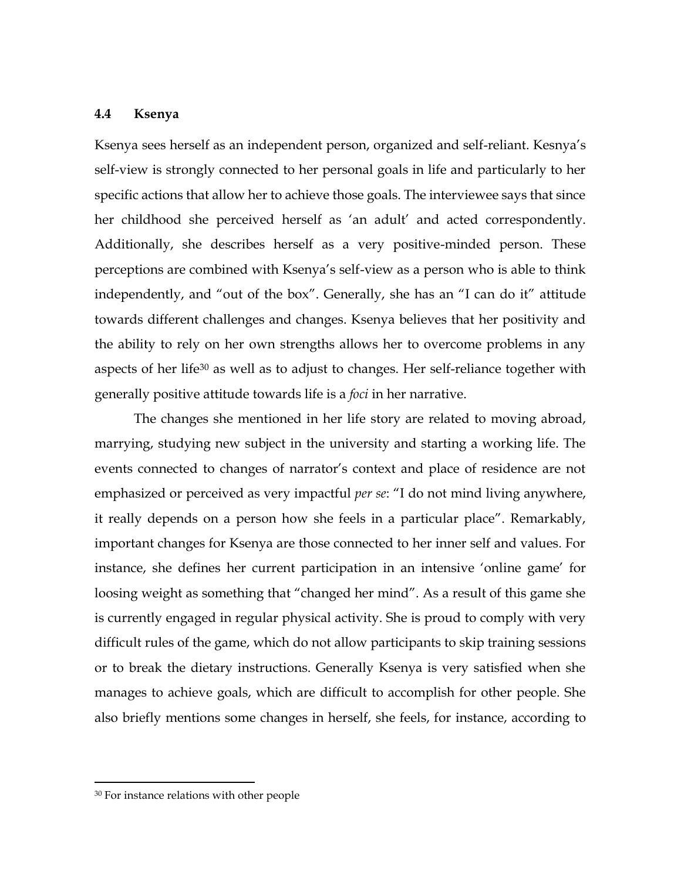### 4.4 Ksenya

Ksenya sees herself as an independent person, organized and self-reliant. Kesnya's self-view is strongly connected to her personal goals in life and particularly to her specific actions that allow her to achieve those goals. The interviewee says that since her childhood she perceived herself as 'an adult' and acted correspondently. Additionally, she describes herself as a very positive-minded person. These perceptions are combined with Ksenya's self-view as a person who is able to think independently, and "out of the box". Generally, she has an "I can do it" attitude towards different challenges and changes. Ksenya believes that her positivity and the ability to rely on her own strengths allows her to overcome problems in any aspects of her life[30] as well as to adjust to changes. Her self-reliance together with generally positive attitude towards life is a *foci* in her narrative.

The changes she mentioned in her life story are related to moving abroad, marrying, studying new subject in the university and starting a working life. The events connected to changes of narrator's context and place of residence are not emphasized or perceived as very impactful *per se*: "I do not mind living anywhere, it really depends on a person how she feels in a particular place". Remarkably, important changes for Ksenya are those connected to her inner self and values. For instance, she defines her current participation in an intensive 'online game' for loosing weight as something that "changed her mind". As a result of this game she is currently engaged in regular physical activity. She is proud to comply with very difficult rules of the game, which do not allow participants to skip training sessions or to break the dietary instructions. Generally Ksenya is very satisfied when she manages to achieve goals, which are difficult to accomplish for other people. She also briefly mentions some changes in herself, she feels, for instance, according to

[30] For instance relations with other people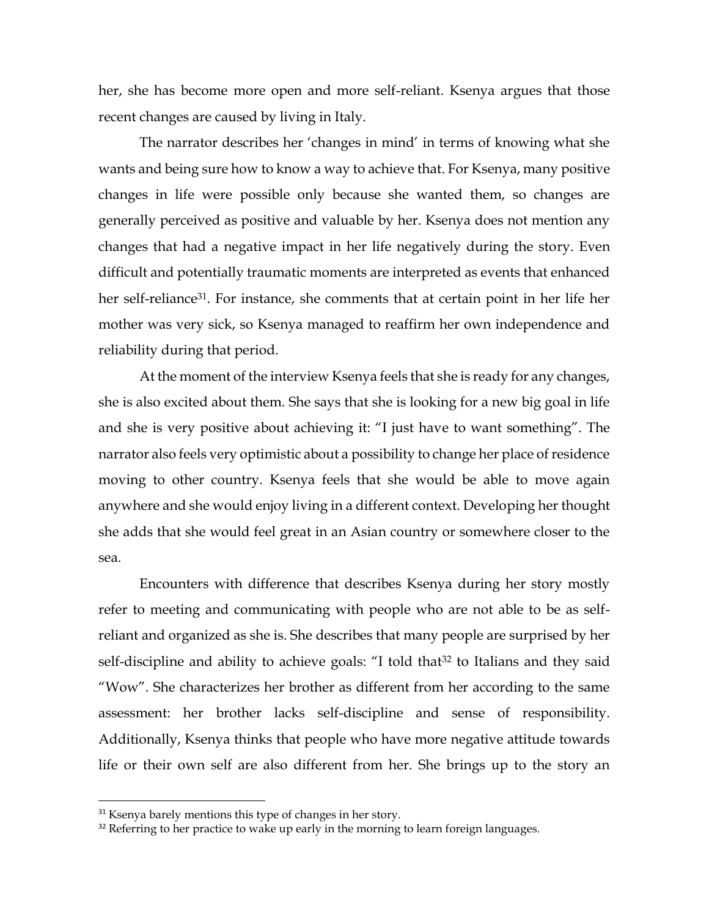her, she has become more open and more self-reliant. Ksenya argues that those recent changes are caused by living in Italy.

The narrator describes her 'changes in mind' in terms of knowing what she wants and being sure how to know a way to achieve that. For Ksenya, many positive changes in life were possible only because she wanted them, so changes are generally perceived as positive and valuable by her. Ksenya does not mention any changes that had a negative impact in her life negatively during the story. Even difficult and potentially traumatic moments are interpreted as events that enhanced her self-reliance[31]. For instance, she comments that at certain point in her life her mother was very sick, so Ksenya managed to reaffirm her own independence and reliability during that period.

At the moment of the interview Ksenya feels that she is ready for any changes, she is also excited about them. She says that she is looking for a new big goal in life and she is very positive about achieving it: "I just have to want something". The narrator also feels very optimistic about a possibility to change her place of residence moving to other country. Ksenya feels that she would be able to move again anywhere and she would enjoy living in a different context. Developing her thought she adds that she would feel great in an Asian country or somewhere closer to the sea.

Encounters with difference that describes Ksenya during her story mostly refer to meeting and communicating with people who are not able to be as self-reliant and organized as she is. She describes that many people are surprised by her self-discipline and ability to achieve goals: "I told that[32] to Italians and they said "Wow". She characterizes her brother as different from her according to the same assessment: her brother lacks self-discipline and sense of responsibility. Additionally, Ksenya thinks that people who have more negative attitude towards life or their own self are also different from her. She brings up to the story an

---

[31] Ksenya barely mentions this type of changes in her story.

[32] Referring to her practice to wake up early in the morning to learn foreign languages.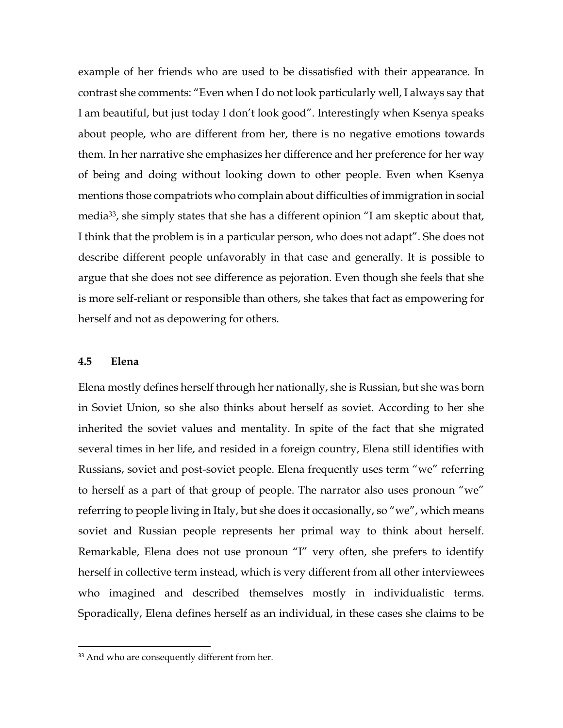example of her friends who are used to be dissatisfied with their appearance. In contrast she comments: "Even when I do not look particularly well, I always say that I am beautiful, but just today I don't look good". Interestingly when Ksenya speaks about people, who are different from her, there is no negative emotions towards them. In her narrative she emphasizes her difference and her preference for her way of being and doing without looking down to other people. Even when Ksenya mentions those compatriots who complain about difficulties of immigration in social media[33], she simply states that she has a different opinion "I am skeptic about that, I think that the problem is in a particular person, who does not adapt". She does not describe different people unfavorably in that case and generally. It is possible to argue that she does not see difference as pejoration. Even though she feels that she is more self-reliant or responsible than others, she takes that fact as empowering for herself and not as depowering for others.

### 4.5 Elena

Elena mostly defines herself through her nationally, she is Russian, but she was born in Soviet Union, so she also thinks about herself as soviet. According to her she inherited the soviet values and mentality. In spite of the fact that she migrated several times in her life, and resided in a foreign country, Elena still identifies with Russians, soviet and post-soviet people. Elena frequently uses term "we" referring to herself as a part of that group of people. The narrator also uses pronoun "we" referring to people living in Italy, but she does it occasionally, so "we", which means soviet and Russian people represents her primal way to think about herself. Remarkable, Elena does not use pronoun "I" very often, she prefers to identify herself in collective term instead, which is very different from all other interviewees who imagined and described themselves mostly in individualistic terms. Sporadically, Elena defines herself as an individual, in these cases she claims to be

[33] And who are consequently different from her.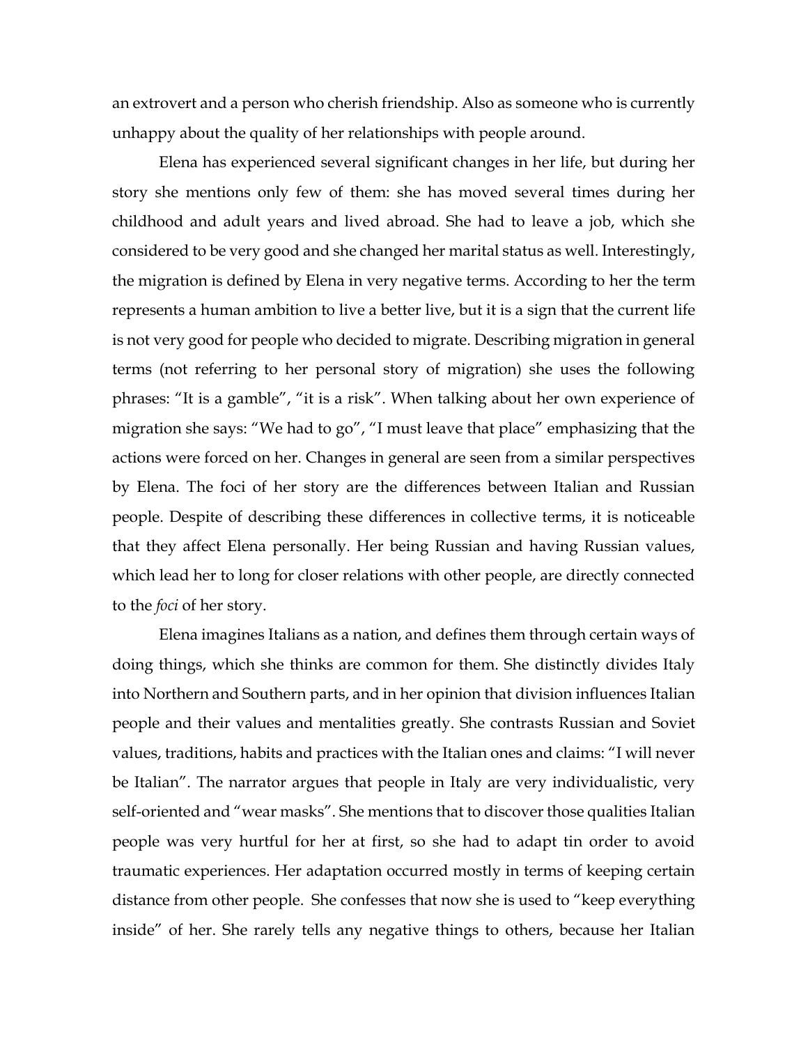an extrovert and a person who cherish friendship. Also as someone who is currently unhappy about the quality of her relationships with people around.

Elena has experienced several significant changes in her life, but during her story she mentions only few of them: she has moved several times during her childhood and adult years and lived abroad. She had to leave a job, which she considered to be very good and she changed her marital status as well. Interestingly, the migration is defined by Elena in very negative terms. According to her the term represents a human ambition to live a better live, but it is a sign that the current life is not very good for people who decided to migrate. Describing migration in general terms (not referring to her personal story of migration) she uses the following phrases: "It is a gamble", "it is a risk". When talking about her own experience of migration she says: "We had to go", "I must leave that place" emphasizing that the actions were forced on her. Changes in general are seen from a similar perspectives by Elena. The foci of her story are the differences between Italian and Russian people. Despite of describing these differences in collective terms, it is noticeable that they affect Elena personally. Her being Russian and having Russian values, which lead her to long for closer relations with other people, are directly connected to the *foci* of her story.

Elena imagines Italians as a nation, and defines them through certain ways of doing things, which she thinks are common for them. She distinctly divides Italy into Northern and Southern parts, and in her opinion that division influences Italian people and their values and mentalities greatly. She contrasts Russian and Soviet values, traditions, habits and practices with the Italian ones and claims: "I will never be Italian". The narrator argues that people in Italy are very individualistic, very self-oriented and "wear masks". She mentions that to discover those qualities Italian people was very hurtful for her at first, so she had to adapt tin order to avoid traumatic experiences. Her adaptation occurred mostly in terms of keeping certain distance from other people. She confesses that now she is used to "keep everything inside" of her. She rarely tells any negative things to others, because her Italian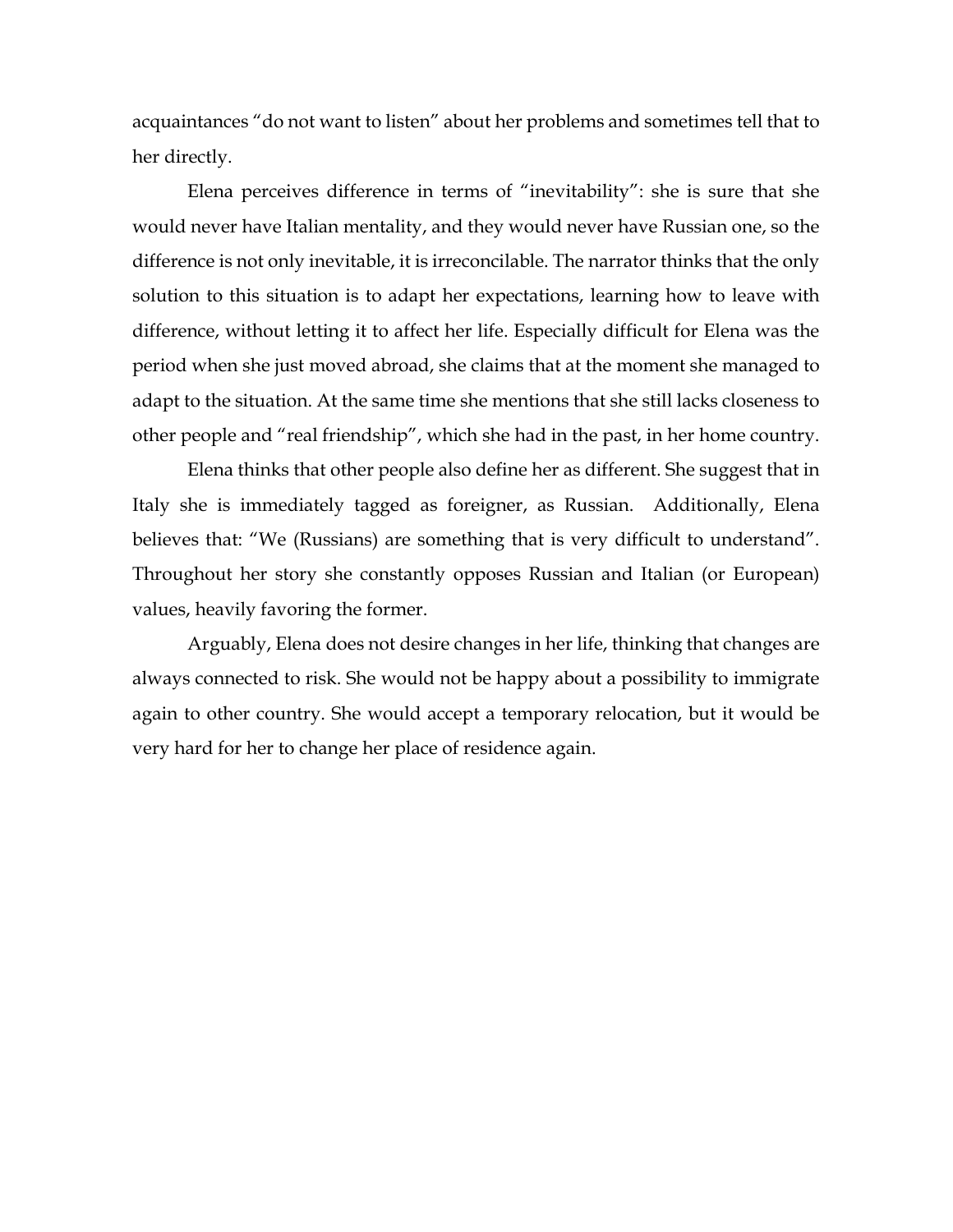acquaintances "do not want to listen" about her problems and sometimes tell that to her directly.

Elena perceives difference in terms of "inevitability": she is sure that she would never have Italian mentality, and they would never have Russian one, so the difference is not only inevitable, it is irreconcilable. The narrator thinks that the only solution to this situation is to adapt her expectations, learning how to leave with difference, without letting it to affect her life. Especially difficult for Elena was the period when she just moved abroad, she claims that at the moment she managed to adapt to the situation. At the same time she mentions that she still lacks closeness to other people and "real friendship", which she had in the past, in her home country.

Elena thinks that other people also define her as different. She suggest that in Italy she is immediately tagged as foreigner, as Russian. Additionally, Elena believes that: "We (Russians) are something that is very difficult to understand". Throughout her story she constantly opposes Russian and Italian (or European) values, heavily favoring the former.

Arguably, Elena does not desire changes in her life, thinking that changes are always connected to risk. She would not be happy about a possibility to immigrate again to other country. She would accept a temporary relocation, but it would be very hard for her to change her place of residence again.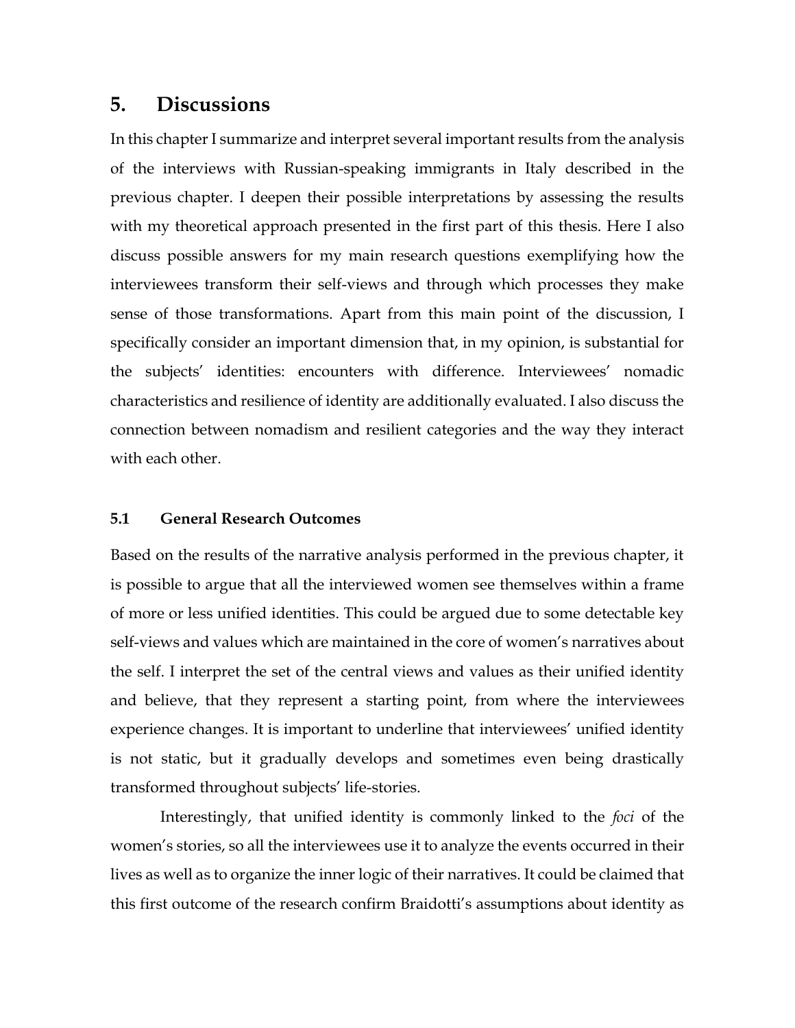# 5. Discussions

In this chapter I summarize and interpret several important results from the analysis of the interviews with Russian-speaking immigrants in Italy described in the previous chapter. I deepen their possible interpretations by assessing the results with my theoretical approach presented in the first part of this thesis. Here I also discuss possible answers for my main research questions exemplifying how the interviewees transform their self-views and through which processes they make sense of those transformations. Apart from this main point of the discussion, I specifically consider an important dimension that, in my opinion, is substantial for the subjects' identities: encounters with difference. Interviewees' nomadic characteristics and resilience of identity are additionally evaluated. I also discuss the connection between nomadism and resilient categories and the way they interact with each other.

## 5.1 General Research Outcomes

Based on the results of the narrative analysis performed in the previous chapter, it is possible to argue that all the interviewed women see themselves within a frame of more or less unified identities. This could be argued due to some detectable key self-views and values which are maintained in the core of women's narratives about the self. I interpret the set of the central views and values as their unified identity and believe, that they represent a starting point, from where the interviewees experience changes. It is important to underline that interviewees' unified identity is not static, but it gradually develops and sometimes even being drastically transformed throughout subjects' life-stories.

Interestingly, that unified identity is commonly linked to the *foci* of the women's stories, so all the interviewees use it to analyze the events occurred in their lives as well as to organize the inner logic of their narratives. It could be claimed that this first outcome of the research confirm Braidotti's assumptions about identity as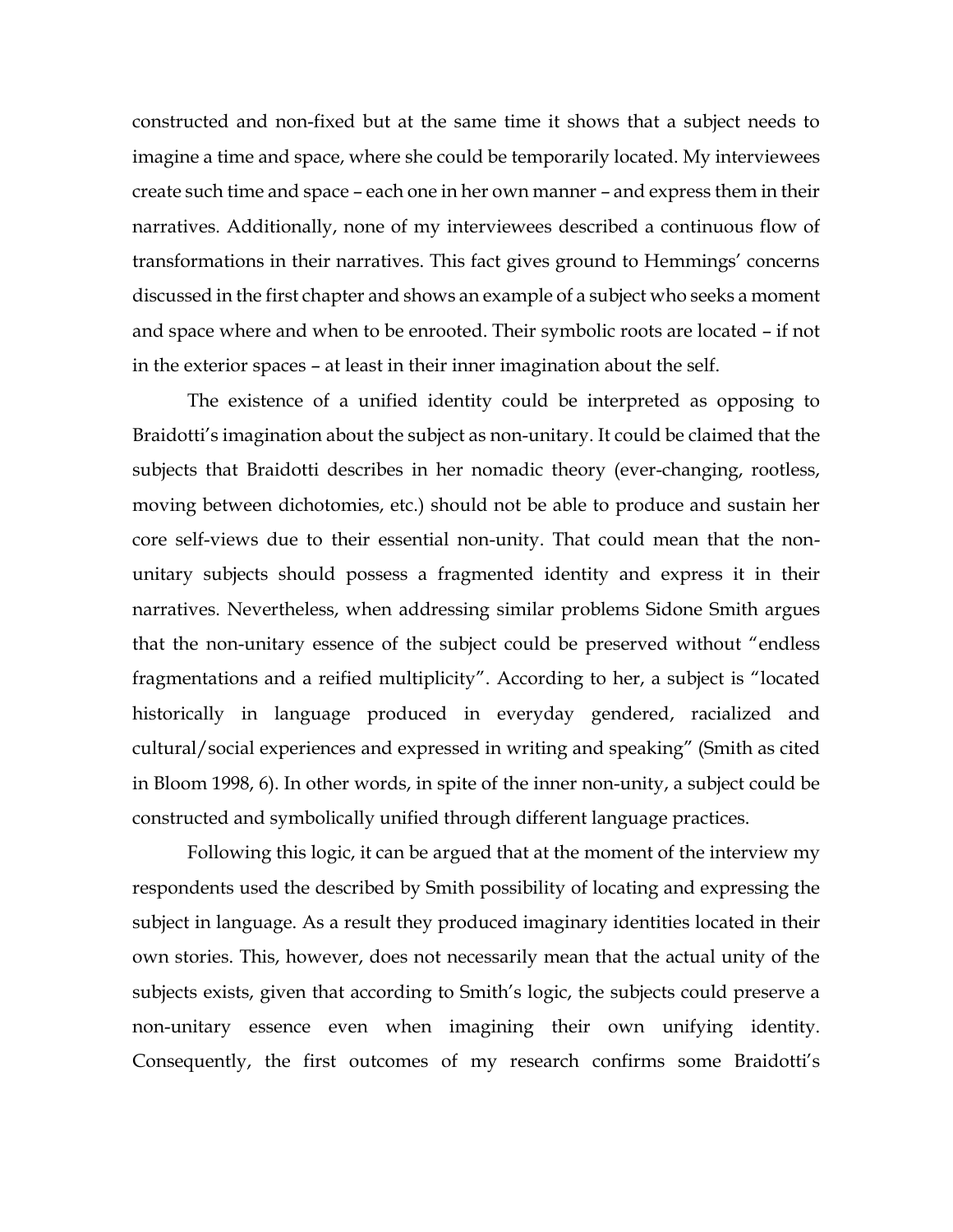constructed and non-fixed but at the same time it shows that a subject needs to imagine a time and space, where she could be temporarily located. My interviewees create such time and space – each one in her own manner – and express them in their narratives. Additionally, none of my interviewees described a continuous flow of transformations in their narratives. This fact gives ground to Hemmings' concerns discussed in the first chapter and shows an example of a subject who seeks a moment and space where and when to be enrooted. Their symbolic roots are located – if not in the exterior spaces – at least in their inner imagination about the self.

The existence of a unified identity could be interpreted as opposing to Braidotti's imagination about the subject as non-unitary. It could be claimed that the subjects that Braidotti describes in her nomadic theory (ever-changing, rootless, moving between dichotomies, etc.) should not be able to produce and sustain her core self-views due to their essential non-unity. That could mean that the non-unitary subjects should possess a fragmented identity and express it in their narratives. Nevertheless, when addressing similar problems Sidone Smith argues that the non-unitary essence of the subject could be preserved without "endless fragmentations and a reified multiplicity". According to her, a subject is "located historically in language produced in everyday gendered, racialized and cultural/social experiences and expressed in writing and speaking" (Smith as cited in Bloom 1998, 6). In other words, in spite of the inner non-unity, a subject could be constructed and symbolically unified through different language practices.

Following this logic, it can be argued that at the moment of the interview my respondents used the described by Smith possibility of locating and expressing the subject in language. As a result they produced imaginary identities located in their own stories. This, however, does not necessarily mean that the actual unity of the subjects exists, given that according to Smith's logic, the subjects could preserve a non-unitary essence even when imagining their own unifying identity. Consequently, the first outcomes of my research confirms some Braidotti's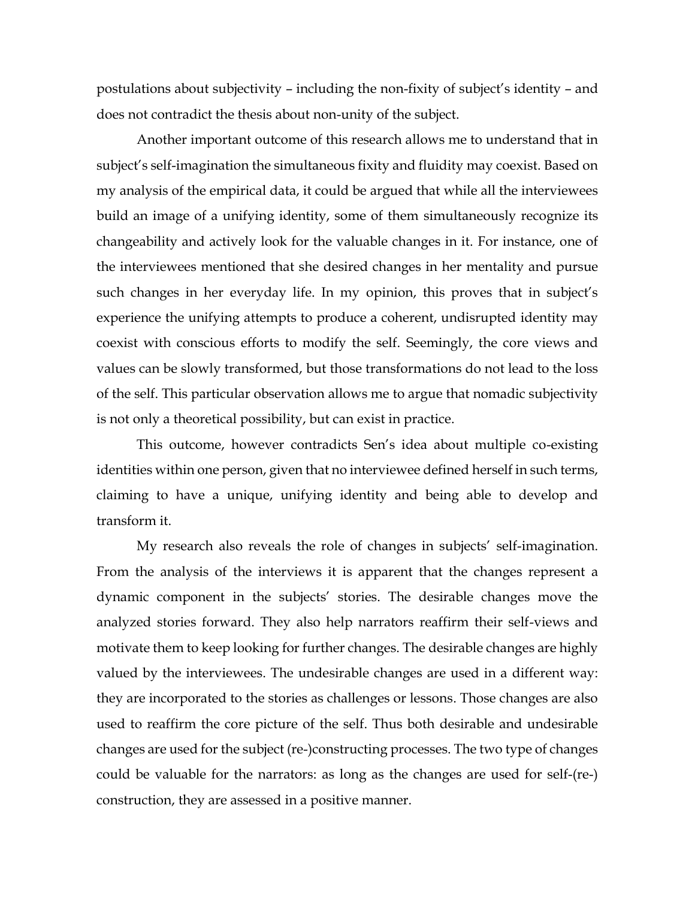postulations about subjectivity – including the non-fixity of subject's identity – and does not contradict the thesis about non-unity of the subject.

Another important outcome of this research allows me to understand that in subject's self-imagination the simultaneous fixity and fluidity may coexist. Based on my analysis of the empirical data, it could be argued that while all the interviewees build an image of a unifying identity, some of them simultaneously recognize its changeability and actively look for the valuable changes in it. For instance, one of the interviewees mentioned that she desired changes in her mentality and pursue such changes in her everyday life. In my opinion, this proves that in subject's experience the unifying attempts to produce a coherent, undisrupted identity may coexist with conscious efforts to modify the self. Seemingly, the core views and values can be slowly transformed, but those transformations do not lead to the loss of the self. This particular observation allows me to argue that nomadic subjectivity is not only a theoretical possibility, but can exist in practice.

This outcome, however contradicts Sen's idea about multiple co-existing identities within one person, given that no interviewee defined herself in such terms, claiming to have a unique, unifying identity and being able to develop and transform it.

My research also reveals the role of changes in subjects' self-imagination. From the analysis of the interviews it is apparent that the changes represent a dynamic component in the subjects' stories. The desirable changes move the analyzed stories forward. They also help narrators reaffirm their self-views and motivate them to keep looking for further changes. The desirable changes are highly valued by the interviewees. The undesirable changes are used in a different way: they are incorporated to the stories as challenges or lessons. Those changes are also used to reaffirm the core picture of the self. Thus both desirable and undesirable changes are used for the subject (re-)constructing processes. The two type of changes could be valuable for the narrators: as long as the changes are used for self-(re-) construction, they are assessed in a positive manner.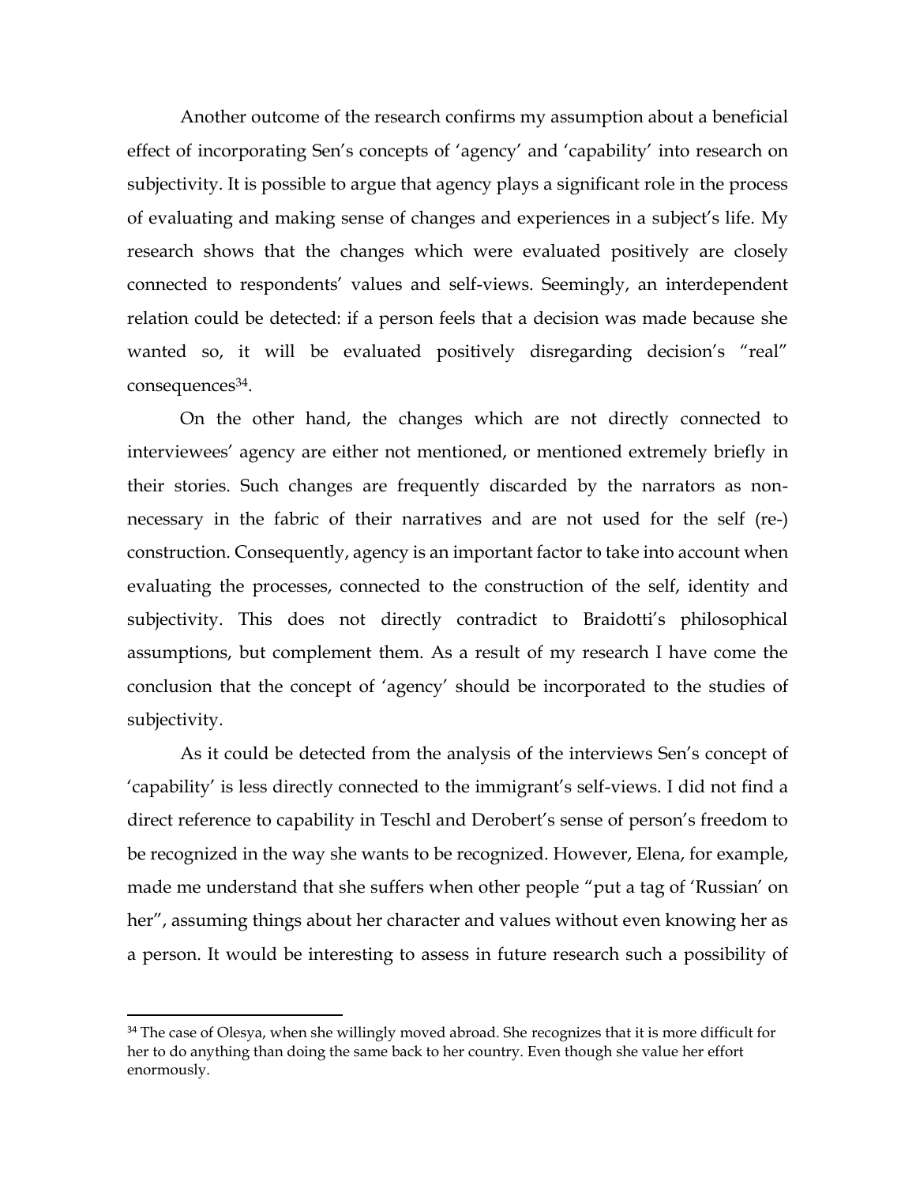Another outcome of the research confirms my assumption about a beneficial effect of incorporating Sen's concepts of 'agency' and 'capability' into research on subjectivity. It is possible to argue that agency plays a significant role in the process of evaluating and making sense of changes and experiences in a subject's life. My research shows that the changes which were evaluated positively are closely connected to respondents' values and self-views. Seemingly, an interdependent relation could be detected: if a person feels that a decision was made because she wanted so, it will be evaluated positively disregarding decision's "real" consequences[34].

On the other hand, the changes which are not directly connected to interviewees' agency are either not mentioned, or mentioned extremely briefly in their stories. Such changes are frequently discarded by the narrators as non-necessary in the fabric of their narratives and are not used for the self (re-) construction. Consequently, agency is an important factor to take into account when evaluating the processes, connected to the construction of the self, identity and subjectivity. This does not directly contradict to Braidotti's philosophical assumptions, but complement them. As a result of my research I have come the conclusion that the concept of 'agency' should be incorporated to the studies of subjectivity.

As it could be detected from the analysis of the interviews Sen's concept of 'capability' is less directly connected to the immigrant's self-views. I did not find a direct reference to capability in Teschl and Derobert's sense of person's freedom to be recognized in the way she wants to be recognized. However, Elena, for example, made me understand that she suffers when other people "put a tag of 'Russian' on her", assuming things about her character and values without even knowing her as a person. It would be interesting to assess in future research such a possibility of

---

[34] The case of Olesya, when she willingly moved abroad. She recognizes that it is more difficult for her to do anything than doing the same back to her country. Even though she value her effort enormously.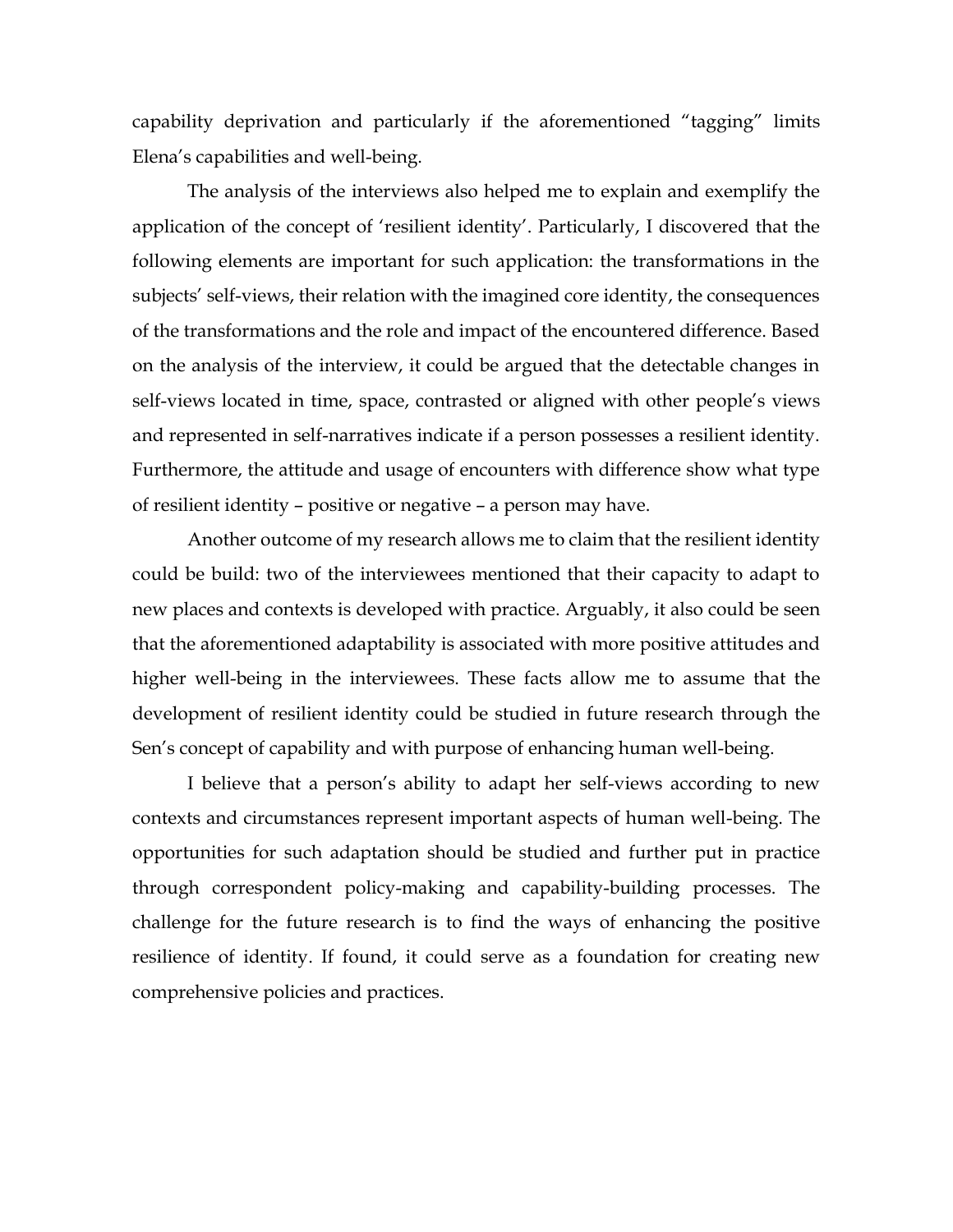capability deprivation and particularly if the aforementioned "tagging" limits Elena's capabilities and well-being.

The analysis of the interviews also helped me to explain and exemplify the application of the concept of 'resilient identity'. Particularly, I discovered that the following elements are important for such application: the transformations in the subjects' self-views, their relation with the imagined core identity, the consequences of the transformations and the role and impact of the encountered difference. Based on the analysis of the interview, it could be argued that the detectable changes in self-views located in time, space, contrasted or aligned with other people's views and represented in self-narratives indicate if a person possesses a resilient identity. Furthermore, the attitude and usage of encounters with difference show what type of resilient identity – positive or negative – a person may have.

Another outcome of my research allows me to claim that the resilient identity could be build: two of the interviewees mentioned that their capacity to adapt to new places and contexts is developed with practice. Arguably, it also could be seen that the aforementioned adaptability is associated with more positive attitudes and higher well-being in the interviewees. These facts allow me to assume that the development of resilient identity could be studied in future research through the Sen's concept of capability and with purpose of enhancing human well-being.

I believe that a person's ability to adapt her self-views according to new contexts and circumstances represent important aspects of human well-being. The opportunities for such adaptation should be studied and further put in practice through correspondent policy-making and capability-building processes. The challenge for the future research is to find the ways of enhancing the positive resilience of identity. If found, it could serve as a foundation for creating new comprehensive policies and practices.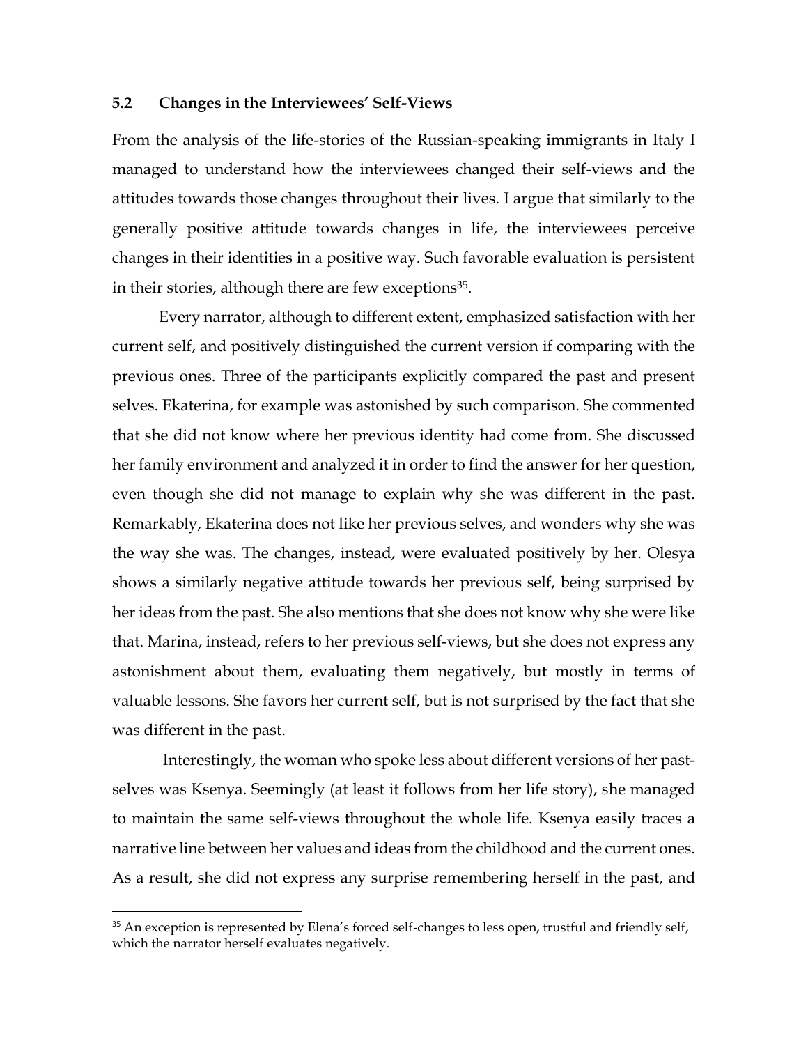### 5.2 Changes in the Interviewees' Self-Views

From the analysis of the life-stories of the Russian-speaking immigrants in Italy I managed to understand how the interviewees changed their self-views and the attitudes towards those changes throughout their lives. I argue that similarly to the generally positive attitude towards changes in life, the interviewees perceive changes in their identities in a positive way. Such favorable evaluation is persistent in their stories, although there are few exceptions[35].

Every narrator, although to different extent, emphasized satisfaction with her current self, and positively distinguished the current version if comparing with the previous ones. Three of the participants explicitly compared the past and present selves. Ekaterina, for example was astonished by such comparison. She commented that she did not know where her previous identity had come from. She discussed her family environment and analyzed it in order to find the answer for her question, even though she did not manage to explain why she was different in the past. Remarkably, Ekaterina does not like her previous selves, and wonders why she was the way she was. The changes, instead, were evaluated positively by her. Olesya shows a similarly negative attitude towards her previous self, being surprised by her ideas from the past. She also mentions that she does not know why she were like that. Marina, instead, refers to her previous self-views, but she does not express any astonishment about them, evaluating them negatively, but mostly in terms of valuable lessons. She favors her current self, but is not surprised by the fact that she was different in the past.

Interestingly, the woman who spoke less about different versions of her past-selves was Ksenya. Seemingly (at least it follows from her life story), she managed to maintain the same self-views throughout the whole life. Ksenya easily traces a narrative line between her values and ideas from the childhood and the current ones. As a result, she did not express any surprise remembering herself in the past, and

---

[35] An exception is represented by Elena's forced self-changes to less open, trustful and friendly self, which the narrator herself evaluates negatively.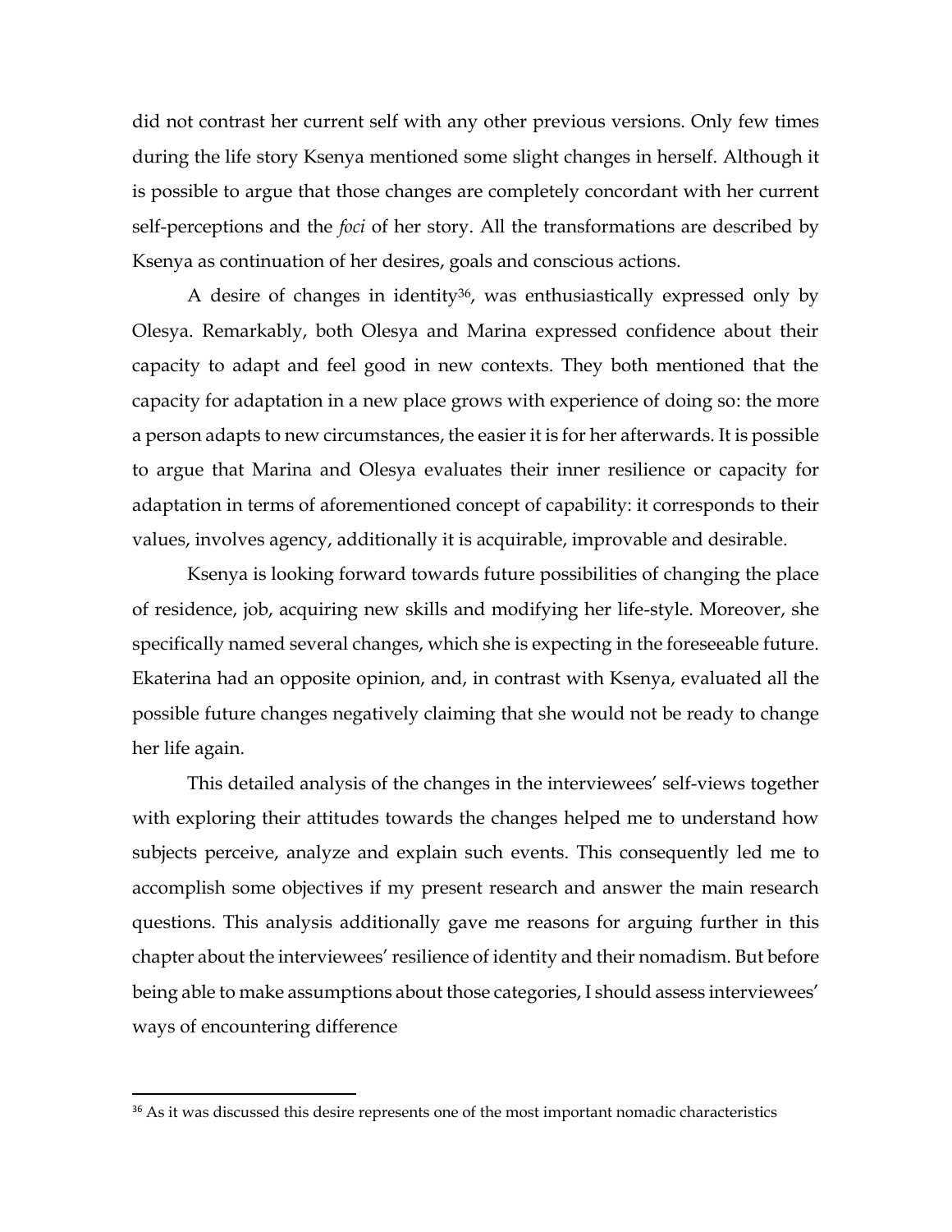did not contrast her current self with any other previous versions. Only few times during the life story Ksenya mentioned some slight changes in herself. Although it is possible to argue that those changes are completely concordant with her current self-perceptions and the *foci* of her story. All the transformations are described by Ksenya as continuation of her desires, goals and conscious actions.

A desire of changes in identity[36], was enthusiastically expressed only by Olesya. Remarkably, both Olesya and Marina expressed confidence about their capacity to adapt and feel good in new contexts. They both mentioned that the capacity for adaptation in a new place grows with experience of doing so: the more a person adapts to new circumstances, the easier it is for her afterwards. It is possible to argue that Marina and Olesya evaluates their inner resilience or capacity for adaptation in terms of aforementioned concept of capability: it corresponds to their values, involves agency, additionally it is acquirable, improvable and desirable.

Ksenya is looking forward towards future possibilities of changing the place of residence, job, acquiring new skills and modifying her life-style. Moreover, she specifically named several changes, which she is expecting in the foreseeable future. Ekaterina had an opposite opinion, and, in contrast with Ksenya, evaluated all the possible future changes negatively claiming that she would not be ready to change her life again.

This detailed analysis of the changes in the interviewees' self-views together with exploring their attitudes towards the changes helped me to understand how subjects perceive, analyze and explain such events. This consequently led me to accomplish some objectives if my present research and answer the main research questions. This analysis additionally gave me reasons for arguing further in this chapter about the interviewees' resilience of identity and their nomadism. But before being able to make assumptions about those categories, I should assess interviewees' ways of encountering difference

---

[36] As it was discussed this desire represents one of the most important nomadic characteristics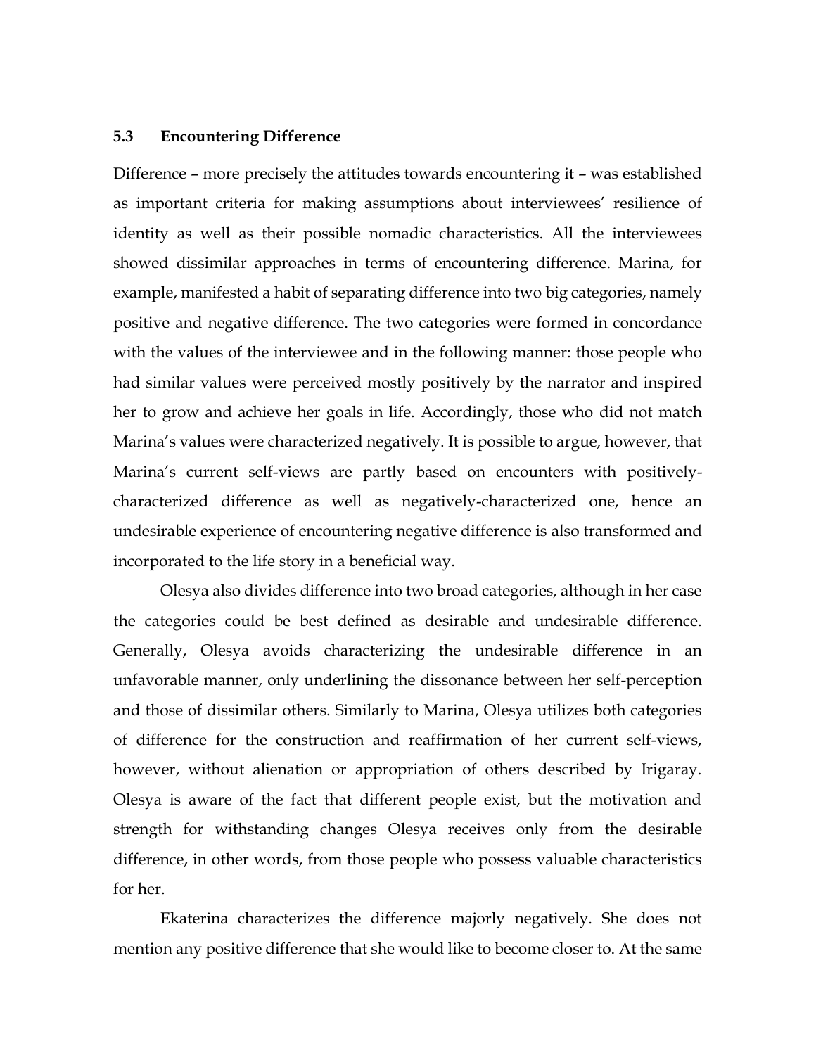### 5.3 Encountering Difference

Difference – more precisely the attitudes towards encountering it – was established as important criteria for making assumptions about interviewees' resilience of identity as well as their possible nomadic characteristics. All the interviewees showed dissimilar approaches in terms of encountering difference. Marina, for example, manifested a habit of separating difference into two big categories, namely positive and negative difference. The two categories were formed in concordance with the values of the interviewee and in the following manner: those people who had similar values were perceived mostly positively by the narrator and inspired her to grow and achieve her goals in life. Accordingly, those who did not match Marina's values were characterized negatively. It is possible to argue, however, that Marina's current self-views are partly based on encounters with positively-characterized difference as well as negatively-characterized one, hence an undesirable experience of encountering negative difference is also transformed and incorporated to the life story in a beneficial way.

Olesya also divides difference into two broad categories, although in her case the categories could be best defined as desirable and undesirable difference. Generally, Olesya avoids characterizing the undesirable difference in an unfavorable manner, only underlining the dissonance between her self-perception and those of dissimilar others. Similarly to Marina, Olesya utilizes both categories of difference for the construction and reaffirmation of her current self-views, however, without alienation or appropriation of others described by Irigaray. Olesya is aware of the fact that different people exist, but the motivation and strength for withstanding changes Olesya receives only from the desirable difference, in other words, from those people who possess valuable characteristics for her.

Ekaterina characterizes the difference majorly negatively. She does not mention any positive difference that she would like to become closer to. At the same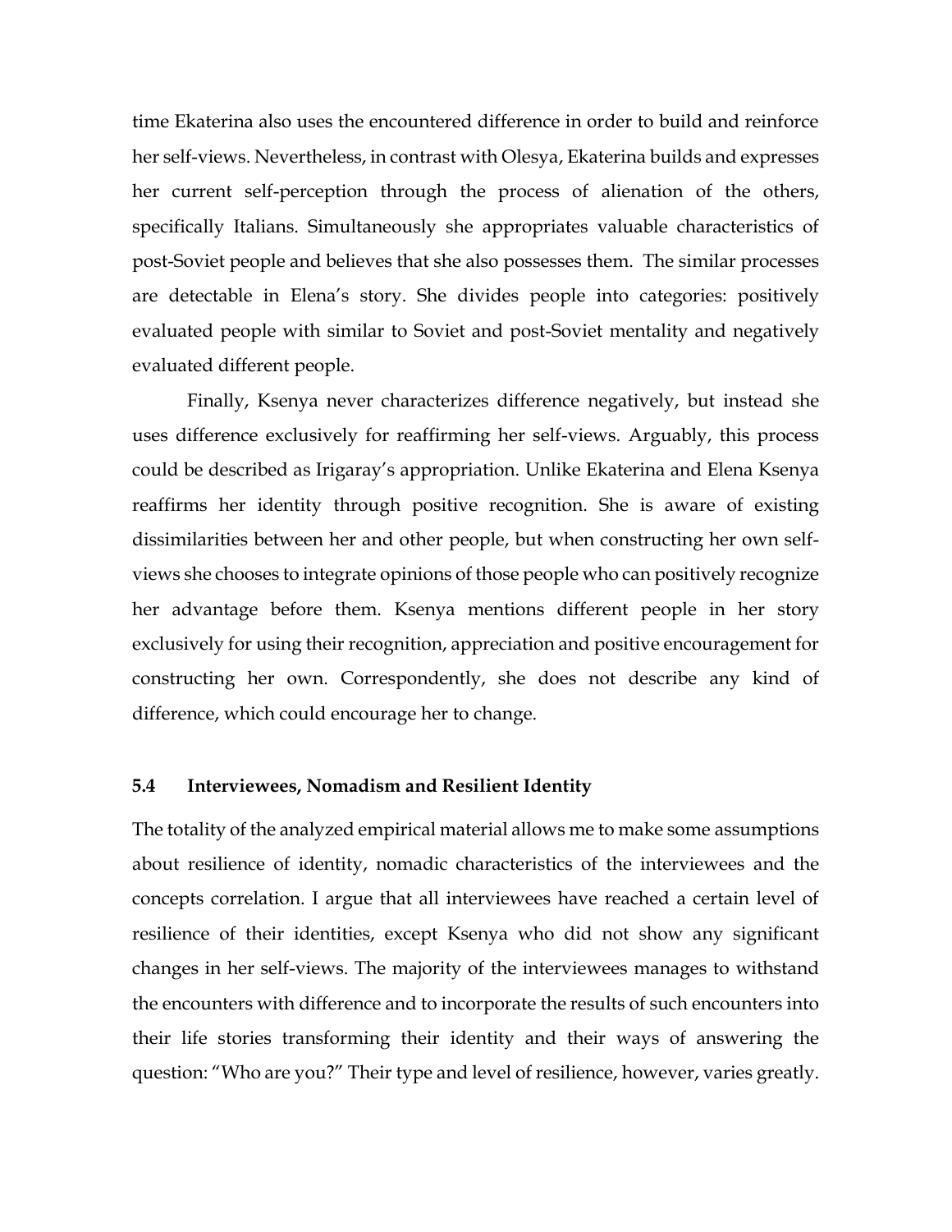time Ekaterina also uses the encountered difference in order to build and reinforce her self-views. Nevertheless, in contrast with Olesya, Ekaterina builds and expresses her current self-perception through the process of alienation of the others, specifically Italians. Simultaneously she appropriates valuable characteristics of post-Soviet people and believes that she also possesses them. The similar processes are detectable in Elena's story. She divides people into categories: positively evaluated people with similar to Soviet and post-Soviet mentality and negatively evaluated different people.

Finally, Ksenya never characterizes difference negatively, but instead she uses difference exclusively for reaffirming her self-views. Arguably, this process could be described as Irigaray's appropriation. Unlike Ekaterina and Elena Ksenya reaffirms her identity through positive recognition. She is aware of existing dissimilarities between her and other people, but when constructing her own self-views she chooses to integrate opinions of those people who can positively recognize her advantage before them. Ksenya mentions different people in her story exclusively for using their recognition, appreciation and positive encouragement for constructing her own. Correspondently, she does not describe any kind of difference, which could encourage her to change.

### 5.4 Interviewees, Nomadism and Resilient Identity

The totality of the analyzed empirical material allows me to make some assumptions about resilience of identity, nomadic characteristics of the interviewees and the concepts correlation. I argue that all interviewees have reached a certain level of resilience of their identities, except Ksenya who did not show any significant changes in her self-views. The majority of the interviewees manages to withstand the encounters with difference and to incorporate the results of such encounters into their life stories transforming their identity and their ways of answering the question: "Who are you?" Their type and level of resilience, however, varies greatly.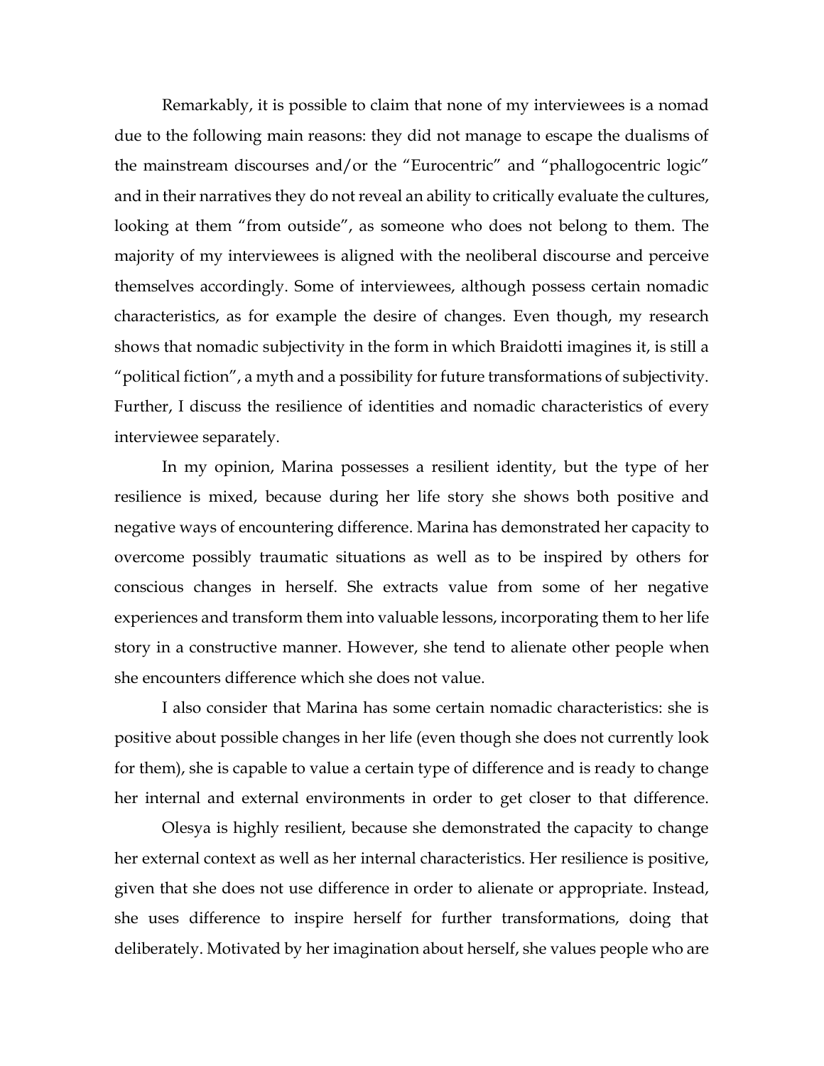Remarkably, it is possible to claim that none of my interviewees is a nomad due to the following main reasons: they did not manage to escape the dualisms of the mainstream discourses and/or the "Eurocentric" and "phallogocentric logic" and in their narratives they do not reveal an ability to critically evaluate the cultures, looking at them "from outside", as someone who does not belong to them. The majority of my interviewees is aligned with the neoliberal discourse and perceive themselves accordingly. Some of interviewees, although possess certain nomadic characteristics, as for example the desire of changes. Even though, my research shows that nomadic subjectivity in the form in which Braidotti imagines it, is still a "political fiction", a myth and a possibility for future transformations of subjectivity. Further, I discuss the resilience of identities and nomadic characteristics of every interviewee separately.

In my opinion, Marina possesses a resilient identity, but the type of her resilience is mixed, because during her life story she shows both positive and negative ways of encountering difference. Marina has demonstrated her capacity to overcome possibly traumatic situations as well as to be inspired by others for conscious changes in herself. She extracts value from some of her negative experiences and transform them into valuable lessons, incorporating them to her life story in a constructive manner. However, she tend to alienate other people when she encounters difference which she does not value.

I also consider that Marina has some certain nomadic characteristics: she is positive about possible changes in her life (even though she does not currently look for them), she is capable to value a certain type of difference and is ready to change her internal and external environments in order to get closer to that difference.

Olesya is highly resilient, because she demonstrated the capacity to change her external context as well as her internal characteristics. Her resilience is positive, given that she does not use difference in order to alienate or appropriate. Instead, she uses difference to inspire herself for further transformations, doing that deliberately. Motivated by her imagination about herself, she values people who are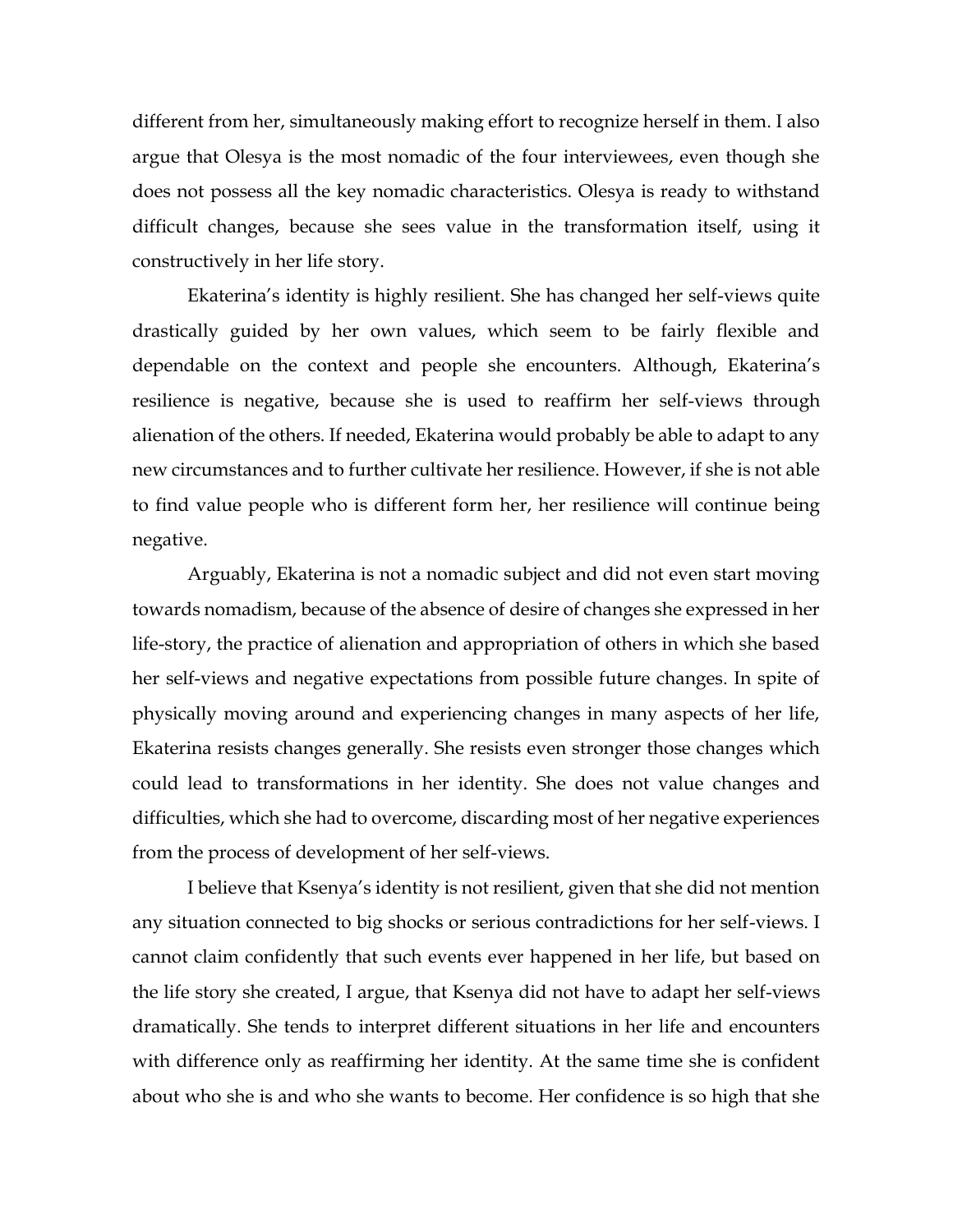different from her, simultaneously making effort to recognize herself in them. I also argue that Olesya is the most nomadic of the four interviewees, even though she does not possess all the key nomadic characteristics. Olesya is ready to withstand difficult changes, because she sees value in the transformation itself, using it constructively in her life story.

Ekaterina's identity is highly resilient. She has changed her self-views quite drastically guided by her own values, which seem to be fairly flexible and dependable on the context and people she encounters. Although, Ekaterina's resilience is negative, because she is used to reaffirm her self-views through alienation of the others. If needed, Ekaterina would probably be able to adapt to any new circumstances and to further cultivate her resilience. However, if she is not able to find value people who is different form her, her resilience will continue being negative.

Arguably, Ekaterina is not a nomadic subject and did not even start moving towards nomadism, because of the absence of desire of changes she expressed in her life-story, the practice of alienation and appropriation of others in which she based her self-views and negative expectations from possible future changes. In spite of physically moving around and experiencing changes in many aspects of her life, Ekaterina resists changes generally. She resists even stronger those changes which could lead to transformations in her identity. She does not value changes and difficulties, which she had to overcome, discarding most of her negative experiences from the process of development of her self-views.

I believe that Ksenya's identity is not resilient, given that she did not mention any situation connected to big shocks or serious contradictions for her self-views. I cannot claim confidently that such events ever happened in her life, but based on the life story she created, I argue, that Ksenya did not have to adapt her self-views dramatically. She tends to interpret different situations in her life and encounters with difference only as reaffirming her identity. At the same time she is confident about who she is and who she wants to become. Her confidence is so high that she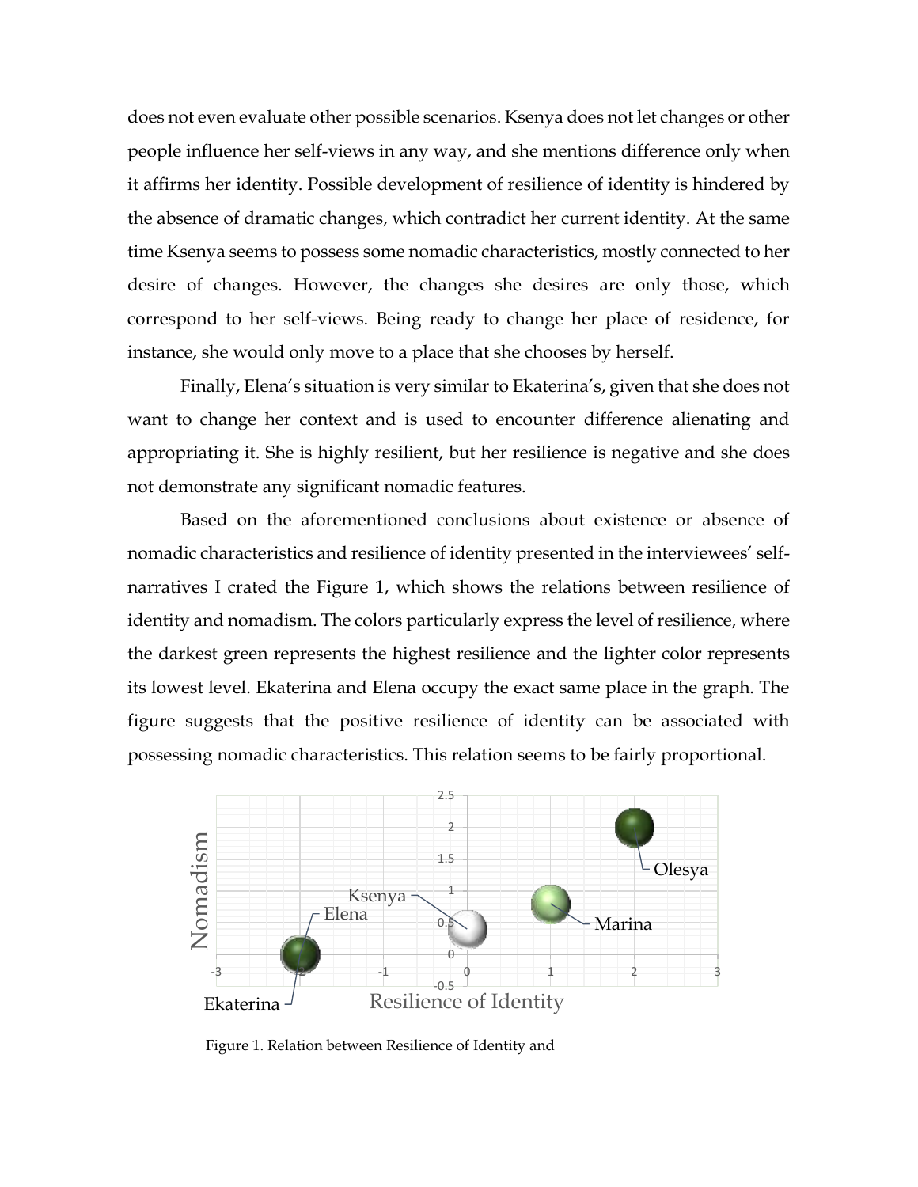does not even evaluate other possible scenarios. Ksenya does not let changes or other people influence her self-views in any way, and she mentions difference only when it affirms her identity. Possible development of resilience of identity is hindered by the absence of dramatic changes, which contradict her current identity. At the same time Ksenya seems to possess some nomadic characteristics, mostly connected to her desire of changes. However, the changes she desires are only those, which correspond to her self-views. Being ready to change her place of residence, for instance, she would only move to a place that she chooses by herself.

Finally, Elena's situation is very similar to Ekaterina's, given that she does not want to change her context and is used to encounter difference alienating and appropriating it. She is highly resilient, but her resilience is negative and she does not demonstrate any significant nomadic features.

Based on the aforementioned conclusions about existence or absence of nomadic characteristics and resilience of identity presented in the interviewees' self-narratives I crated the Figure 1, which shows the relations between resilience of identity and nomadism. The colors particularly express the level of resilience, where the darkest green represents the highest resilience and the lighter color represents its lowest level. Ekaterina and Elena occupy the exact same place in the graph. The figure suggests that the positive resilience of identity can be associated with possessing nomadic characteristics. This relation seems to be fairly proportional.

Figure 1. Relation between Resilience of Identity and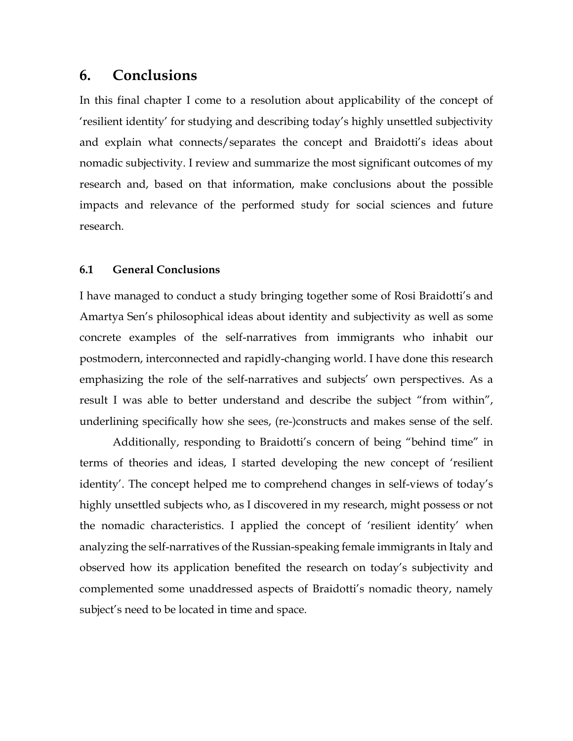# 6. Conclusions

In this final chapter I come to a resolution about applicability of the concept of 'resilient identity' for studying and describing today's highly unsettled subjectivity and explain what connects/separates the concept and Braidotti's ideas about nomadic subjectivity. I review and summarize the most significant outcomes of my research and, based on that information, make conclusions about the possible impacts and relevance of the performed study for social sciences and future research.

## 6.1 General Conclusions

I have managed to conduct a study bringing together some of Rosi Braidotti's and Amartya Sen's philosophical ideas about identity and subjectivity as well as some concrete examples of the self-narratives from immigrants who inhabit our postmodern, interconnected and rapidly-changing world. I have done this research emphasizing the role of the self-narratives and subjects' own perspectives. As a result I was able to better understand and describe the subject "from within", underlining specifically how she sees, (re-)constructs and makes sense of the self.

Additionally, responding to Braidotti's concern of being "behind time" in terms of theories and ideas, I started developing the new concept of 'resilient identity'. The concept helped me to comprehend changes in self-views of today's highly unsettled subjects who, as I discovered in my research, might possess or not the nomadic characteristics. I applied the concept of 'resilient identity' when analyzing the self-narratives of the Russian-speaking female immigrants in Italy and observed how its application benefited the research on today's subjectivity and complemented some unaddressed aspects of Braidotti's nomadic theory, namely subject's need to be located in time and space.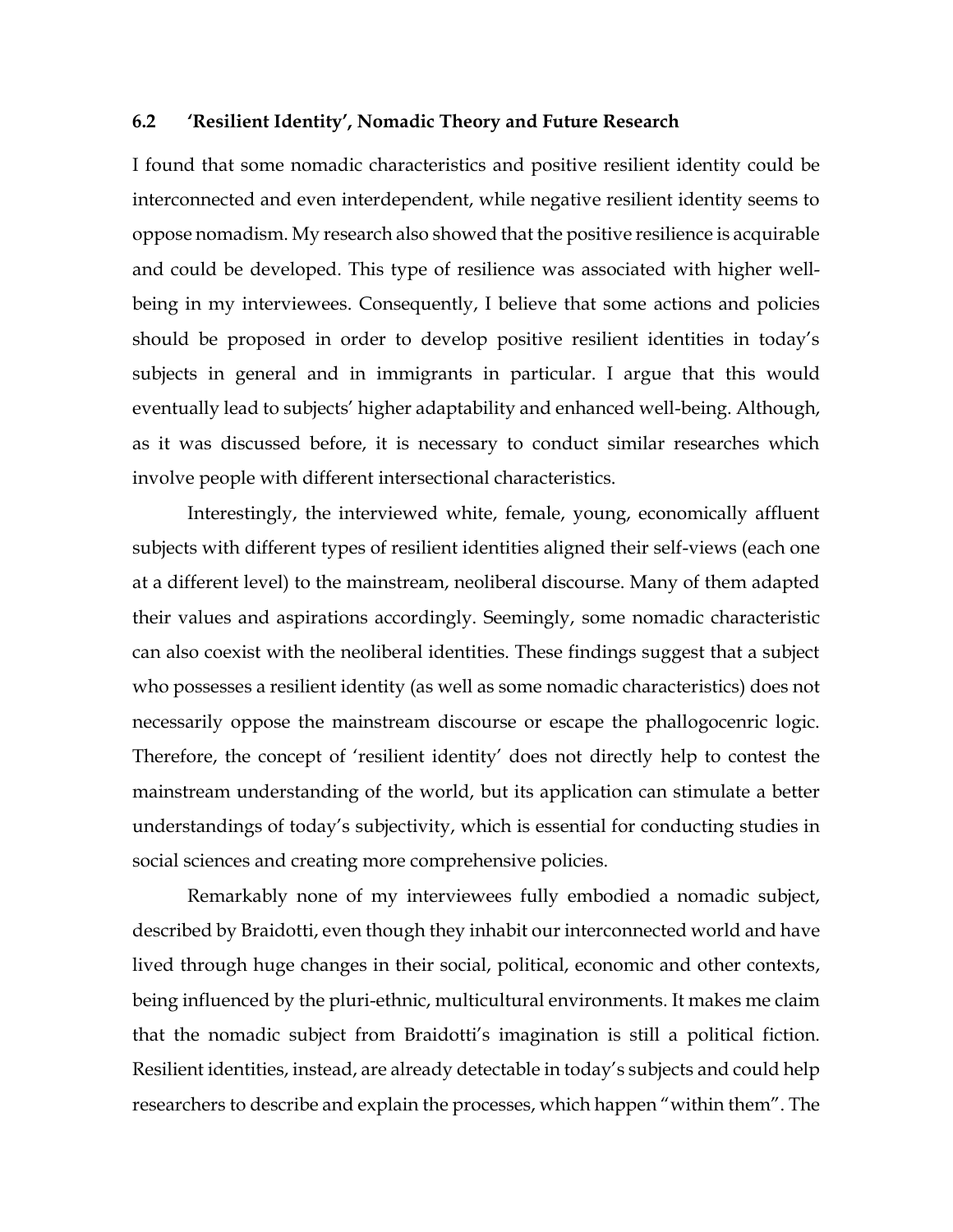## 6.2 'Resilient Identity', Nomadic Theory and Future Research

I found that some nomadic characteristics and positive resilient identity could be interconnected and even interdependent, while negative resilient identity seems to oppose nomadism. My research also showed that the positive resilience is acquirable and could be developed. This type of resilience was associated with higher well-being in my interviewees. Consequently, I believe that some actions and policies should be proposed in order to develop positive resilient identities in today's subjects in general and in immigrants in particular. I argue that this would eventually lead to subjects' higher adaptability and enhanced well-being. Although, as it was discussed before, it is necessary to conduct similar researches which involve people with different intersectional characteristics.

Interestingly, the interviewed white, female, young, economically affluent subjects with different types of resilient identities aligned their self-views (each one at a different level) to the mainstream, neoliberal discourse. Many of them adapted their values and aspirations accordingly. Seemingly, some nomadic characteristic can also coexist with the neoliberal identities. These findings suggest that a subject who possesses a resilient identity (as well as some nomadic characteristics) does not necessarily oppose the mainstream discourse or escape the phallogocenric logic. Therefore, the concept of 'resilient identity' does not directly help to contest the mainstream understanding of the world, but its application can stimulate a better understandings of today's subjectivity, which is essential for conducting studies in social sciences and creating more comprehensive policies.

Remarkably none of my interviewees fully embodied a nomadic subject, described by Braidotti, even though they inhabit our interconnected world and have lived through huge changes in their social, political, economic and other contexts, being influenced by the pluri-ethnic, multicultural environments. It makes me claim that the nomadic subject from Braidotti's imagination is still a political fiction. Resilient identities, instead, are already detectable in today's subjects and could help researchers to describe and explain the processes, which happen "within them". The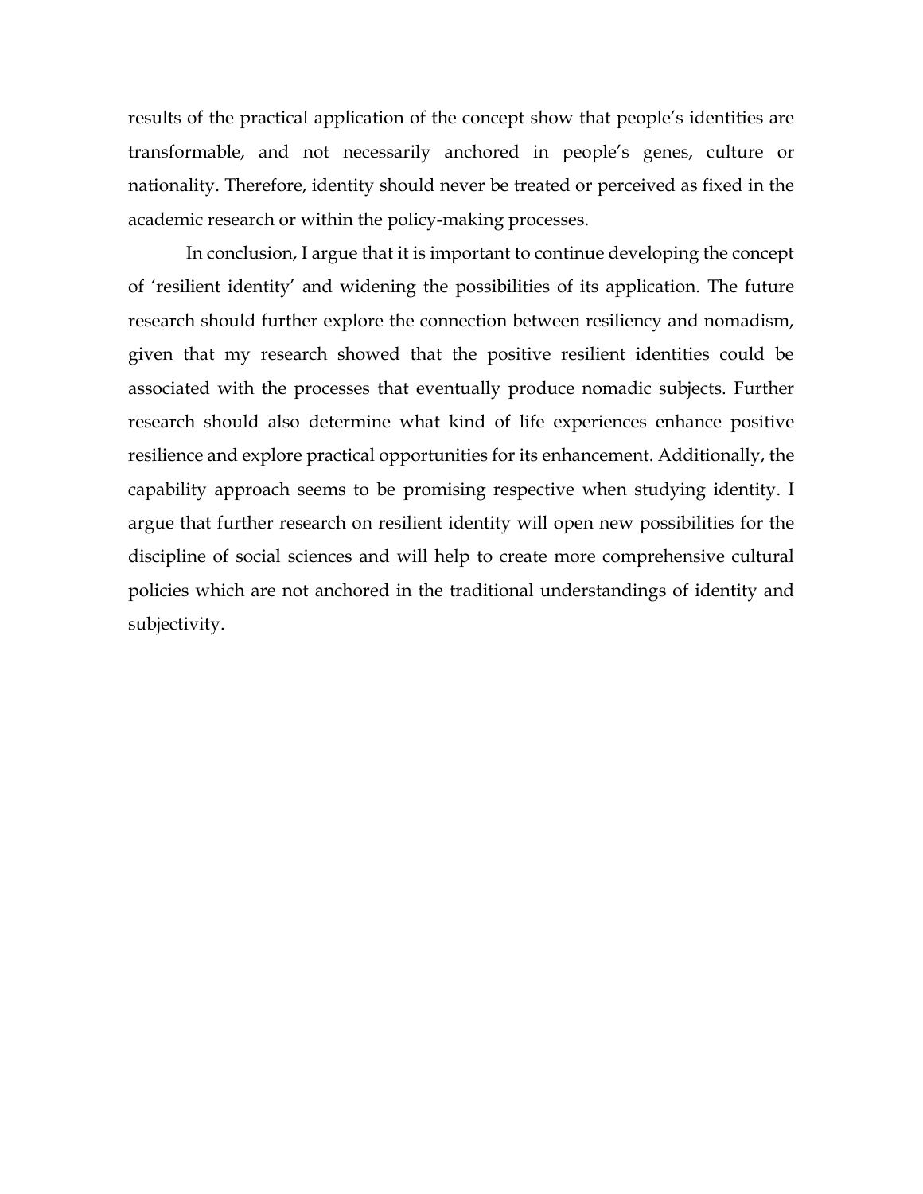results of the practical application of the concept show that people's identities are transformable, and not necessarily anchored in people's genes, culture or nationality. Therefore, identity should never be treated or perceived as fixed in the academic research or within the policy-making processes.

In conclusion, I argue that it is important to continue developing the concept of 'resilient identity' and widening the possibilities of its application. The future research should further explore the connection between resiliency and nomadism, given that my research showed that the positive resilient identities could be associated with the processes that eventually produce nomadic subjects. Further research should also determine what kind of life experiences enhance positive resilience and explore practical opportunities for its enhancement. Additionally, the capability approach seems to be promising respective when studying identity. I argue that further research on resilient identity will open new possibilities for the discipline of social sciences and will help to create more comprehensive cultural policies which are not anchored in the traditional understandings of identity and subjectivity.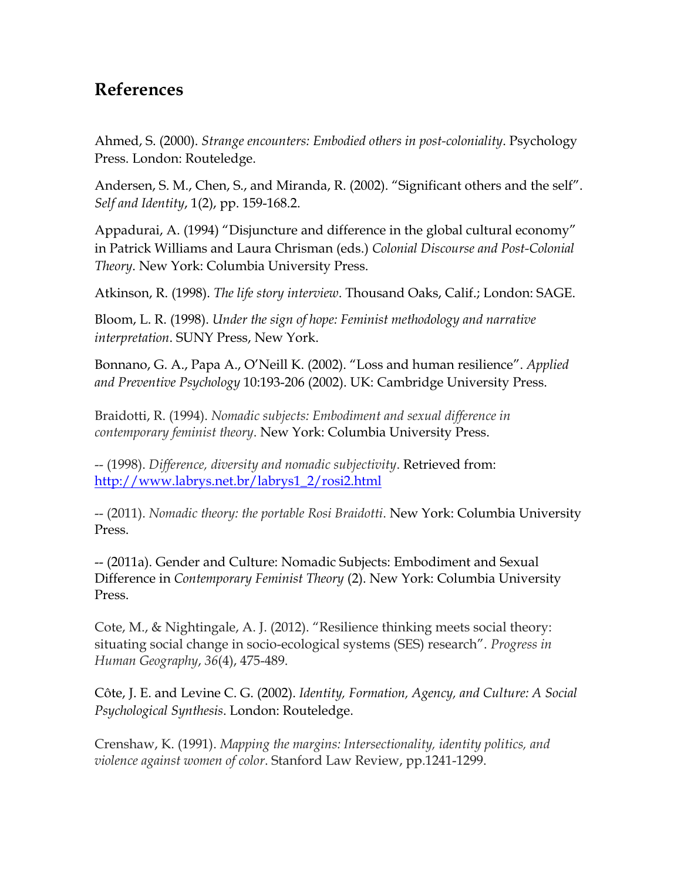## References

Ahmed, S. (2000). *Strange encounters: Embodied others in post-coloniality*. Psychology Press. London: Routeledge.

Andersen, S. M., Chen, S., and Miranda, R. (2002). "Significant others and the self". *Self and Identity*, 1(2), pp. 159-168.2.

Appadurai, A. (1994) "Disjuncture and difference in the global cultural economy" in Patrick Williams and Laura Chrisman (eds.) *Colonial Discourse and Post-Colonial Theory*. New York: Columbia University Press.

Atkinson, R. (1998). *The life story interview*. Thousand Oaks, Calif.; London: SAGE.

Bloom, L. R. (1998). *Under the sign of hope: Feminist methodology and narrative interpretation*. SUNY Press, New York.

Bonnano, G. A., Papa A., O'Neill K. (2002). "Loss and human resilience". *Applied and Preventive Psychology* 10:193-206 (2002). UK: Cambridge University Press.

Braidotti, R. (1994). *Nomadic subjects: Embodiment and sexual difference in contemporary feminist theory*. New York: Columbia University Press.

-- (1998). *Difference, diversity and nomadic subjectivity*. Retrieved from: http://www.labrys.net.br/labrys1_2/rosi2.html

-- (2011). *Nomadic theory: the portable Rosi Braidotti*. New York: Columbia University Press.

-- (2011a). Gender and Culture: Nomadic Subjects: Embodiment and Sexual Difference in *Contemporary Feminist Theory* (2). New York: Columbia University Press.

Cote, M., & Nightingale, A. J. (2012). "Resilience thinking meets social theory: situating social change in socio-ecological systems (SES) research". *Progress in Human Geography*, *36*(4), 475-489.

Côte, J. E. and Levine C. G. (2002). *Identity, Formation, Agency, and Culture: A Social Psychological Synthesis*. London: Routeledge.

Crenshaw, K. (1991). *Mapping the margins: Intersectionality, identity politics, and violence against women of color*. Stanford Law Review, pp.1241-1299.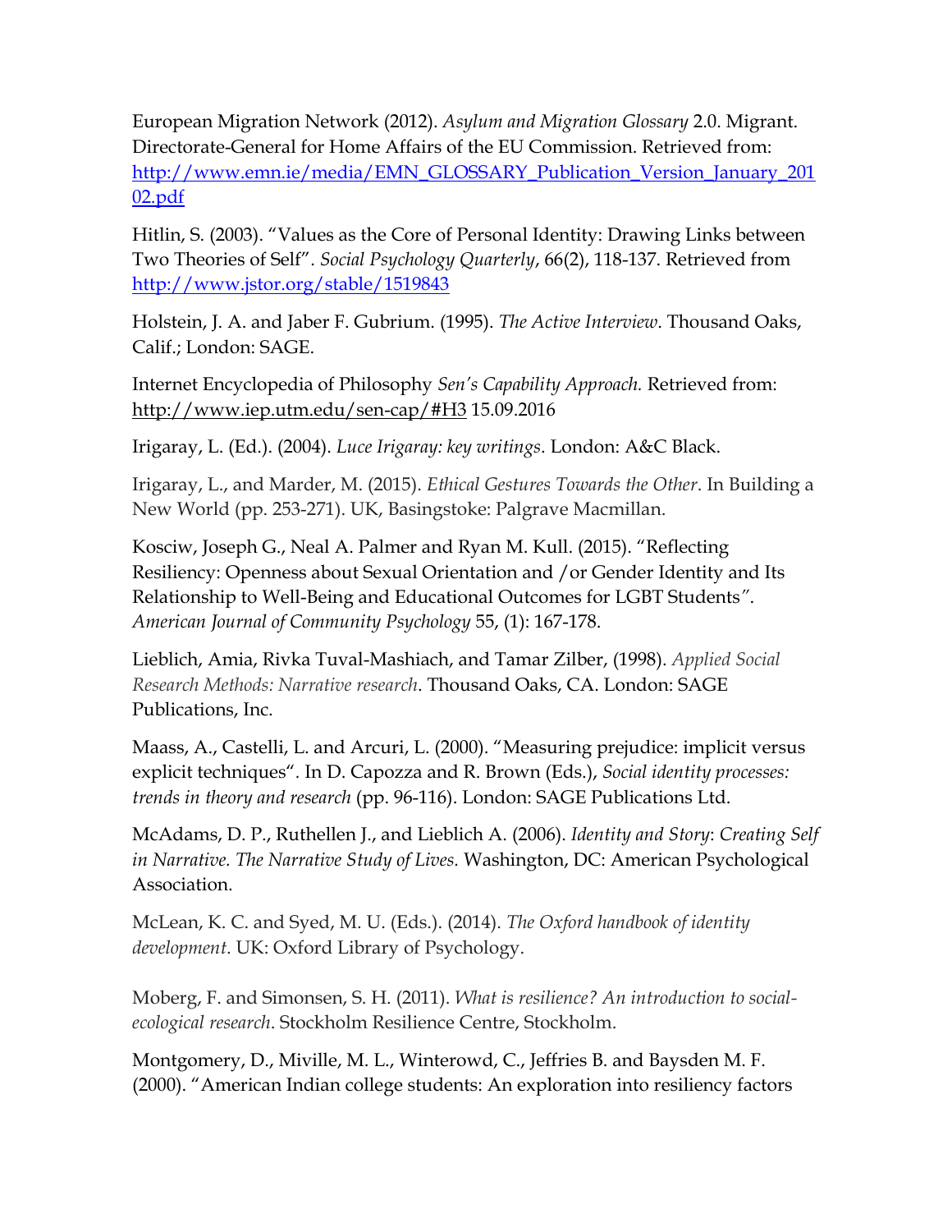European Migration Network (2012). *Asylum and Migration Glossary* 2.0. Migrant. Directorate-General for Home Affairs of the EU Commission. Retrieved from: [http://www.emn.ie/media/EMN_GLOSSARY_Publication_Version_January_20102.pdf](http://www.emn.ie/media/EMN_GLOSSARY_Publication_Version_January_20102.pdf)

Hitlin, S. (2003). "Values as the Core of Personal Identity: Drawing Links between Two Theories of Self". *Social Psychology Quarterly*, 66(2), 118-137. Retrieved from [http://www.jstor.org/stable/1519843](http://www.jstor.org/stable/1519843)

Holstein, J. A. and Jaber F. Gubrium. (1995). *The Active Interview*. Thousand Oaks, Calif.; London: SAGE.

Internet Encyclopedia of Philosophy *Sen's Capability Approach.* Retrieved from: [http://www.iep.utm.edu/sen-cap/#H3](http://www.iep.utm.edu/sen-cap/#H3) 15.09.2016

Irigaray, L. (Ed.). (2004). *Luce Irigaray: key writings*. London: A&C Black.

Irigaray, L., and Marder, M. (2015). *Ethical Gestures Towards the Other*. In Building a New World (pp. 253-271). UK, Basingstoke: Palgrave Macmillan.

Kosciw, Joseph G., Neal A. Palmer and Ryan M. Kull. (2015). "Reflecting Resiliency: Openness about Sexual Orientation and /or Gender Identity and Its Relationship to Well-Being and Educational Outcomes for LGBT Students". *American Journal of Community Psychology* 55, (1): 167-178.

Lieblich, Amia, Rivka Tuval-Mashiach, and Tamar Zilber, (1998). *Applied Social Research Methods: Narrative research*. Thousand Oaks, CA. London: SAGE Publications, Inc.

Maass, A., Castelli, L. and Arcuri, L. (2000). "Measuring prejudice: implicit versus explicit techniques". In D. Capozza and R. Brown (Eds.), *Social identity processes: trends in theory and research* (pp. 96-116). London: SAGE Publications Ltd.

McAdams, D. P., Ruthellen J., and Lieblich A. (2006). *Identity and Story*: *Creating Self in Narrative. The Narrative Study of Lives.* Washington, DC: American Psychological Association.

McLean, K. C. and Syed, M. U. (Eds.). (2014). *The Oxford handbook of identity development.* UK: Oxford Library of Psychology.

Moberg, F. and Simonsen, S. H. (2011). *What is resilience? An introduction to social-ecological research*. Stockholm Resilience Centre, Stockholm.

Montgomery, D., Miville, M. L., Winterowd, C., Jeffries B. and Baysden M. F. (2000). "American Indian college students: An exploration into resiliency factors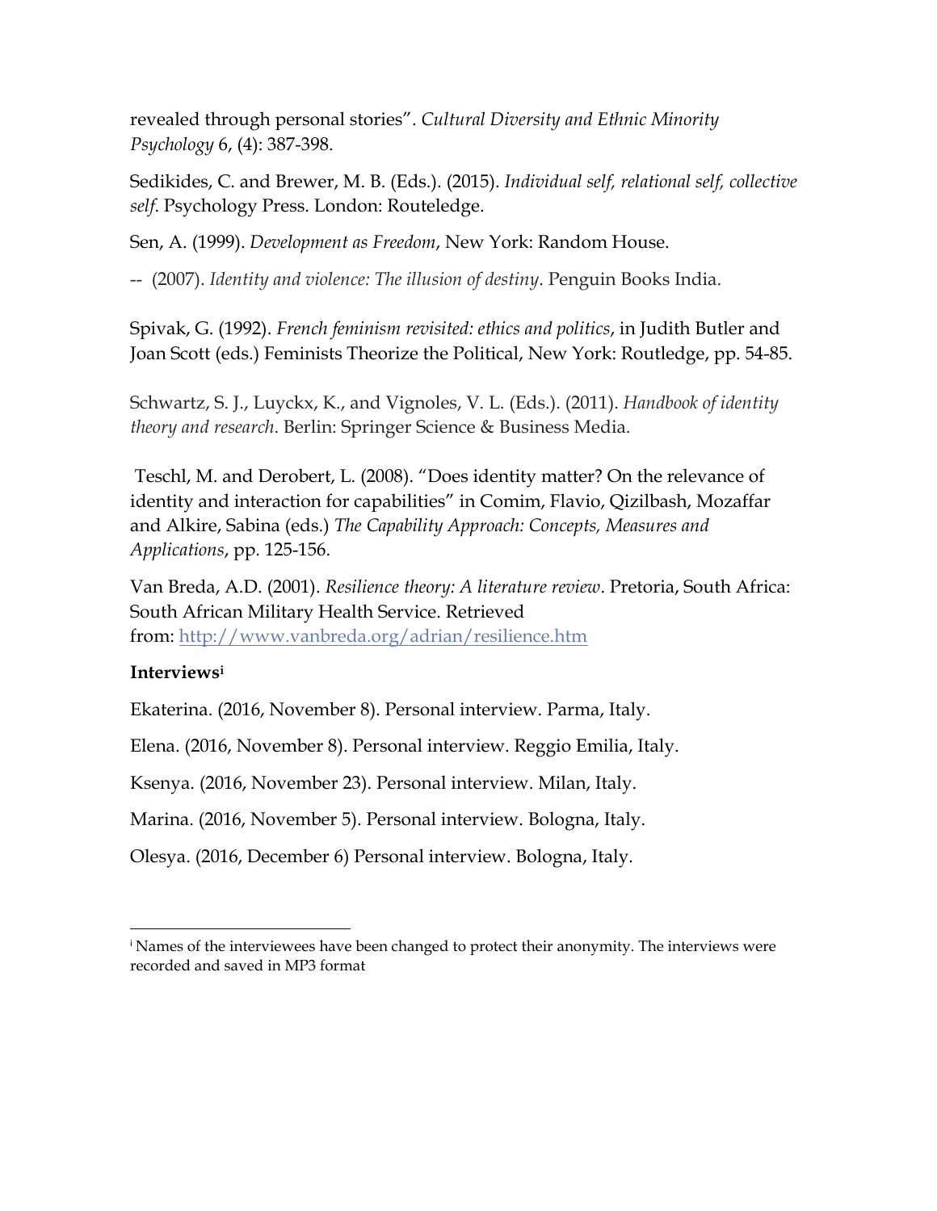revealed through personal stories". *Cultural Diversity and Ethnic Minority Psychology* 6, (4): 387-398.

Sedikides, C. and Brewer, M. B. (Eds.). (2015). *Individual self, relational self, collective self*. Psychology Press. London: Routeledge.

Sen, A. (1999). *Development as Freedom*, New York: Random House.

-- (2007). *Identity and violence: The illusion of destiny*. Penguin Books India.

Spivak, G. (1992). *French feminism revisited: ethics and politics*, in Judith Butler and Joan Scott (eds.) Feminists Theorize the Political, New York: Routledge, pp. 54-85.

Schwartz, S. J., Luyckx, K., and Vignoles, V. L. (Eds.). (2011). *Handbook of identity theory and research*. Berlin: Springer Science & Business Media.

Teschl, M. and Derobert, L. (2008). "Does identity matter? On the relevance of identity and interaction for capabilities" in Comim, Flavio, Qizilbash, Mozaffar and Alkire, Sabina (eds.) *The Capability Approach: Concepts, Measures and Applications*, pp. 125-156.

Van Breda, A.D. (2001). *Resilience theory: A literature review*. Pretoria, South Africa: South African Military Health Service. Retrieved from: http://www.vanbreda.org/adrian/resilience.htm

**Interviews**[i]

Ekaterina. (2016, November 8). Personal interview. Parma, Italy.

Elena. (2016, November 8). Personal interview. Reggio Emilia, Italy.

Ksenya. (2016, November 23). Personal interview. Milan, Italy.

Marina. (2016, November 5). Personal interview. Bologna, Italy.

Olesya. (2016, December 6) Personal interview. Bologna, Italy.

---

[i] Names of the interviewees have been changed to protect their anonymity. The interviews were recorded and saved in MP3 format